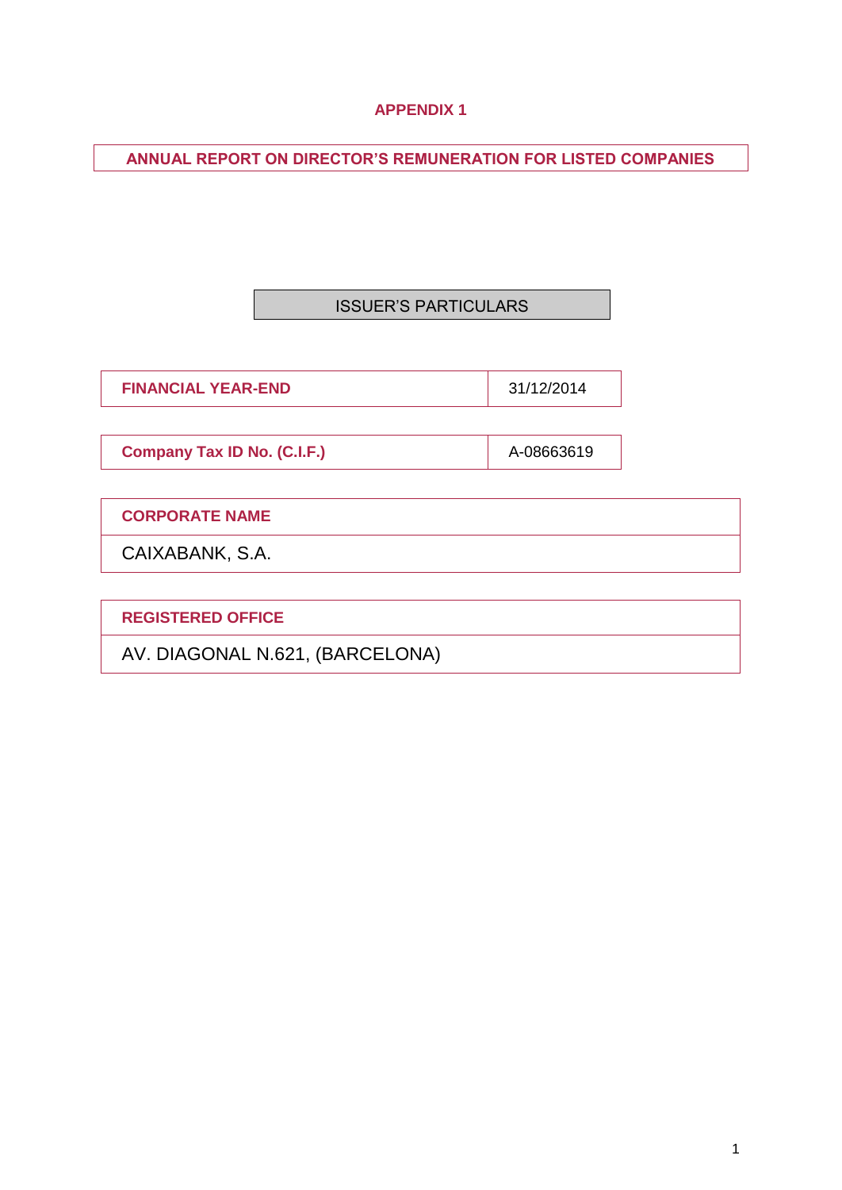# APPENDIX 1

## ANNUAL REPORT ON DIRECTOR'S REMUNERATION FOR LISTED COMPANIES

### ISSUER'S PARTICULARS

| FINANCIAL YEAR-END | 31/12/2014 |
|---|---|

| Company Tax ID No. (C.I.F.) | A-08663619 |
|---|---|

| CORPORATE NAME |
|---|
| CAIXABANK, S.A. |

| REGISTERED OFFICE |
|---|
| AV. DIAGONAL N.621, (BARCELONA) |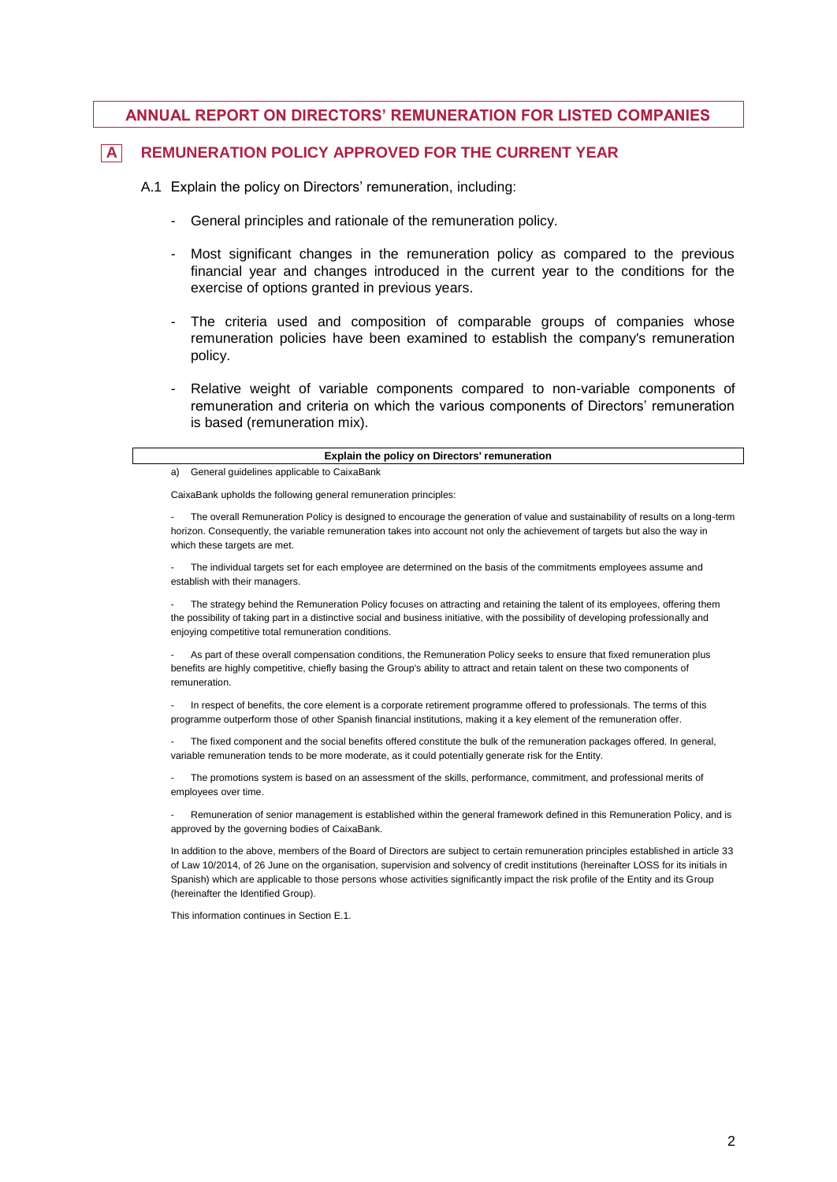# ANNUAL REPORT ON DIRECTORS' REMUNERATION FOR LISTED COMPANIES

## A REMUNERATION POLICY APPROVED FOR THE CURRENT YEAR

A.1 Explain the policy on Directors' remuneration, including:

- General principles and rationale of the remuneration policy.
- Most significant changes in the remuneration policy as compared to the previous financial year and changes introduced in the current year to the conditions for the exercise of options granted in previous years.
- The criteria used and composition of comparable groups of companies whose remuneration policies have been examined to establish the company's remuneration policy.
- Relative weight of variable components compared to non-variable components of remuneration and criteria on which the various components of Directors' remuneration is based (remuneration mix).

**Explain the policy on Directors' remuneration**

a) General guidelines applicable to CaixaBank

CaixaBank upholds the following general remuneration principles:

- The overall Remuneration Policy is designed to encourage the generation of value and sustainability of results on a long-term horizon. Consequently, the variable remuneration takes into account not only the achievement of targets but also the way in which these targets are met.

- The individual targets set for each employee are determined on the basis of the commitments employees assume and establish with their managers.

- The strategy behind the Remuneration Policy focuses on attracting and retaining the talent of its employees, offering them the possibility of taking part in a distinctive social and business initiative, with the possibility of developing professionally and enjoying competitive total remuneration conditions.

- As part of these overall compensation conditions, the Remuneration Policy seeks to ensure that fixed remuneration plus benefits are highly competitive, chiefly basing the Group's ability to attract and retain talent on these two components of remuneration.

- In respect of benefits, the core element is a corporate retirement programme offered to professionals. The terms of this programme outperform those of other Spanish financial institutions, making it a key element of the remuneration offer.

- The fixed component and the social benefits offered constitute the bulk of the remuneration packages offered. In general, variable remuneration tends to be more moderate, as it could potentially generate risk for the Entity.

- The promotions system is based on an assessment of the skills, performance, commitment, and professional merits of employees over time.

- Remuneration of senior management is established within the general framework defined in this Remuneration Policy, and is approved by the governing bodies of CaixaBank.

In addition to the above, members of the Board of Directors are subject to certain remuneration principles established in article 33 of Law 10/2014, of 26 June on the organisation, supervision and solvency of credit institutions (hereinafter LOSS for its initials in Spanish) which are applicable to those persons whose activities significantly impact the risk profile of the Entity and its Group (hereinafter the Identified Group).

This information continues in Section E.1.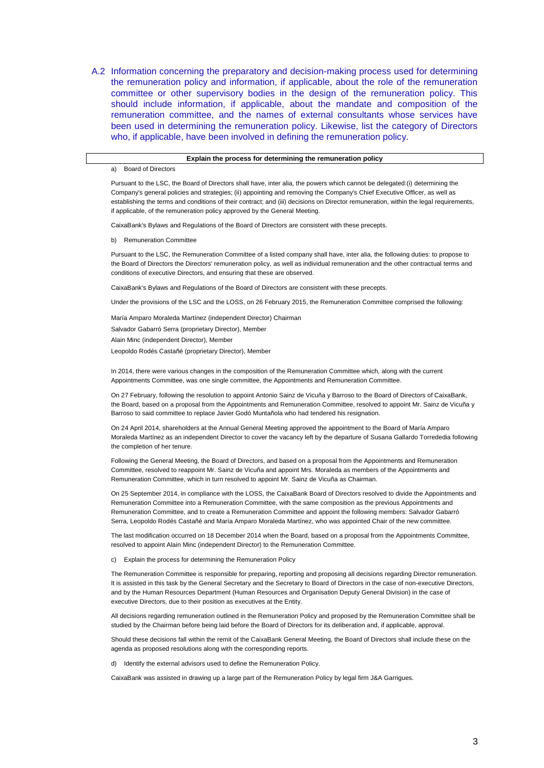A.2 Information concerning the preparatory and decision-making process used for determining the remuneration policy and information, if applicable, about the role of the remuneration committee or other supervisory bodies in the design of the remuneration policy. This should include information, if applicable, about the mandate and composition of the remuneration committee, and the names of external consultants whose services have been used in determining the remuneration policy. Likewise, list the category of Directors who, if applicable, have been involved in defining the remuneration policy.

**Explain the process for determining the remuneration policy**

a) Board of Directors

Pursuant to the LSC, the Board of Directors shall have, inter alia, the powers which cannot be delegated:(i) determining the Company's general policies and strategies; (ii) appointing and removing the Company's Chief Executive Officer, as well as establishing the terms and conditions of their contract; and (iii) decisions on Director remuneration, within the legal requirements, if applicable, of the remuneration policy approved by the General Meeting.

CaixaBank's Bylaws and Regulations of the Board of Directors are consistent with these precepts.

b) Remuneration Committee

Pursuant to the LSC, the Remuneration Committee of a listed company shall have, inter alia, the following duties: to propose to the Board of Directors the Directors' remuneration policy, as well as individual remuneration and the other contractual terms and conditions of executive Directors, and ensuring that these are observed.

CaixaBank's Bylaws and Regulations of the Board of Directors are consistent with these precepts.

Under the provisions of the LSC and the LOSS, on 26 February 2015, the Remuneration Committee comprised the following:

María Amparo Moraleda Martínez (independent Director) Chairman

Salvador Gabarró Serra (proprietary Director), Member

Alain Minc (independent Director), Member

Leopoldo Rodés Castañé (proprietary Director), Member

In 2014, there were various changes in the composition of the Remuneration Committee which, along with the current Appointments Committee, was one single committee, the Appointments and Remuneration Committee.

On 27 February, following the resolution to appoint Antonio Sainz de Vicuña y Barroso to the Board of Directors of CaixaBank, the Board, based on a proposal from the Appointments and Remuneration Committee, resolved to appoint Mr. Sainz de Vicuña y Barroso to said committee to replace Javier Godó Muntañola who had tendered his resignation.

On 24 April 2014, shareholders at the Annual General Meeting approved the appointment to the Board of María Amparo Moraleda Martínez as an independent Director to cover the vacancy left by the departure of Susana Gallardo Torrededia following the completion of her tenure.

Following the General Meeting, the Board of Directors, and based on a proposal from the Appointments and Remuneration Committee, resolved to reappoint Mr. Sainz de Vicuña and appoint Mrs. Moraleda as members of the Appointments and Remuneration Committee, which in turn resolved to appoint Mr. Sainz de Vicuña as Chairman.

On 25 September 2014, in compliance with the LOSS, the CaixaBank Board of Directors resolved to divide the Appointments and Remuneration Committee into a Remuneration Committee, with the same composition as the previous Appointments and Remuneration Committee, and to create a Remuneration Committee and appoint the following members: Salvador Gabarró Serra, Leopoldo Rodés Castañé and María Amparo Moraleda Martínez, who was appointed Chair of the new committee.

The last modification occurred on 18 December 2014 when the Board, based on a proposal from the Appointments Committee, resolved to appoint Alain Minc (independent Director) to the Remuneration Committee.

c) Explain the process for determining the Remuneration Policy

The Remuneration Committee is responsible for preparing, reporting and proposing all decisions regarding Director remuneration. It is assisted in this task by the General Secretary and the Secretary to Board of Directors in the case of non-executive Directors, and by the Human Resources Department (Human Resources and Organisation Deputy General Division) in the case of executive Directors, due to their position as executives at the Entity.

All decisions regarding remuneration outlined in the Remuneration Policy and proposed by the Remuneration Committee shall be studied by the Chairman before being laid before the Board of Directors for its deliberation and, if applicable, approval.

Should these decisions fall within the remit of the CaixaBank General Meeting, the Board of Directors shall include these on the agenda as proposed resolutions along with the corresponding reports.

d) Identify the external advisors used to define the Remuneration Policy.

CaixaBank was assisted in drawing up a large part of the Remuneration Policy by legal firm J&A Garrigues.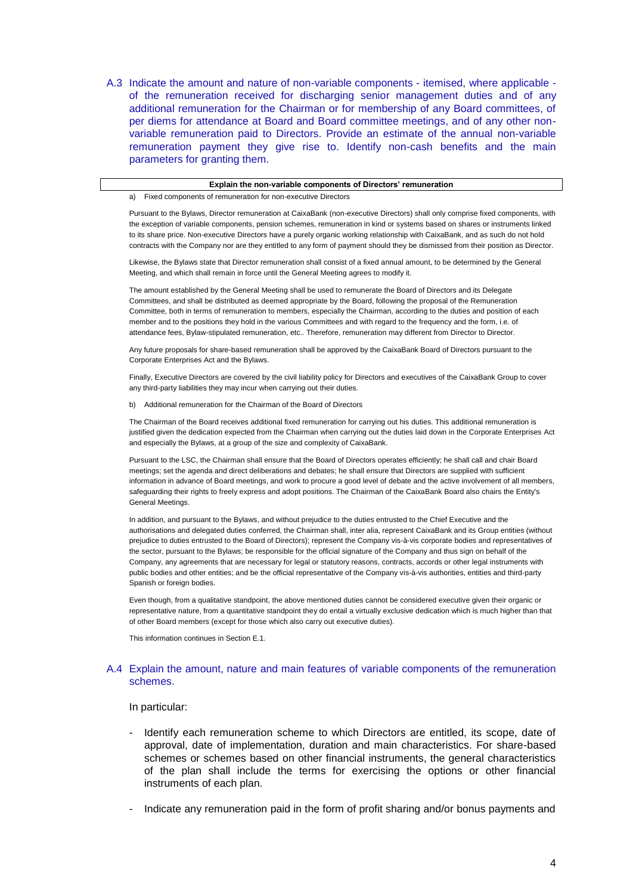A.3 Indicate the amount and nature of non-variable components - itemised, where applicable - of the remuneration received for discharging senior management duties and of any additional remuneration for the Chairman or for membership of any Board committees, of per diems for attendance at Board and Board committee meetings, and of any other non-variable remuneration paid to Directors. Provide an estimate of the annual non-variable remuneration payment they give rise to. Identify non-cash benefits and the main parameters for granting them.

| **Explain the non-variable components of Directors' remuneration** |
| --- |

a) Fixed components of remuneration for non-executive Directors

Pursuant to the Bylaws, Director remuneration at CaixaBank (non-executive Directors) shall only comprise fixed components, with the exception of variable components, pension schemes, remuneration in kind or systems based on shares or instruments linked to its share price. Non-executive Directors have a purely organic working relationship with CaixaBank, and as such do not hold contracts with the Company nor are they entitled to any form of payment should they be dismissed from their position as Director.

Likewise, the Bylaws state that Director remuneration shall consist of a fixed annual amount, to be determined by the General Meeting, and which shall remain in force until the General Meeting agrees to modify it.

The amount established by the General Meeting shall be used to remunerate the Board of Directors and its Delegate Committees, and shall be distributed as deemed appropriate by the Board, following the proposal of the Remuneration Committee, both in terms of remuneration to members, especially the Chairman, according to the duties and position of each member and to the positions they hold in the various Committees and with regard to the frequency and the form, i.e. of attendance fees, Bylaw-stipulated remuneration, etc.. Therefore, remuneration may different from Director to Director.

Any future proposals for share-based remuneration shall be approved by the CaixaBank Board of Directors pursuant to the Corporate Enterprises Act and the Bylaws.

Finally, Executive Directors are covered by the civil liability policy for Directors and executives of the CaixaBank Group to cover any third-party liabilities they may incur when carrying out their duties.

b) Additional remuneration for the Chairman of the Board of Directors

The Chairman of the Board receives additional fixed remuneration for carrying out his duties. This additional remuneration is justified given the dedication expected from the Chairman when carrying out the duties laid down in the Corporate Enterprises Act and especially the Bylaws, at a group of the size and complexity of CaixaBank.

Pursuant to the LSC, the Chairman shall ensure that the Board of Directors operates efficiently; he shall call and chair Board meetings; set the agenda and direct deliberations and debates; he shall ensure that Directors are supplied with sufficient information in advance of Board meetings, and work to procure a good level of debate and the active involvement of all members, safeguarding their rights to freely express and adopt positions. The Chairman of the CaixaBank Board also chairs the Entity's General Meetings.

In addition, and pursuant to the Bylaws, and without prejudice to the duties entrusted to the Chief Executive and the authorisations and delegated duties conferred, the Chairman shall, inter alia, represent CaixaBank and its Group entities (without prejudice to duties entrusted to the Board of Directors); represent the Company vis-à-vis corporate bodies and representatives of the sector, pursuant to the Bylaws; be responsible for the official signature of the Company and thus sign on behalf of the Company, any agreements that are necessary for legal or statutory reasons, contracts, accords or other legal instruments with public bodies and other entities; and be the official representative of the Company vis-à-vis authorities, entities and third-party Spanish or foreign bodies.

Even though, from a qualitative standpoint, the above mentioned duties cannot be considered executive given their organic or representative nature, from a quantitative standpoint they do entail a virtually exclusive dedication which is much higher than that of other Board members (except for those which also carry out executive duties).

This information continues in Section E.1.

A.4 Explain the amount, nature and main features of variable components of the remuneration schemes.

In particular:

- Identify each remuneration scheme to which Directors are entitled, its scope, date of approval, date of implementation, duration and main characteristics. For share-based schemes or schemes based on other financial instruments, the general characteristics of the plan shall include the terms for exercising the options or other financial instruments of each plan.
- Indicate any remuneration paid in the form of profit sharing and/or bonus payments and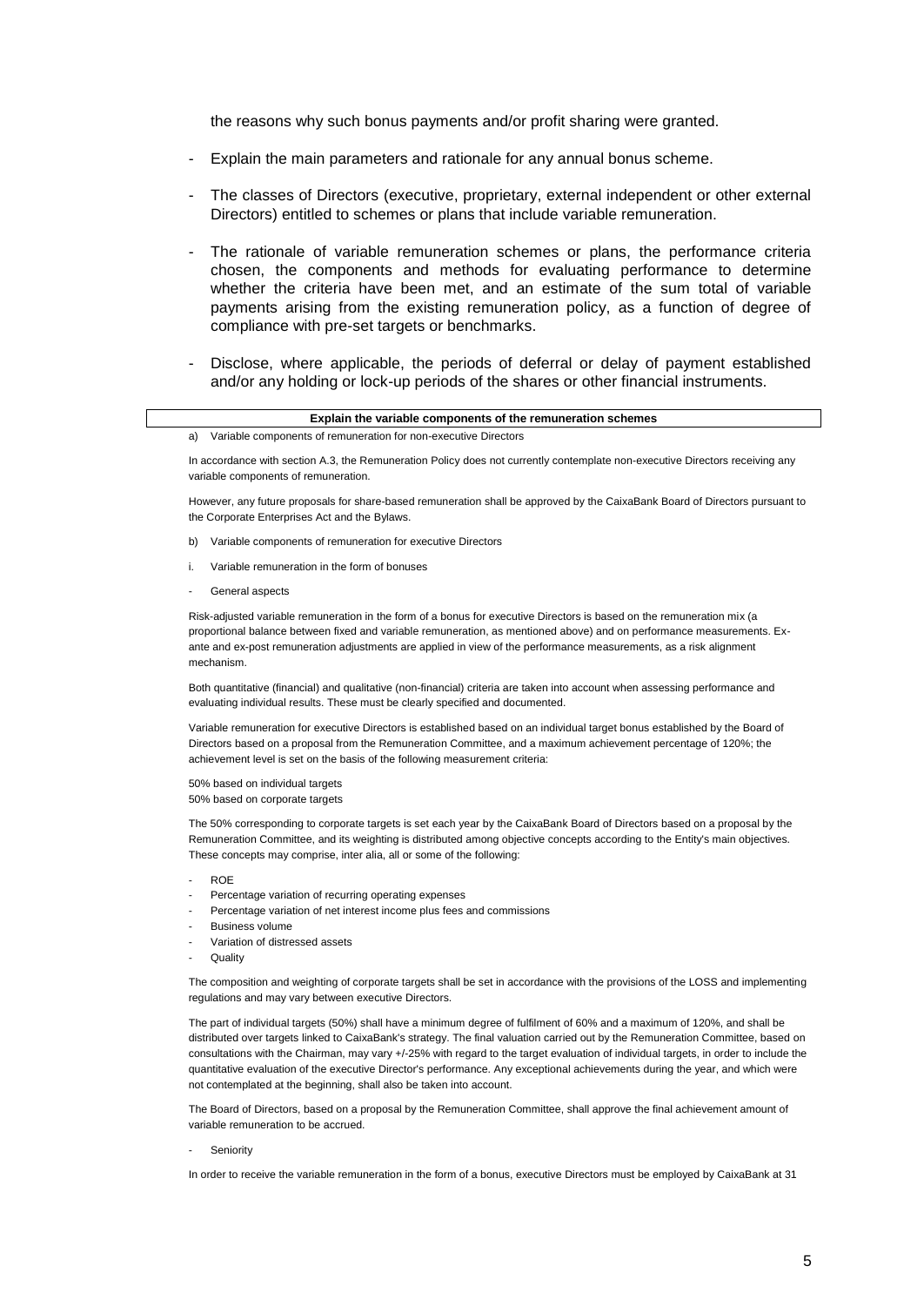the reasons why such bonus payments and/or profit sharing were granted.

- Explain the main parameters and rationale for any annual bonus scheme.
- The classes of Directors (executive, proprietary, external independent or other external Directors) entitled to schemes or plans that include variable remuneration.
- The rationale of variable remuneration schemes or plans, the performance criteria chosen, the components and methods for evaluating performance to determine whether the criteria have been met, and an estimate of the sum total of variable payments arising from the existing remuneration policy, as a function of degree of compliance with pre-set targets or benchmarks.
- Disclose, where applicable, the periods of deferral or delay of payment established and/or any holding or lock-up periods of the shares or other financial instruments.

| **Explain the variable components of the remuneration schemes** |
|---|

a) Variable components of remuneration for non-executive Directors

In accordance with section A.3, the Remuneration Policy does not currently contemplate non-executive Directors receiving any variable components of remuneration.

However, any future proposals for share-based remuneration shall be approved by the CaixaBank Board of Directors pursuant to the Corporate Enterprises Act and the Bylaws.

b) Variable components of remuneration for executive Directors

i. Variable remuneration in the form of bonuses

- General aspects

Risk-adjusted variable remuneration in the form of a bonus for executive Directors is based on the remuneration mix (a proportional balance between fixed and variable remuneration, as mentioned above) and on performance measurements. Ex-ante and ex-post remuneration adjustments are applied in view of the performance measurements, as a risk alignment mechanism.

Both quantitative (financial) and qualitative (non-financial) criteria are taken into account when assessing performance and evaluating individual results. These must be clearly specified and documented.

Variable remuneration for executive Directors is established based on an individual target bonus established by the Board of Directors based on a proposal from the Remuneration Committee, and a maximum achievement percentage of 120%; the achievement level is set on the basis of the following measurement criteria:

50% based on individual targets
50% based on corporate targets

The 50% corresponding to corporate targets is set each year by the CaixaBank Board of Directors based on a proposal by the Remuneration Committee, and its weighting is distributed among objective concepts according to the Entity's main objectives. These concepts may comprise, inter alia, all or some of the following:

- ROE
- Percentage variation of recurring operating expenses
- Percentage variation of net interest income plus fees and commissions
- Business volume
- Variation of distressed assets
- Quality

The composition and weighting of corporate targets shall be set in accordance with the provisions of the LOSS and implementing regulations and may vary between executive Directors.

The part of individual targets (50%) shall have a minimum degree of fulfilment of 60% and a maximum of 120%, and shall be distributed over targets linked to CaixaBank's strategy. The final valuation carried out by the Remuneration Committee, based on consultations with the Chairman, may vary +/-25% with regard to the target evaluation of individual targets, in order to include the quantitative evaluation of the executive Director's performance. Any exceptional achievements during the year, and which were not contemplated at the beginning, shall also be taken into account.

The Board of Directors, based on a proposal by the Remuneration Committee, shall approve the final achievement amount of variable remuneration to be accrued.

- Seniority

In order to receive the variable remuneration in the form of a bonus, executive Directors must be employed by CaixaBank at 31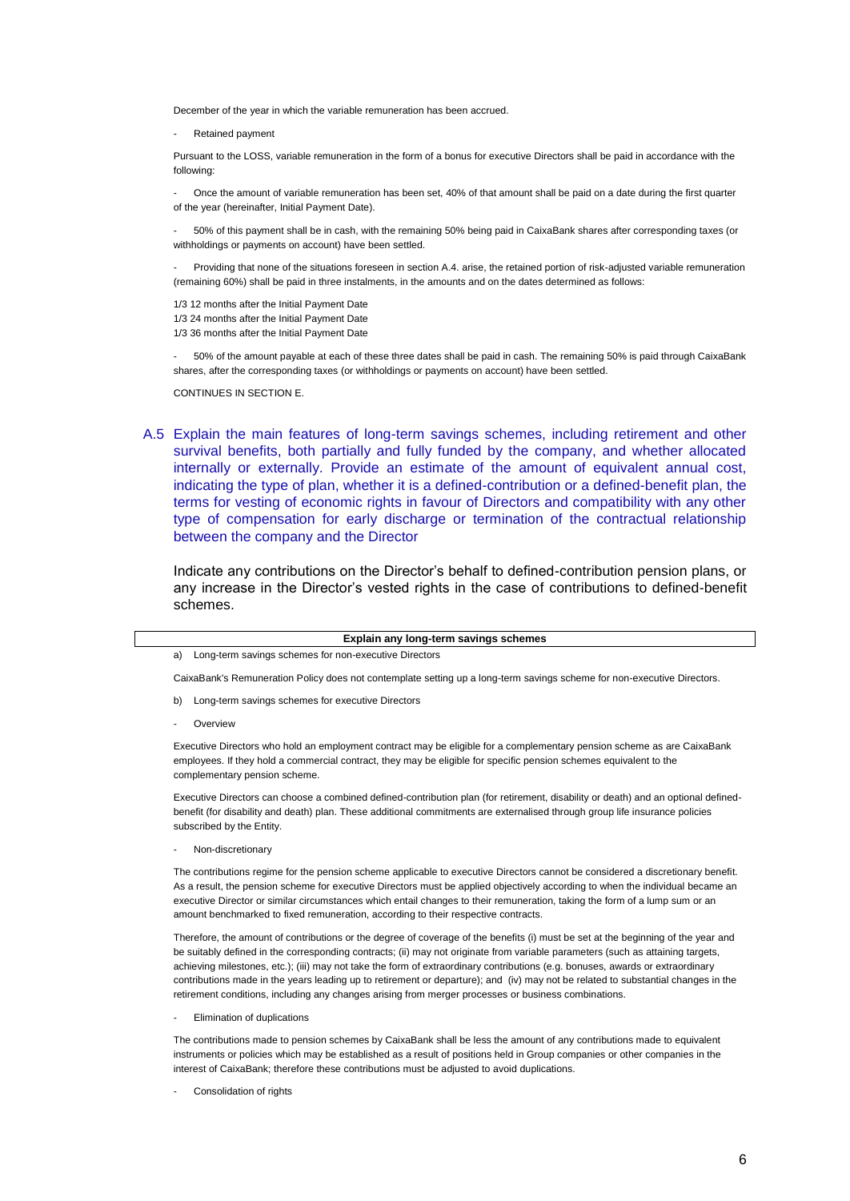December of the year in which the variable remuneration has been accrued.

- Retained payment

Pursuant to the LOSS, variable remuneration in the form of a bonus for executive Directors shall be paid in accordance with the following:

- Once the amount of variable remuneration has been set, 40% of that amount shall be paid on a date during the first quarter of the year (hereinafter, Initial Payment Date).

- 50% of this payment shall be in cash, with the remaining 50% being paid in CaixaBank shares after corresponding taxes (or withholdings or payments on account) have been settled.

- Providing that none of the situations foreseen in section A.4. arise, the retained portion of risk-adjusted variable remuneration (remaining 60%) shall be paid in three instalments, in the amounts and on the dates determined as follows:

1/3 12 months after the Initial Payment Date
1/3 24 months after the Initial Payment Date
1/3 36 months after the Initial Payment Date

- 50% of the amount payable at each of these three dates shall be paid in cash. The remaining 50% is paid through CaixaBank shares, after the corresponding taxes (or withholdings or payments on account) have been settled.

CONTINUES IN SECTION E.

## A.5 Explain the main features of long-term savings schemes, including retirement and other survival benefits, both partially and fully funded by the company, and whether allocated internally or externally. Provide an estimate of the amount of equivalent annual cost, indicating the type of plan, whether it is a defined-contribution or a defined-benefit plan, the terms for vesting of economic rights in favour of Directors and compatibility with any other type of compensation for early discharge or termination of the contractual relationship between the company and the Director

Indicate any contributions on the Director's behalf to defined-contribution pension plans, or any increase in the Director's vested rights in the case of contributions to defined-benefit schemes.

**Explain any long-term savings schemes**

a) Long-term savings schemes for non-executive Directors

CaixaBank's Remuneration Policy does not contemplate setting up a long-term savings scheme for non-executive Directors.

b) Long-term savings schemes for executive Directors

- Overview

Executive Directors who hold an employment contract may be eligible for a complementary pension scheme as are CaixaBank employees. If they hold a commercial contract, they may be eligible for specific pension schemes equivalent to the complementary pension scheme.

Executive Directors can choose a combined defined-contribution plan (for retirement, disability or death) and an optional defined-benefit (for disability and death) plan. These additional commitments are externalised through group life insurance policies subscribed by the Entity.

- Non-discretionary

The contributions regime for the pension scheme applicable to executive Directors cannot be considered a discretionary benefit. As a result, the pension scheme for executive Directors must be applied objectively according to when the individual became an executive Director or similar circumstances which entail changes to their remuneration, taking the form of a lump sum or an amount benchmarked to fixed remuneration, according to their respective contracts.

Therefore, the amount of contributions or the degree of coverage of the benefits (i) must be set at the beginning of the year and be suitably defined in the corresponding contracts; (ii) may not originate from variable parameters (such as attaining targets, achieving milestones, etc.); (iii) may not take the form of extraordinary contributions (e.g. bonuses, awards or extraordinary contributions made in the years leading up to retirement or departure); and (iv) may not be related to substantial changes in the retirement conditions, including any changes arising from merger processes or business combinations.

- Elimination of duplications

The contributions made to pension schemes by CaixaBank shall be less the amount of any contributions made to equivalent instruments or policies which may be established as a result of positions held in Group companies or other companies in the interest of CaixaBank; therefore these contributions must be adjusted to avoid duplications.

- Consolidation of rights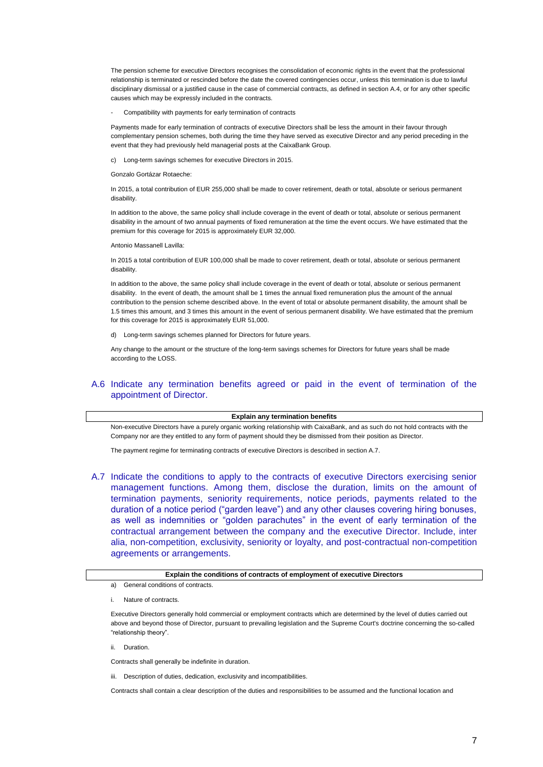The pension scheme for executive Directors recognises the consolidation of economic rights in the event that the professional relationship is terminated or rescinded before the date the covered contingencies occur, unless this termination is due to lawful disciplinary dismissal or a justified cause in the case of commercial contracts, as defined in section A.4, or for any other specific causes which may be expressly included in the contracts.

- Compatibility with payments for early termination of contracts

Payments made for early termination of contracts of executive Directors shall be less the amount in their favour through complementary pension schemes, both during the time they have served as executive Director and any period preceding in the event that they had previously held managerial posts at the CaixaBank Group.

c) Long-term savings schemes for executive Directors in 2015.

Gonzalo Gortázar Rotaeche:

In 2015, a total contribution of EUR 255,000 shall be made to cover retirement, death or total, absolute or serious permanent disability.

In addition to the above, the same policy shall include coverage in the event of death or total, absolute or serious permanent disability in the amount of two annual payments of fixed remuneration at the time the event occurs. We have estimated that the premium for this coverage for 2015 is approximately EUR 32,000.

Antonio Massanell Lavilla:

In 2015 a total contribution of EUR 100,000 shall be made to cover retirement, death or total, absolute or serious permanent disability.

In addition to the above, the same policy shall include coverage in the event of death or total, absolute or serious permanent disability. In the event of death, the amount shall be 1 times the annual fixed remuneration plus the amount of the annual contribution to the pension scheme described above. In the event of total or absolute permanent disability, the amount shall be 1.5 times this amount, and 3 times this amount in the event of serious permanent disability. We have estimated that the premium for this coverage for 2015 is approximately EUR 51,000.

d) Long-term savings schemes planned for Directors for future years.

Any change to the amount or the structure of the long-term savings schemes for Directors for future years shall be made according to the LOSS.

## A.6 Indicate any termination benefits agreed or paid in the event of termination of the appointment of Director.

**Explain any termination benefits**

Non-executive Directors have a purely organic working relationship with CaixaBank, and as such do not hold contracts with the Company nor are they entitled to any form of payment should they be dismissed from their position as Director.

The payment regime for terminating contracts of executive Directors is described in section A.7.

## A.7 Indicate the conditions to apply to the contracts of executive Directors exercising senior management functions. Among them, disclose the duration, limits on the amount of termination payments, seniority requirements, notice periods, payments related to the duration of a notice period ("garden leave") and any other clauses covering hiring bonuses, as well as indemnities or "golden parachutes" in the event of early termination of the contractual arrangement between the company and the executive Director. Include, inter alia, non-competition, exclusivity, seniority or loyalty, and post-contractual non-competition agreements or arrangements.

**Explain the conditions of contracts of employment of executive Directors**

a) General conditions of contracts.

i. Nature of contracts.

Executive Directors generally hold commercial or employment contracts which are determined by the level of duties carried out above and beyond those of Director, pursuant to prevailing legislation and the Supreme Court's doctrine concerning the so-called "relationship theory".

ii. Duration.

Contracts shall generally be indefinite in duration.

iii. Description of duties, dedication, exclusivity and incompatibilities.

Contracts shall contain a clear description of the duties and responsibilities to be assumed and the functional location and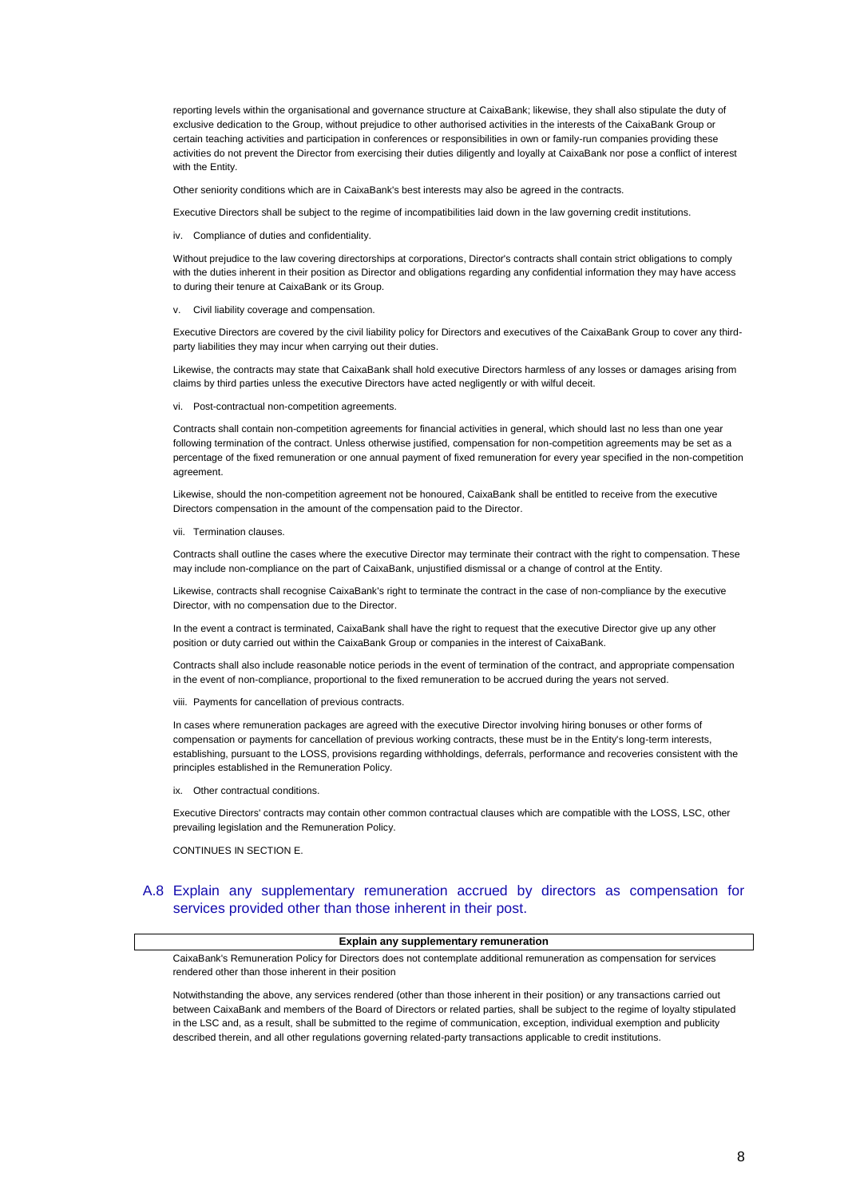reporting levels within the organisational and governance structure at CaixaBank; likewise, they shall also stipulate the duty of exclusive dedication to the Group, without prejudice to other authorised activities in the interests of the CaixaBank Group or certain teaching activities and participation in conferences or responsibilities in own or family-run companies providing these activities do not prevent the Director from exercising their duties diligently and loyally at CaixaBank nor pose a conflict of interest with the Entity.

Other seniority conditions which are in CaixaBank's best interests may also be agreed in the contracts.

Executive Directors shall be subject to the regime of incompatibilities laid down in the law governing credit institutions.

iv. Compliance of duties and confidentiality.

Without prejudice to the law covering directorships at corporations, Director's contracts shall contain strict obligations to comply with the duties inherent in their position as Director and obligations regarding any confidential information they may have access to during their tenure at CaixaBank or its Group.

v. Civil liability coverage and compensation.

Executive Directors are covered by the civil liability policy for Directors and executives of the CaixaBank Group to cover any third-party liabilities they may incur when carrying out their duties.

Likewise, the contracts may state that CaixaBank shall hold executive Directors harmless of any losses or damages arising from claims by third parties unless the executive Directors have acted negligently or with wilful deceit.

vi. Post-contractual non-competition agreements.

Contracts shall contain non-competition agreements for financial activities in general, which should last no less than one year following termination of the contract. Unless otherwise justified, compensation for non-competition agreements may be set as a percentage of the fixed remuneration or one annual payment of fixed remuneration for every year specified in the non-competition agreement.

Likewise, should the non-competition agreement not be honoured, CaixaBank shall be entitled to receive from the executive Directors compensation in the amount of the compensation paid to the Director.

vii. Termination clauses.

Contracts shall outline the cases where the executive Director may terminate their contract with the right to compensation. These may include non-compliance on the part of CaixaBank, unjustified dismissal or a change of control at the Entity.

Likewise, contracts shall recognise CaixaBank's right to terminate the contract in the case of non-compliance by the executive Director, with no compensation due to the Director.

In the event a contract is terminated, CaixaBank shall have the right to request that the executive Director give up any other position or duty carried out within the CaixaBank Group or companies in the interest of CaixaBank.

Contracts shall also include reasonable notice periods in the event of termination of the contract, and appropriate compensation in the event of non-compliance, proportional to the fixed remuneration to be accrued during the years not served.

viii. Payments for cancellation of previous contracts.

In cases where remuneration packages are agreed with the executive Director involving hiring bonuses or other forms of compensation or payments for cancellation of previous working contracts, these must be in the Entity's long-term interests, establishing, pursuant to the LOSS, provisions regarding withholdings, deferrals, performance and recoveries consistent with the principles established in the Remuneration Policy.

ix. Other contractual conditions.

Executive Directors' contracts may contain other common contractual clauses which are compatible with the LOSS, LSC, other prevailing legislation and the Remuneration Policy.

CONTINUES IN SECTION E.

## A.8 Explain any supplementary remuneration accrued by directors as compensation for services provided other than those inherent in their post.

| Explain any supplementary remuneration |
|---|

CaixaBank's Remuneration Policy for Directors does not contemplate additional remuneration as compensation for services rendered other than those inherent in their position

Notwithstanding the above, any services rendered (other than those inherent in their position) or any transactions carried out between CaixaBank and members of the Board of Directors or related parties, shall be subject to the regime of loyalty stipulated in the LSC and, as a result, shall be submitted to the regime of communication, exception, individual exemption and publicity described therein, and all other regulations governing related-party transactions applicable to credit institutions.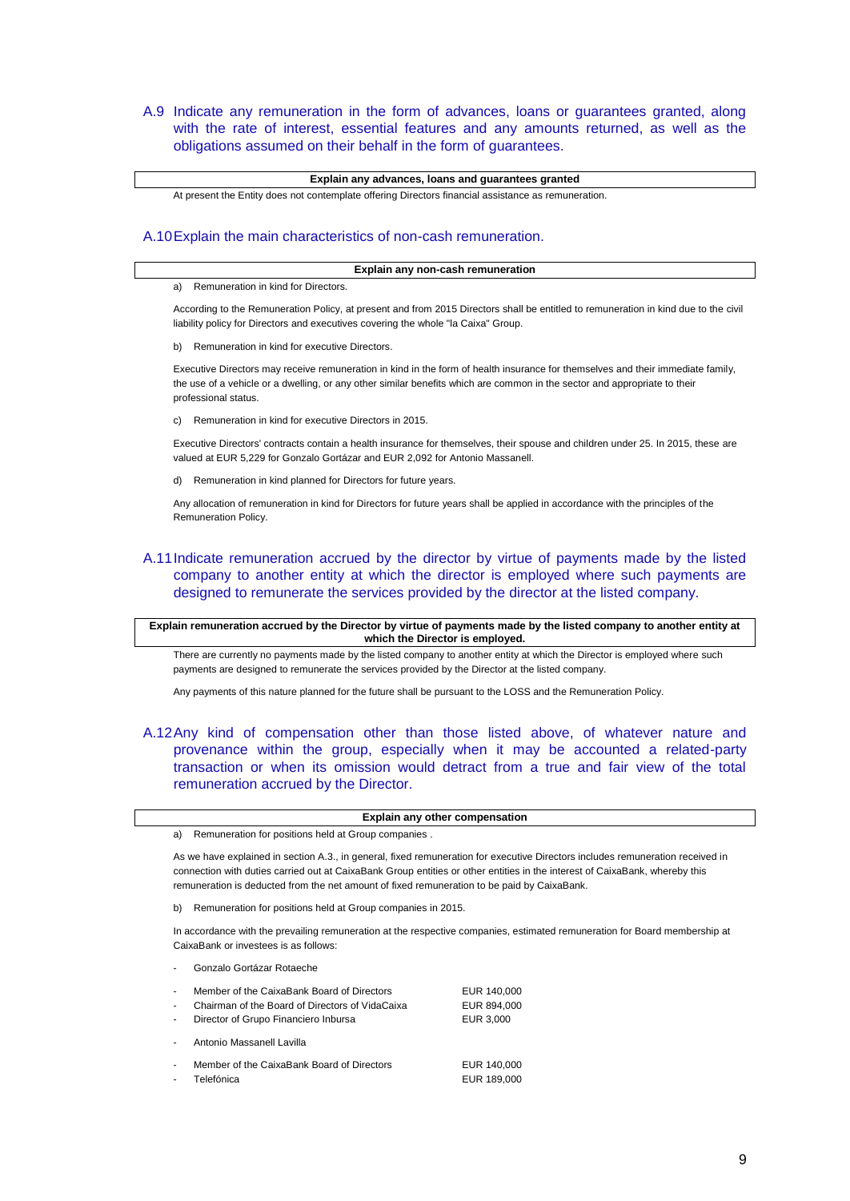### A.9 Indicate any remuneration in the form of advances, loans or guarantees granted, along with the rate of interest, essential features and any amounts returned, as well as the obligations assumed on their behalf in the form of guarantees.

| Explain any advances, loans and guarantees granted |
|---|

At present the Entity does not contemplate offering Directors financial assistance as remuneration.

### A.10 Explain the main characteristics of non-cash remuneration.

| Explain any non-cash remuneration |
|---|

a) Remuneration in kind for Directors.

According to the Remuneration Policy, at present and from 2015 Directors shall be entitled to remuneration in kind due to the civil liability policy for Directors and executives covering the whole "la Caixa" Group.

b) Remuneration in kind for executive Directors.

Executive Directors may receive remuneration in kind in the form of health insurance for themselves and their immediate family, the use of a vehicle or a dwelling, or any other similar benefits which are common in the sector and appropriate to their professional status.

c) Remuneration in kind for executive Directors in 2015.

Executive Directors' contracts contain a health insurance for themselves, their spouse and children under 25. In 2015, these are valued at EUR 5,229 for Gonzalo Gortázar and EUR 2,092 for Antonio Massanell.

d) Remuneration in kind planned for Directors for future years.

Any allocation of remuneration in kind for Directors for future years shall be applied in accordance with the principles of the Remuneration Policy.

### A.11 Indicate remuneration accrued by the director by virtue of payments made by the listed company to another entity at which the director is employed where such payments are designed to remunerate the services provided by the director at the listed company.

| Explain remuneration accrued by the Director by virtue of payments made by the listed company to another entity at which the Director is employed. |
|---|

There are currently no payments made by the listed company to another entity at which the Director is employed where such payments are designed to remunerate the services provided by the Director at the listed company.

Any payments of this nature planned for the future shall be pursuant to the LOSS and the Remuneration Policy.

### A.12 Any kind of compensation other than those listed above, of whatever nature and provenance within the group, especially when it may be accounted a related-party transaction or when its omission would detract from a true and fair view of the total remuneration accrued by the Director.

| Explain any other compensation |
|---|

a) Remuneration for positions held at Group companies .

As we have explained in section A.3., in general, fixed remuneration for executive Directors includes remuneration received in connection with duties carried out at CaixaBank Group entities or other entities in the interest of CaixaBank, whereby this remuneration is deducted from the net amount of fixed remuneration to be paid by CaixaBank.

b) Remuneration for positions held at Group companies in 2015.

In accordance with the prevailing remuneration at the respective companies, estimated remuneration for Board membership at CaixaBank or investees is as follows:

- Gonzalo Gortázar Rotaeche

| | |
|---|---|
| - Member of the CaixaBank Board of Directors | EUR 140,000 |
| - Chairman of the Board of Directors of VidaCaixa | EUR 894,000 |
| - Director of Grupo Financiero Inbursa | EUR 3,000 |

- Antonio Massanell Lavilla

| | |
|---|---|
| - Member of the CaixaBank Board of Directors | EUR 140,000 |
| - Telefónica | EUR 189,000 |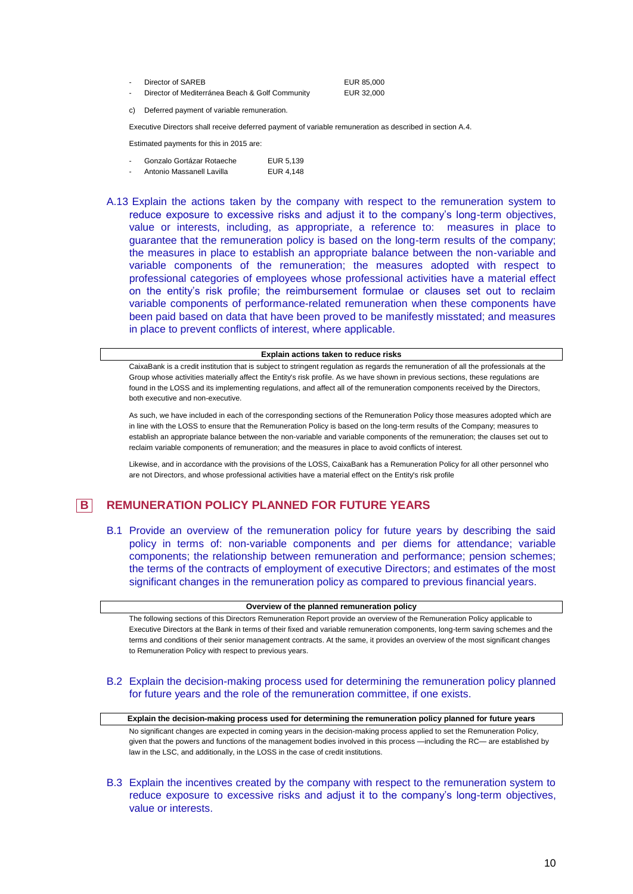- Director of SAREB EUR 85,000
- Director of Mediterránea Beach & Golf Community EUR 32,000

c) Deferred payment of variable remuneration.

Executive Directors shall receive deferred payment of variable remuneration as described in section A.4.

Estimated payments for this in 2015 are:

- Gonzalo Gortázar Rotaeche EUR 5,139
- Antonio Massanell Lavilla EUR 4,148

A.13 Explain the actions taken by the company with respect to the remuneration system to reduce exposure to excessive risks and adjust it to the company's long-term objectives, value or interests, including, as appropriate, a reference to: measures in place to guarantee that the remuneration policy is based on the long-term results of the company; the measures in place to establish an appropriate balance between the non-variable and variable components of the remuneration; the measures adopted with respect to professional categories of employees whose professional activities have a material effect on the entity's risk profile; the reimbursement formulae or clauses set out to reclaim variable components of performance-related remuneration when these components have been paid based on data that have been proved to be manifestly misstated; and measures in place to prevent conflicts of interest, where applicable.

| Explain actions taken to reduce risks |
| --- |
| CaixaBank is a credit institution that is subject to stringent regulation as regards the remuneration of all the professionals at the Group whose activities materially affect the Entity's risk profile. As we have shown in previous sections, these regulations are found in the LOSS and its implementing regulations, and affect all of the remuneration components received by the Directors, both executive and non-executive.<br><br>As such, we have included in each of the corresponding sections of the Remuneration Policy those measures adopted which are in line with the LOSS to ensure that the Remuneration Policy is based on the long-term results of the Company; measures to establish an appropriate balance between the non-variable and variable components of the remuneration; the clauses set out to reclaim variable components of remuneration; and the measures in place to avoid conflicts of interest.<br><br>Likewise, and in accordance with the provisions of the LOSS, CaixaBank has a Remuneration Policy for all other personnel who are not Directors, and whose professional activities have a material effect on the Entity's risk profile |

# B REMUNERATION POLICY PLANNED FOR FUTURE YEARS

B.1 Provide an overview of the remuneration policy for future years by describing the said policy in terms of: non-variable components and per diems for attendance; variable components; the relationship between remuneration and performance; pension schemes; the terms of the contracts of employment of executive Directors; and estimates of the most significant changes in the remuneration policy as compared to previous financial years.

| Overview of the planned remuneration policy |
| --- |
| The following sections of this Directors Remuneration Report provide an overview of the Remuneration Policy applicable to Executive Directors at the Bank in terms of their fixed and variable remuneration components, long-term saving schemes and the terms and conditions of their senior management contracts. At the same, it provides an overview of the most significant changes to Remuneration Policy with respect to previous years. |

B.2 Explain the decision-making process used for determining the remuneration policy planned for future years and the role of the remuneration committee, if one exists.

| Explain the decision-making process used for determining the remuneration policy planned for future years |
| --- |
| No significant changes are expected in coming years in the decision-making process applied to set the Remuneration Policy, given that the powers and functions of the management bodies involved in this process —including the RC— are established by law in the LSC, and additionally, in the LOSS in the case of credit institutions. |

B.3 Explain the incentives created by the company with respect to the remuneration system to reduce exposure to excessive risks and adjust it to the company's long-term objectives, value or interests.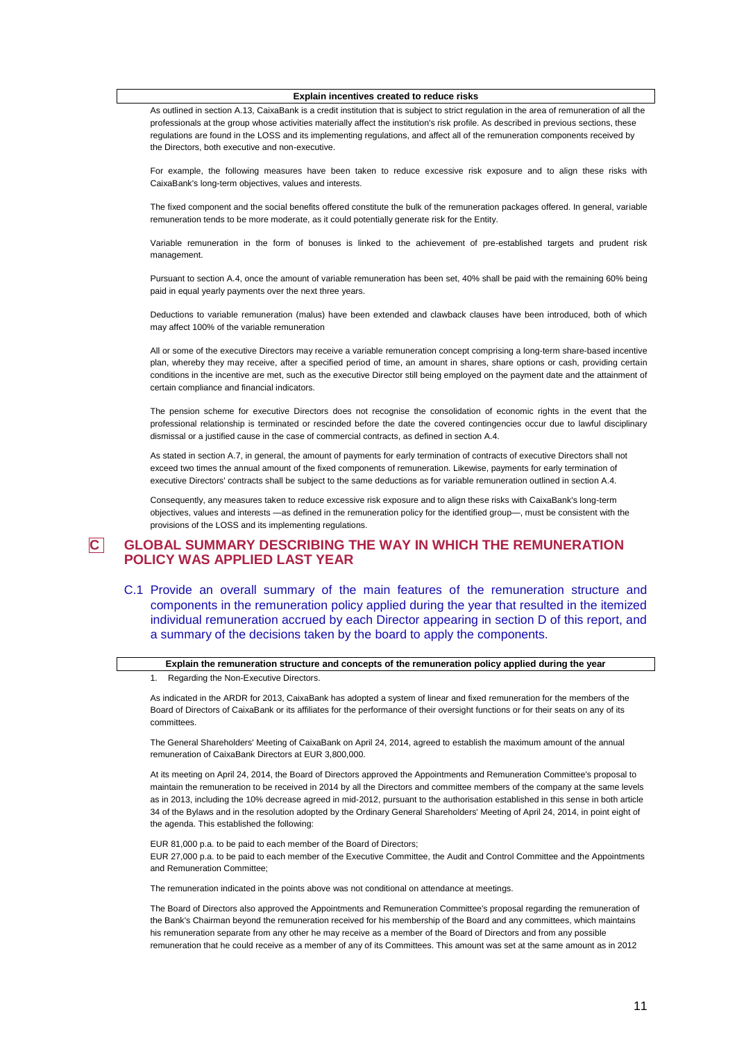**Explain incentives created to reduce risks**

As outlined in section A.13, CaixaBank is a credit institution that is subject to strict regulation in the area of remuneration of all the professionals at the group whose activities materially affect the institution's risk profile. As described in previous sections, these regulations are found in the LOSS and its implementing regulations, and affect all of the remuneration components received by the Directors, both executive and non-executive.

For example, the following measures have been taken to reduce excessive risk exposure and to align these risks with CaixaBank's long-term objectives, values and interests.

The fixed component and the social benefits offered constitute the bulk of the remuneration packages offered. In general, variable remuneration tends to be more moderate, as it could potentially generate risk for the Entity.

Variable remuneration in the form of bonuses is linked to the achievement of pre-established targets and prudent risk management.

Pursuant to section A.4, once the amount of variable remuneration has been set, 40% shall be paid with the remaining 60% being paid in equal yearly payments over the next three years.

Deductions to variable remuneration (malus) have been extended and clawback clauses have been introduced, both of which may affect 100% of the variable remuneration

All or some of the executive Directors may receive a variable remuneration concept comprising a long-term share-based incentive plan, whereby they may receive, after a specified period of time, an amount in shares, share options or cash, providing certain conditions in the incentive are met, such as the executive Director still being employed on the payment date and the attainment of certain compliance and financial indicators.

The pension scheme for executive Directors does not recognise the consolidation of economic rights in the event that the professional relationship is terminated or rescinded before the date the covered contingencies occur due to lawful disciplinary dismissal or a justified cause in the case of commercial contracts, as defined in section A.4.

As stated in section A.7, in general, the amount of payments for early termination of contracts of executive Directors shall not exceed two times the annual amount of the fixed components of remuneration. Likewise, payments for early termination of executive Directors' contracts shall be subject to the same deductions as for variable remuneration outlined in section A.4.

Consequently, any measures taken to reduce excessive risk exposure and to align these risks with CaixaBank's long-term objectives, values and interests —as defined in the remuneration policy for the identified group—, must be consistent with the provisions of the LOSS and its implementing regulations.

# C GLOBAL SUMMARY DESCRIBING THE WAY IN WHICH THE REMUNERATION POLICY WAS APPLIED LAST YEAR

## C.1 Provide an overall summary of the main features of the remuneration structure and components in the remuneration policy applied during the year that resulted in the itemized individual remuneration accrued by each Director appearing in section D of this report, and a summary of the decisions taken by the board to apply the components.

**Explain the remuneration structure and concepts of the remuneration policy applied during the year**

1. Regarding the Non-Executive Directors.

As indicated in the ARDR for 2013, CaixaBank has adopted a system of linear and fixed remuneration for the members of the Board of Directors of CaixaBank or its affiliates for the performance of their oversight functions or for their seats on any of its committees.

The General Shareholders' Meeting of CaixaBank on April 24, 2014, agreed to establish the maximum amount of the annual remuneration of CaixaBank Directors at EUR 3,800,000.

At its meeting on April 24, 2014, the Board of Directors approved the Appointments and Remuneration Committee's proposal to maintain the remuneration to be received in 2014 by all the Directors and committee members of the company at the same levels as in 2013, including the 10% decrease agreed in mid-2012, pursuant to the authorisation established in this sense in both article 34 of the Bylaws and in the resolution adopted by the Ordinary General Shareholders' Meeting of April 24, 2014, in point eight of the agenda. This established the following:

EUR 81,000 p.a. to be paid to each member of the Board of Directors;
EUR 27,000 p.a. to be paid to each member of the Executive Committee, the Audit and Control Committee and the Appointments and Remuneration Committee;

The remuneration indicated in the points above was not conditional on attendance at meetings.

The Board of Directors also approved the Appointments and Remuneration Committee's proposal regarding the remuneration of the Bank's Chairman beyond the remuneration received for his membership of the Board and any committees, which maintains his remuneration separate from any other he may receive as a member of the Board of Directors and from any possible remuneration that he could receive as a member of any of its Committees. This amount was set at the same amount as in 2012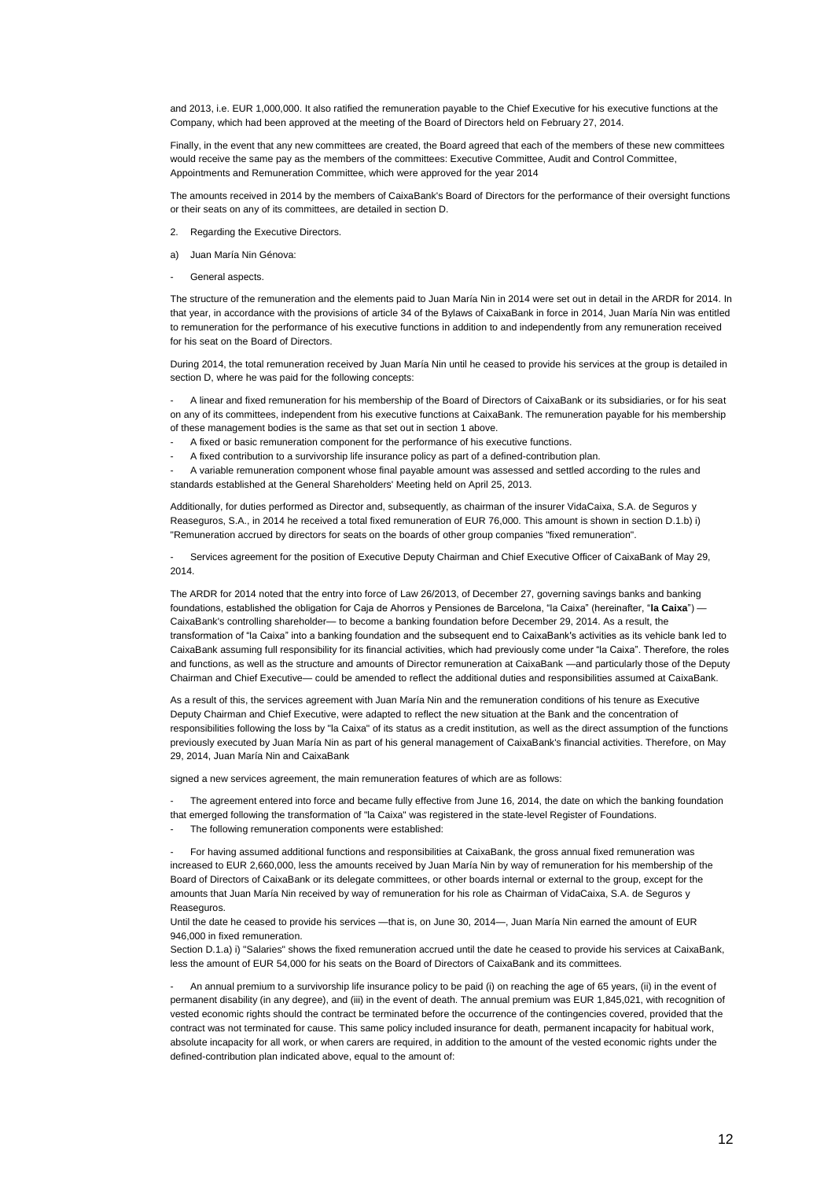and 2013, i.e. EUR 1,000,000. It also ratified the remuneration payable to the Chief Executive for his executive functions at the Company, which had been approved at the meeting of the Board of Directors held on February 27, 2014.

Finally, in the event that any new committees are created, the Board agreed that each of the members of these new committees would receive the same pay as the members of the committees: Executive Committee, Audit and Control Committee, Appointments and Remuneration Committee, which were approved for the year 2014

The amounts received in 2014 by the members of CaixaBank's Board of Directors for the performance of their oversight functions or their seats on any of its committees, are detailed in section D.

2. Regarding the Executive Directors.

a) Juan María Nin Génova:

- General aspects.

The structure of the remuneration and the elements paid to Juan María Nin in 2014 were set out in detail in the ARDR for 2014. In that year, in accordance with the provisions of article 34 of the Bylaws of CaixaBank in force in 2014, Juan María Nin was entitled to remuneration for the performance of his executive functions in addition to and independently from any remuneration received for his seat on the Board of Directors.

During 2014, the total remuneration received by Juan María Nin until he ceased to provide his services at the group is detailed in section D, where he was paid for the following concepts:

- A linear and fixed remuneration for his membership of the Board of Directors of CaixaBank or its subsidiaries, or for his seat on any of its committees, independent from his executive functions at CaixaBank. The remuneration payable for his membership of these management bodies is the same as that set out in section 1 above.
- A fixed or basic remuneration component for the performance of his executive functions.
- A fixed contribution to a survivorship life insurance policy as part of a defined-contribution plan.
- A variable remuneration component whose final payable amount was assessed and settled according to the rules and standards established at the General Shareholders' Meeting held on April 25, 2013.

Additionally, for duties performed as Director and, subsequently, as chairman of the insurer VidaCaixa, S.A. de Seguros y Reaseguros, S.A., in 2014 he received a total fixed remuneration of EUR 76,000. This amount is shown in section D.1.b) i) "Remuneration accrued by directors for seats on the boards of other group companies "fixed remuneration".

- Services agreement for the position of Executive Deputy Chairman and Chief Executive Officer of CaixaBank of May 29, 2014.

The ARDR for 2014 noted that the entry into force of Law 26/2013, of December 27, governing savings banks and banking foundations, established the obligation for Caja de Ahorros y Pensiones de Barcelona, "la Caixa" (hereinafter, "**la Caixa**") —CaixaBank's controlling shareholder— to become a banking foundation before December 29, 2014. As a result, the transformation of "la Caixa" into a banking foundation and the subsequent end to CaixaBank's activities as its vehicle bank led to CaixaBank assuming full responsibility for its financial activities, which had previously come under "la Caixa". Therefore, the roles and functions, as well as the structure and amounts of Director remuneration at CaixaBank —and particularly those of the Deputy Chairman and Chief Executive— could be amended to reflect the additional duties and responsibilities assumed at CaixaBank.

As a result of this, the services agreement with Juan María Nin and the remuneration conditions of his tenure as Executive Deputy Chairman and Chief Executive, were adapted to reflect the new situation at the Bank and the concentration of responsibilities following the loss by "la Caixa" of its status as a credit institution, as well as the direct assumption of the functions previously executed by Juan María Nin as part of his general management of CaixaBank's financial activities. Therefore, on May 29, 2014, Juan María Nin and CaixaBank

signed a new services agreement, the main remuneration features of which are as follows:

- The agreement entered into force and became fully effective from June 16, 2014, the date on which the banking foundation that emerged following the transformation of "la Caixa" was registered in the state-level Register of Foundations.
- The following remuneration components were established:

- For having assumed additional functions and responsibilities at CaixaBank, the gross annual fixed remuneration was increased to EUR 2,660,000, less the amounts received by Juan María Nin by way of remuneration for his membership of the Board of Directors of CaixaBank or its delegate committees, or other boards internal or external to the group, except for the amounts that Juan María Nin received by way of remuneration for his role as Chairman of VidaCaixa, S.A. de Seguros y Reaseguros.
Until the date he ceased to provide his services —that is, on June 30, 2014—, Juan María Nin earned the amount of EUR 946,000 in fixed remuneration.
Section D.1.a) i) "Salaries" shows the fixed remuneration accrued until the date he ceased to provide his services at CaixaBank, less the amount of EUR 54,000 for his seats on the Board of Directors of CaixaBank and its committees.

- An annual premium to a survivorship life insurance policy to be paid (i) on reaching the age of 65 years, (ii) in the event of permanent disability (in any degree), and (iii) in the event of death. The annual premium was EUR 1,845,021, with recognition of vested economic rights should the contract be terminated before the occurrence of the contingencies covered, provided that the contract was not terminated for cause. This same policy included insurance for death, permanent incapacity for habitual work, absolute incapacity for all work, or when carers are required, in addition to the amount of the vested economic rights under the defined-contribution plan indicated above, equal to the amount of: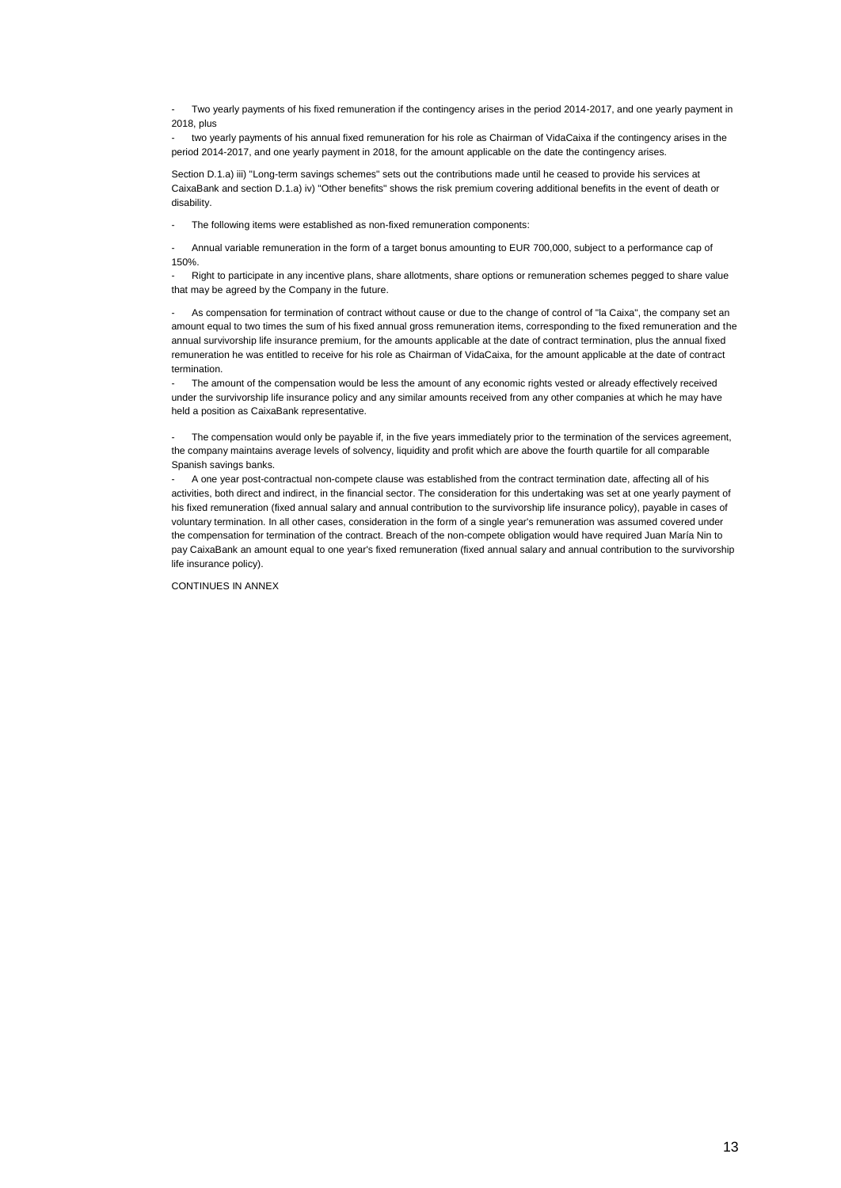- Two yearly payments of his fixed remuneration if the contingency arises in the period 2014-2017, and one yearly payment in 2018, plus
- two yearly payments of his annual fixed remuneration for his role as Chairman of VidaCaixa if the contingency arises in the period 2014-2017, and one yearly payment in 2018, for the amount applicable on the date the contingency arises.

Section D.1.a) iii) "Long-term savings schemes" sets out the contributions made until he ceased to provide his services at CaixaBank and section D.1.a) iv) "Other benefits" shows the risk premium covering additional benefits in the event of death or disability.

- The following items were established as non-fixed remuneration components:

- Annual variable remuneration in the form of a target bonus amounting to EUR 700,000, subject to a performance cap of 150%.
- Right to participate in any incentive plans, share allotments, share options or remuneration schemes pegged to share value that may be agreed by the Company in the future.

- As compensation for termination of contract without cause or due to the change of control of "la Caixa", the company set an amount equal to two times the sum of his fixed annual gross remuneration items, corresponding to the fixed remuneration and the annual survivorship life insurance premium, for the amounts applicable at the date of contract termination, plus the annual fixed remuneration he was entitled to receive for his role as Chairman of VidaCaixa, for the amount applicable at the date of contract termination.
- The amount of the compensation would be less the amount of any economic rights vested or already effectively received under the survivorship life insurance policy and any similar amounts received from any other companies at which he may have held a position as CaixaBank representative.

- The compensation would only be payable if, in the five years immediately prior to the termination of the services agreement, the company maintains average levels of solvency, liquidity and profit which are above the fourth quartile for all comparable Spanish savings banks.
- A one year post-contractual non-compete clause was established from the contract termination date, affecting all of his activities, both direct and indirect, in the financial sector. The consideration for this undertaking was set at one yearly payment of his fixed remuneration (fixed annual salary and annual contribution to the survivorship life insurance policy), payable in cases of voluntary termination. In all other cases, consideration in the form of a single year's remuneration was assumed covered under the compensation for termination of the contract. Breach of the non-compete obligation would have required Juan María Nin to pay CaixaBank an amount equal to one year's fixed remuneration (fixed annual salary and annual contribution to the survivorship life insurance policy).

CONTINUES IN ANNEX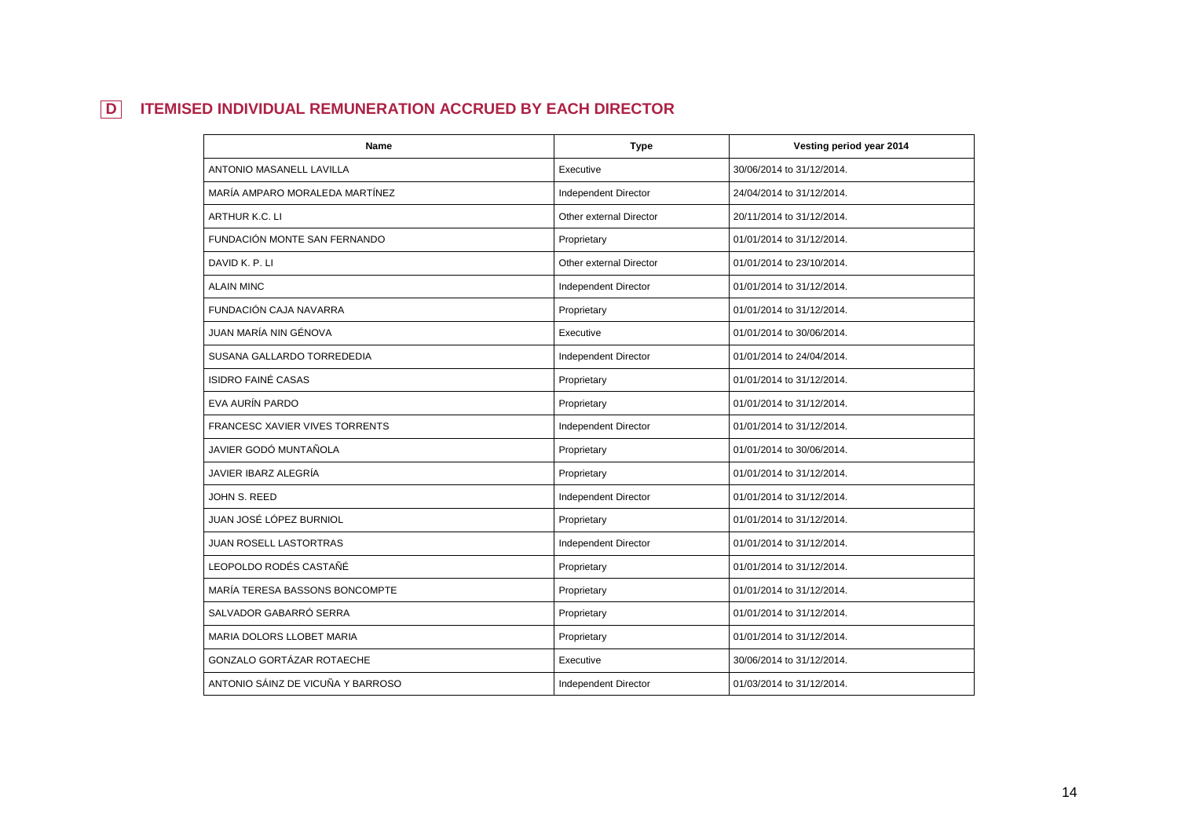## D ITEMISED INDIVIDUAL REMUNERATION ACCRUED BY EACH DIRECTOR

| Name | Type | Vesting period year 2014 |
| --- | --- | --- |
| ANTONIO MASANELL LAVILLA | Executive | 30/06/2014 to 31/12/2014. |
| MARÍA AMPARO MORALEDA MARTÍNEZ | Independent Director | 24/04/2014 to 31/12/2014. |
| ARTHUR K.C. LI | Other external Director | 20/11/2014 to 31/12/2014. |
| FUNDACIÓN MONTE SAN FERNANDO | Proprietary | 01/01/2014 to 31/12/2014. |
| DAVID K. P. LI | Other external Director | 01/01/2014 to 23/10/2014. |
| ALAIN MINC | Independent Director | 01/01/2014 to 31/12/2014. |
| FUNDACIÓN CAJA NAVARRA | Proprietary | 01/01/2014 to 31/12/2014. |
| JUAN MARÍA NIN GÉNOVA | Executive | 01/01/2014 to 30/06/2014. |
| SUSANA GALLARDO TORREDEDIA | Independent Director | 01/01/2014 to 24/04/2014. |
| ISIDRO FAINÉ CASAS | Proprietary | 01/01/2014 to 31/12/2014. |
| EVA AURÍN PARDO | Proprietary | 01/01/2014 to 31/12/2014. |
| FRANCESC XAVIER VIVES TORRENTS | Independent Director | 01/01/2014 to 31/12/2014. |
| JAVIER GODÓ MUNTAÑOLA | Proprietary | 01/01/2014 to 30/06/2014. |
| JAVIER IBARZ ALEGRÍA | Proprietary | 01/01/2014 to 31/12/2014. |
| JOHN S. REED | Independent Director | 01/01/2014 to 31/12/2014. |
| JUAN JOSÉ LÓPEZ BURNIOL | Proprietary | 01/01/2014 to 31/12/2014. |
| JUAN ROSELL LASTORTRAS | Independent Director | 01/01/2014 to 31/12/2014. |
| LEOPOLDO RODÉS CASTAÑÉ | Proprietary | 01/01/2014 to 31/12/2014. |
| MARÍA TERESA BASSONS BONCOMPTE | Proprietary | 01/01/2014 to 31/12/2014. |
| SALVADOR GABARRÓ SERRA | Proprietary | 01/01/2014 to 31/12/2014. |
| MARIA DOLORS LLOBET MARIA | Proprietary | 01/01/2014 to 31/12/2014. |
| GONZALO GORTÁZAR ROTAECHE | Executive | 30/06/2014 to 31/12/2014. |
| ANTONIO SÁINZ DE VICUÑA Y BARROSO | Independent Director | 01/03/2014 to 31/12/2014. |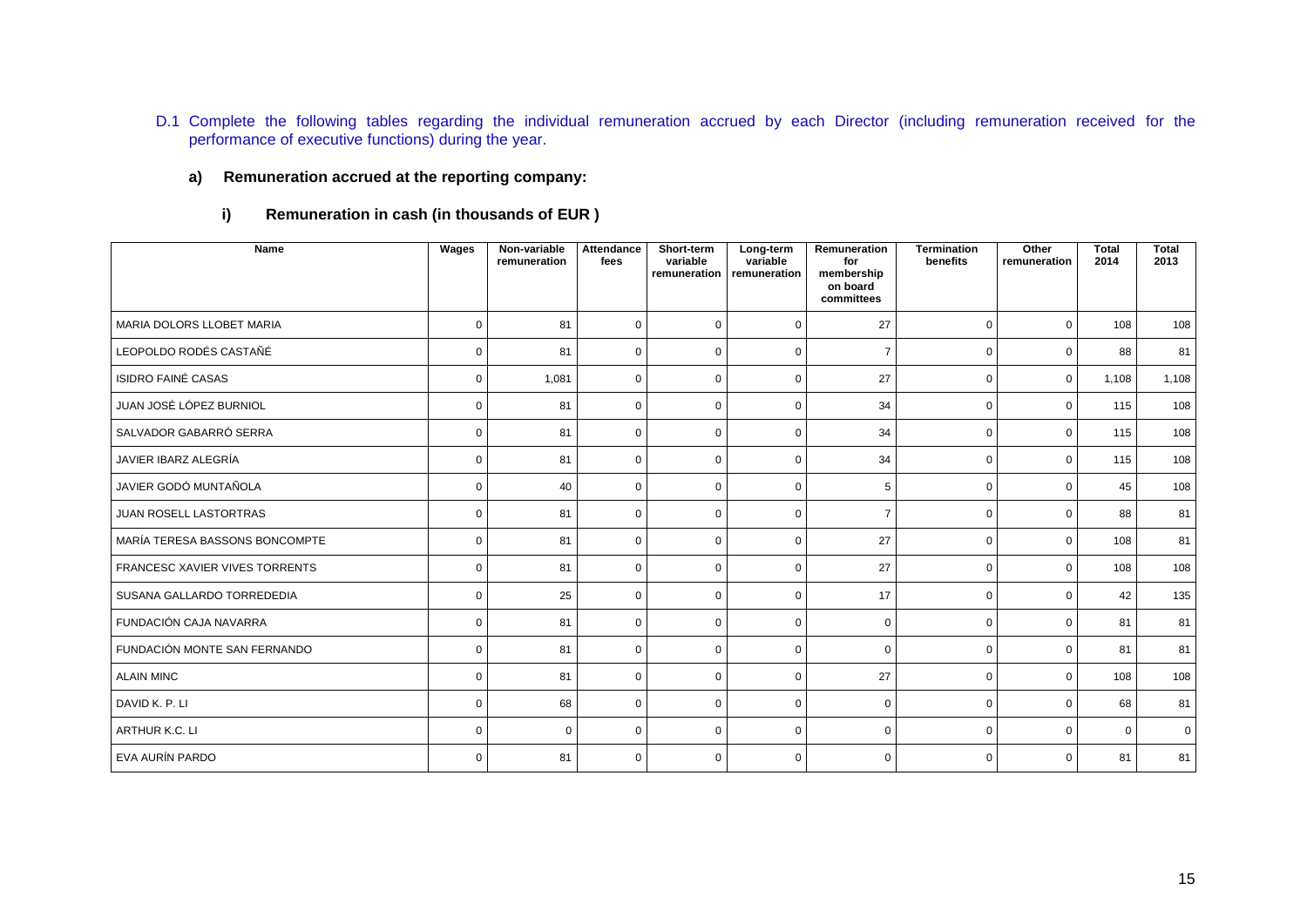D.1 Complete the following tables regarding the individual remuneration accrued by each Director (including remuneration received for the performance of executive functions) during the year.

**a) Remuneration accrued at the reporting company:**

**i) Remuneration in cash (in thousands of EUR )**

| Name | Wages | Non-variable remuneration | Attendance fees | Short-term variable remuneration | Long-term variable remuneration | Remuneration for membership on board committees | Termination benefits | Other remuneration | Total 2014 | Total 2013 |
|---|---|---|---|---|---|---|---|---|---|---|
| MARIA DOLORS LLOBET MARIA | 0 | 81 | 0 | 0 | 0 | 27 | 0 | 0 | 108 | 108 |
| LEOPOLDO RODÉS CASTAÑÉ | 0 | 81 | 0 | 0 | 0 | 7 | 0 | 0 | 88 | 81 |
| ISIDRO FAINÉ CASAS | 0 | 1,081 | 0 | 0 | 0 | 27 | 0 | 0 | 1,108 | 1,108 |
| JUAN JOSÉ LÓPEZ BURNIOL | 0 | 81 | 0 | 0 | 0 | 34 | 0 | 0 | 115 | 108 |
| SALVADOR GABARRÓ SERRA | 0 | 81 | 0 | 0 | 0 | 34 | 0 | 0 | 115 | 108 |
| JAVIER IBARZ ALEGRÍA | 0 | 81 | 0 | 0 | 0 | 34 | 0 | 0 | 115 | 108 |
| JAVIER GODÓ MUNTAÑOLA | 0 | 40 | 0 | 0 | 0 | 5 | 0 | 0 | 45 | 108 |
| JUAN ROSELL LASTORTRAS | 0 | 81 | 0 | 0 | 0 | 7 | 0 | 0 | 88 | 81 |
| MARÍA TERESA BASSONS BONCOMPTE | 0 | 81 | 0 | 0 | 0 | 27 | 0 | 0 | 108 | 81 |
| FRANCESC XAVIER VIVES TORRENTS | 0 | 81 | 0 | 0 | 0 | 27 | 0 | 0 | 108 | 108 |
| SUSANA GALLARDO TORREDEDIA | 0 | 25 | 0 | 0 | 0 | 17 | 0 | 0 | 42 | 135 |
| FUNDACIÓN CAJA NAVARRA | 0 | 81 | 0 | 0 | 0 | 0 | 0 | 0 | 81 | 81 |
| FUNDACIÓN MONTE SAN FERNANDO | 0 | 81 | 0 | 0 | 0 | 0 | 0 | 0 | 81 | 81 |
| ALAIN MINC | 0 | 81 | 0 | 0 | 0 | 27 | 0 | 0 | 108 | 108 |
| DAVID K. P. LI | 0 | 68 | 0 | 0 | 0 | 0 | 0 | 0 | 68 | 81 |
| ARTHUR K.C. LI | 0 | 0 | 0 | 0 | 0 | 0 | 0 | 0 | 0 | 0 |
| EVA AURÍN PARDO | 0 | 81 | 0 | 0 | 0 | 0 | 0 | 0 | 81 | 81 |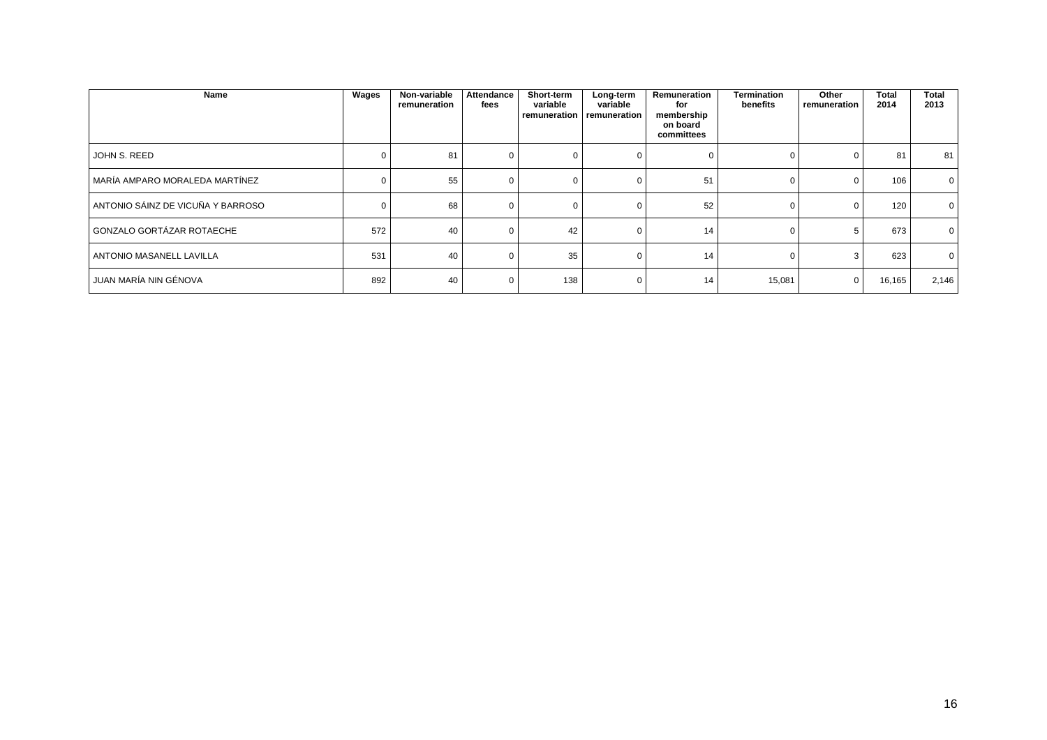| Name | Wages | Non-variable remuneration | Attendance fees | Short-term variable remuneration | Long-term variable remuneration | Remuneration for membership on board committees | Termination benefits | Other remuneration | Total 2014 | Total 2013 |
|---|---|---|---|---|---|---|---|---|---|---|
| JOHN S. REED | 0 | 81 | 0 | 0 | 0 | 0 | 0 | 0 | 81 | 81 |
| MARÍA AMPARO MORALEDA MARTÍNEZ | 0 | 55 | 0 | 0 | 0 | 51 | 0 | 0 | 106 | 0 |
| ANTONIO SÁINZ DE VICUÑA Y BARROSO | 0 | 68 | 0 | 0 | 0 | 52 | 0 | 0 | 120 | 0 |
| GONZALO GORTÁZAR ROTAECHE | 572 | 40 | 0 | 42 | 0 | 14 | 0 | 5 | 673 | 0 |
| ANTONIO MASANELL LAVILLA | 531 | 40 | 0 | 35 | 0 | 14 | 0 | 3 | 623 | 0 |
| JUAN MARÍA NIN GÉNOVA | 892 | 40 | 0 | 138 | 0 | 14 | 15,081 | 0 | 16,165 | 2,146 |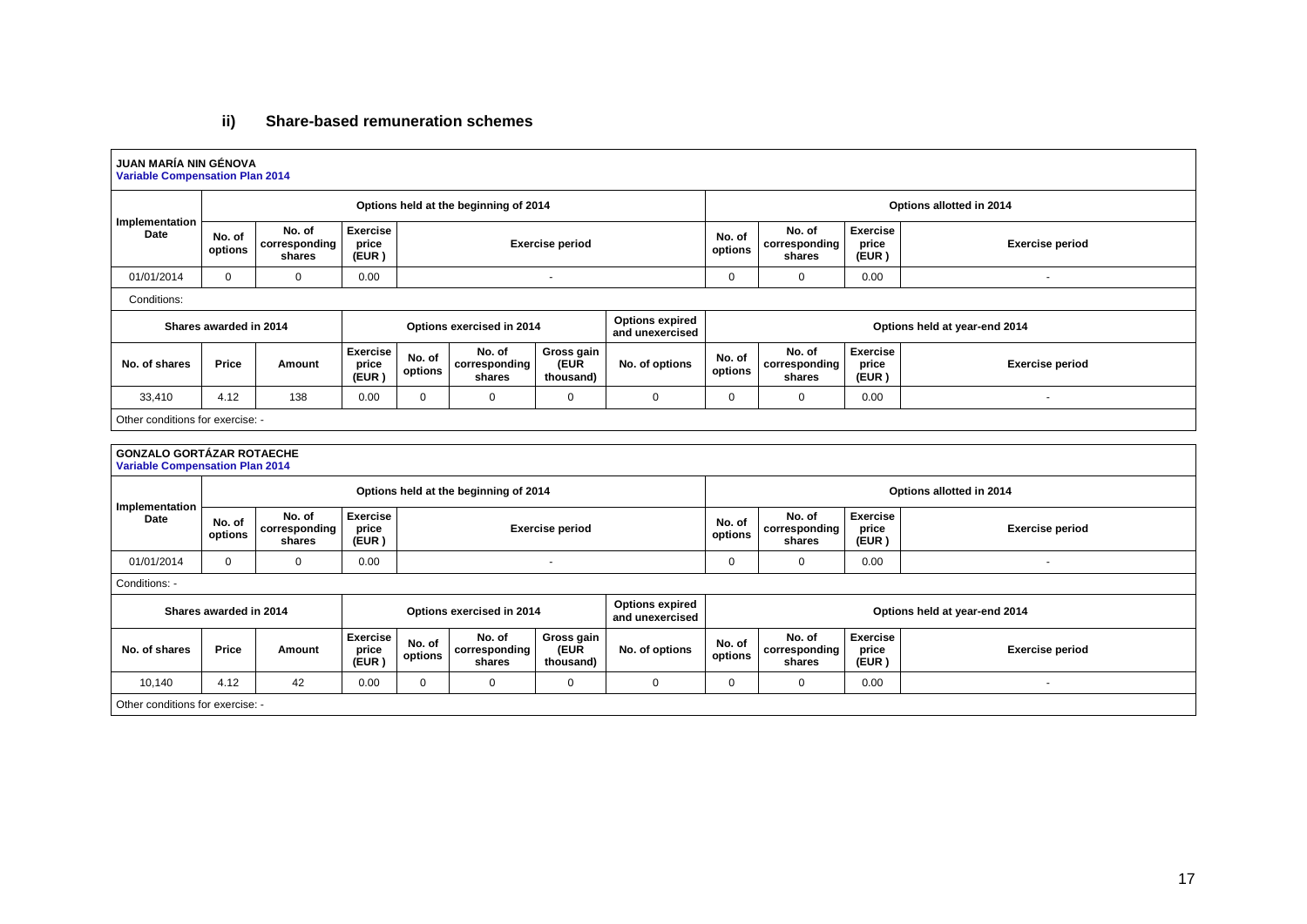### ii) Share-based remuneration schemes

**JUAN MARÍA NIN GÉNOVA**
**Variable Compensation Plan 2014**

| Implementation Date | Options held at the beginning of 2014 | | | | Options allotted in 2014 | | | |
|---|---|---|---|---|---|---|---|---|
| | No. of options | No. of corresponding shares | Exercise price (EUR ) | Exercise period | No. of options | No. of corresponding shares | Exercise price (EUR ) | Exercise period |
| 01/01/2014 | 0 | 0 | 0.00 | - | 0 | 0 | 0.00 | - |

Conditions:

| Shares awarded in 2014 | | | Options exercised in 2014 | | | | Options expired and unexercised | Options held at year-end 2014 | | | |
|---|---|---|---|---|---|---|---|---|---|---|---|
| No. of shares | Price | Amount | Exercise price (EUR ) | No. of options | No. of corresponding shares | Gross gain (EUR thousand) | No. of options | No. of options | No. of corresponding shares | Exercise price (EUR ) | Exercise period |
| 33,410 | 4.12 | 138 | 0.00 | 0 | 0 | 0 | 0 | 0 | 0 | 0.00 | - |

Other conditions for exercise: -

**GONZALO GORTÁZAR ROTAECHE**
**Variable Compensation Plan 2014**

| Implementation Date | Options held at the beginning of 2014 | | | | Options allotted in 2014 | | | |
|---|---|---|---|---|---|---|---|---|
| | No. of options | No. of corresponding shares | Exercise price (EUR ) | Exercise period | No. of options | No. of corresponding shares | Exercise price (EUR ) | Exercise period |
| 01/01/2014 | 0 | 0 | 0.00 | - | 0 | 0 | 0.00 | - |

Conditions: -

| Shares awarded in 2014 | | | Options exercised in 2014 | | | | Options expired and unexercised | Options held at year-end 2014 | | | |
|---|---|---|---|---|---|---|---|---|---|---|---|
| No. of shares | Price | Amount | Exercise price (EUR ) | No. of options | No. of corresponding shares | Gross gain (EUR thousand) | No. of options | No. of options | No. of corresponding shares | Exercise price (EUR ) | Exercise period |
| 10,140 | 4.12 | 42 | 0.00 | 0 | 0 | 0 | 0 | 0 | 0 | 0.00 | - |

Other conditions for exercise: -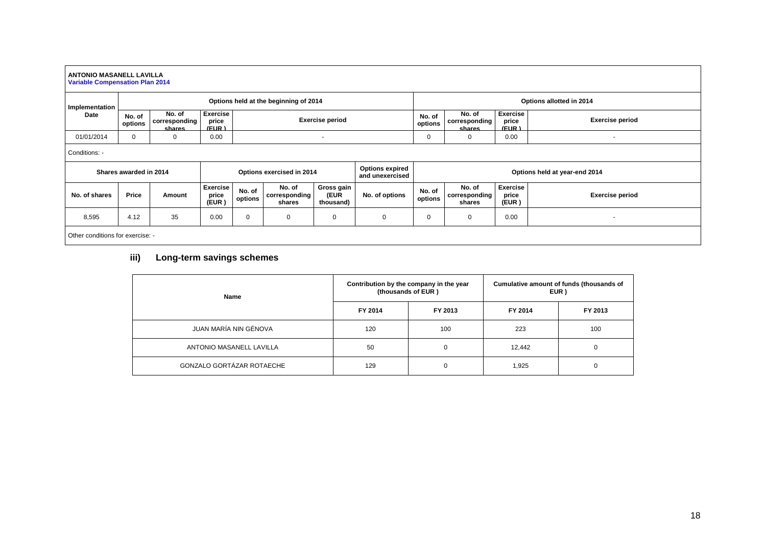**ANTONIO MASANELL LAVILLA**
**Variable Compensation Plan 2014**

| Implementation Date | Options held at the beginning of 2014 | | | | Options allotted in 2014 | | | |
|---|---|---|---|---|---|---|---|---|
| | No. of options | No. of corresponding shares | Exercise price (EUR ) | Exercise period | No. of options | No. of corresponding shares | Exercise price (EUR ) | Exercise period |
| 01/01/2014 | 0 | 0 | 0.00 | - | 0 | 0 | 0.00 | - |

Conditions: -

| Shares awarded in 2014 | | | Options exercised in 2014 | | | | Options expired and unexercised | Options held at year-end 2014 | | | |
|---|---|---|---|---|---|---|---|---|---|---|---|
| No. of shares | Price | Amount | Exercise price (EUR ) | No. of options | No. of corresponding shares | Gross gain (EUR thousand) | No. of options | No. of options | No. of corresponding shares | Exercise price (EUR ) | Exercise period |
| 8,595 | 4.12 | 35 | 0.00 | 0 | 0 | 0 | 0 | 0 | 0 | 0.00 | - |

Other conditions for exercise: -

### iii) Long-term savings schemes

| Name | Contribution by the company in the year (thousands of EUR ) | | Cumulative amount of funds (thousands of EUR ) | |
|---|---|---|---|---|
| | FY 2014 | FY 2013 | FY 2014 | FY 2013 |
| JUAN MARÍA NIN GÉNOVA | 120 | 100 | 223 | 100 |
| ANTONIO MASANELL LAVILLA | 50 | 0 | 12,442 | 0 |
| GONZALO GORTÁZAR ROTAECHE | 129 | 0 | 1,925 | 0 |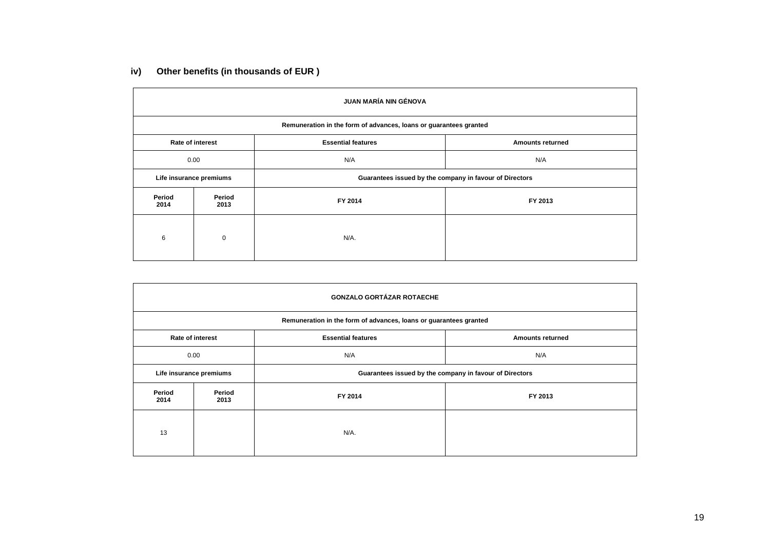### iv) Other benefits (in thousands of EUR )

| JUAN MARÍA NIN GÉNOVA | | | |
|---|---|---|---|
| Remuneration in the form of advances, loans or guarantees granted | | | |
| Rate of interest | | Essential features | Amounts returned |
| 0.00 | | N/A | N/A |
| Life insurance premiums | | Guarantees issued by the company in favour of Directors | |
| Period 2014 | Period 2013 | FY 2014 | FY 2013 |
| 6 | 0 | N/A. | |

| GONZALO GORTÁZAR ROTAECHE | | | |
|---|---|---|---|
| Remuneration in the form of advances, loans or guarantees granted | | | |
| Rate of interest | | Essential features | Amounts returned |
| 0.00 | | N/A | N/A |
| Life insurance premiums | | Guarantees issued by the company in favour of Directors | |
| Period 2014 | Period 2013 | FY 2014 | FY 2013 |
| 13 | | N/A. | |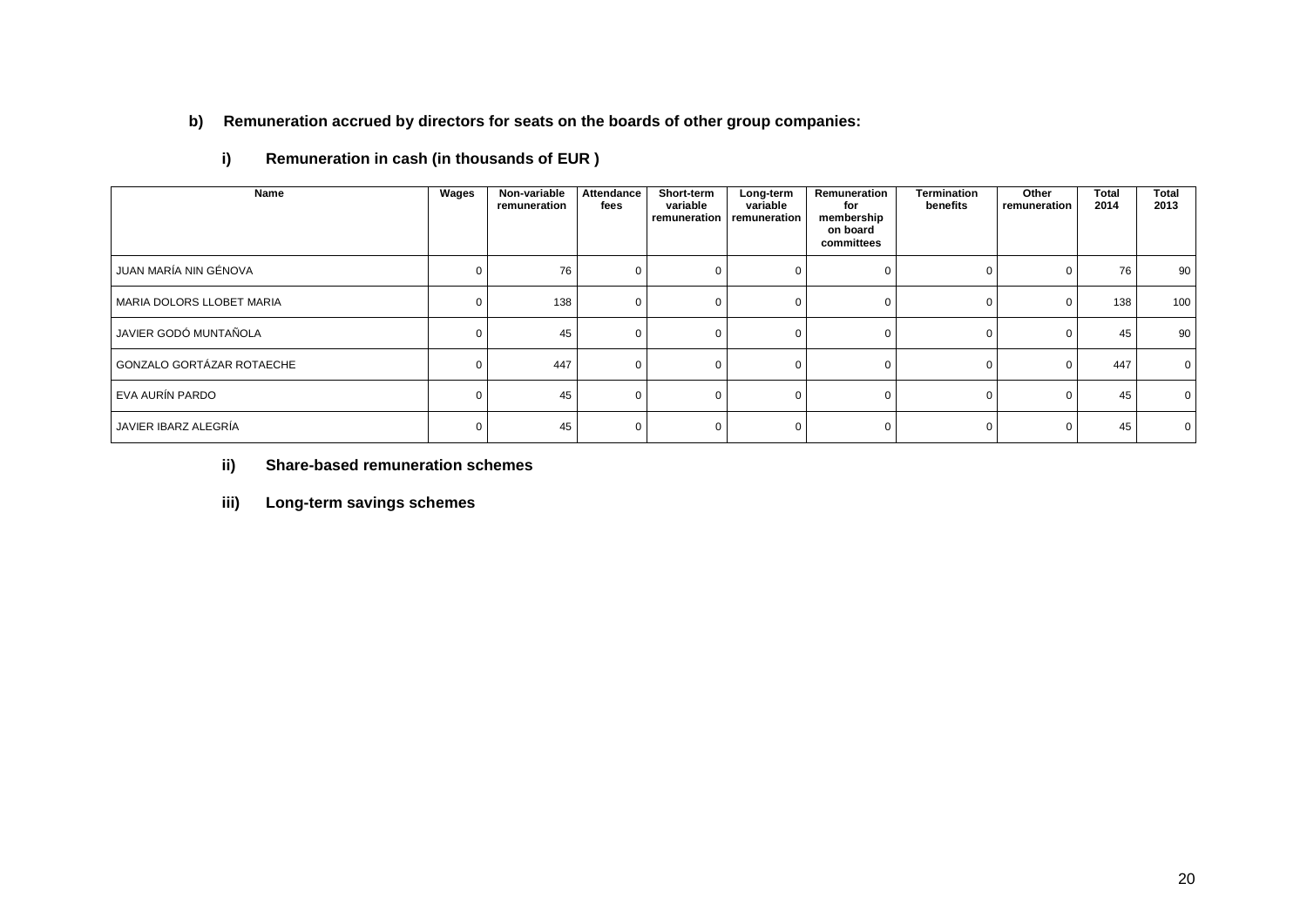### b) Remuneration accrued by directors for seats on the boards of other group companies:

#### i) Remuneration in cash (in thousands of EUR )

| Name | Wages | Non-variable remuneration | Attendance fees | Short-term variable remuneration | Long-term variable remuneration | Remuneration for membership on board committees | Termination benefits | Other remuneration | Total 2014 | Total 2013 |
|---|---|---|---|---|---|---|---|---|---|---|
| JUAN MARÍA NIN GÉNOVA | 0 | 76 | 0 | 0 | 0 | 0 | 0 | 0 | 76 | 90 |
| MARIA DOLORS LLOBET MARIA | 0 | 138 | 0 | 0 | 0 | 0 | 0 | 0 | 138 | 100 |
| JAVIER GODÓ MUNTAÑOLA | 0 | 45 | 0 | 0 | 0 | 0 | 0 | 0 | 45 | 90 |
| GONZALO GORTÁZAR ROTAECHE | 0 | 447 | 0 | 0 | 0 | 0 | 0 | 0 | 447 | 0 |
| EVA AURÍN PARDO | 0 | 45 | 0 | 0 | 0 | 0 | 0 | 0 | 45 | 0 |
| JAVIER IBARZ ALEGRÍA | 0 | 45 | 0 | 0 | 0 | 0 | 0 | 0 | 45 | 0 |

#### ii) Share-based remuneration schemes

#### iii) Long-term savings schemes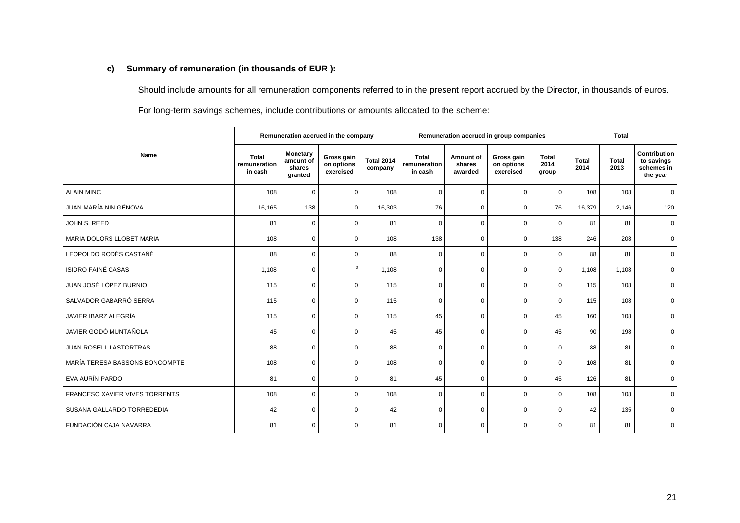**c) Summary of remuneration (in thousands of EUR ):**

Should include amounts for all remuneration components referred to in the present report accrued by the Director, in thousands of euros.

For long-term savings schemes, include contributions or amounts allocated to the scheme:

| Name | Remuneration accrued in the company | | | | Remuneration accrued in group companies | | | | Total | | |
|---|---|---|---|---|---|---|---|---|---|---|---|
| | Total remuneration in cash | Monetary amount of shares granted | Gross gain on options exercised | Total 2014 company | Total remuneration in cash | Amount of shares awarded | Gross gain on options exercised | Total 2014 group | Total 2014 | Total 2013 | Contribution to savings schemes in the year |
| ALAIN MINC | 108 | 0 | 0 | 108 | 0 | 0 | 0 | 0 | 108 | 108 | 0 |
| JUAN MARÍA NIN GÉNOVA | 16,165 | 138 | 0 | 16,303 | 76 | 0 | 0 | 76 | 16,379 | 2,146 | 120 |
| JOHN S. REED | 81 | 0 | 0 | 81 | 0 | 0 | 0 | 0 | 81 | 81 | 0 |
| MARIA DOLORS LLOBET MARIA | 108 | 0 | 0 | 108 | 138 | 0 | 0 | 138 | 246 | 208 | 0 |
| LEOPOLDO RODÉS CASTAÑÉ | 88 | 0 | 0 | 88 | 0 | 0 | 0 | 0 | 88 | 81 | 0 |
| ISIDRO FAINÉ CASAS | 1,108 | 0 | 0 | 1,108 | 0 | 0 | 0 | 0 | 1,108 | 1,108 | 0 |
| JUAN JOSÉ LÓPEZ BURNIOL | 115 | 0 | 0 | 115 | 0 | 0 | 0 | 0 | 115 | 108 | 0 |
| SALVADOR GABARRÓ SERRA | 115 | 0 | 0 | 115 | 0 | 0 | 0 | 0 | 115 | 108 | 0 |
| JAVIER IBARZ ALEGRÍA | 115 | 0 | 0 | 115 | 45 | 0 | 0 | 45 | 160 | 108 | 0 |
| JAVIER GODÓ MUNTAÑOLA | 45 | 0 | 0 | 45 | 45 | 0 | 0 | 45 | 90 | 198 | 0 |
| JUAN ROSELL LASTORTRAS | 88 | 0 | 0 | 88 | 0 | 0 | 0 | 0 | 88 | 81 | 0 |
| MARÍA TERESA BASSONS BONCOMPTE | 108 | 0 | 0 | 108 | 0 | 0 | 0 | 0 | 108 | 81 | 0 |
| EVA AURÍN PARDO | 81 | 0 | 0 | 81 | 45 | 0 | 0 | 45 | 126 | 81 | 0 |
| FRANCESC XAVIER VIVES TORRENTS | 108 | 0 | 0 | 108 | 0 | 0 | 0 | 0 | 108 | 108 | 0 |
| SUSANA GALLARDO TORREDEDIA | 42 | 0 | 0 | 42 | 0 | 0 | 0 | 0 | 42 | 135 | 0 |
| FUNDACIÓN CAJA NAVARRA | 81 | 0 | 0 | 81 | 0 | 0 | 0 | 0 | 81 | 81 | 0 |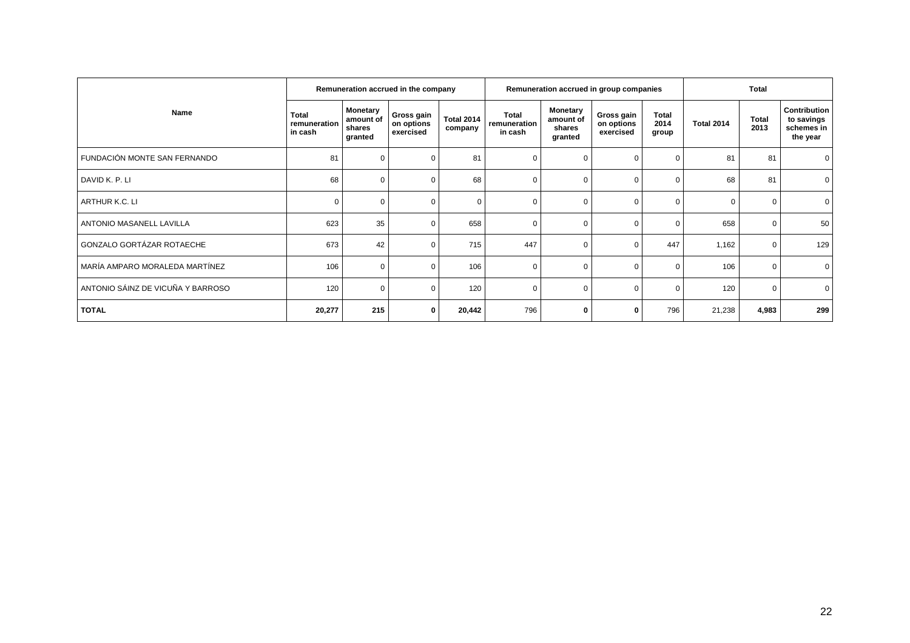| Name | Remuneration accrued in the company | | | | Remuneration accrued in group companies | | | | Total | | |
|---|---|---|---|---|---|---|---|---|---|---|---|
| | Total remuneration in cash | Monetary amount of shares granted | Gross gain on options exercised | Total 2014 company | Total remuneration in cash | Monetary amount of shares granted | Gross gain on options exercised | Total 2014 group | Total 2014 | Total 2013 | Contribution to savings schemes in the year |
| FUNDACIÓN MONTE SAN FERNANDO | 81 | 0 | 0 | 81 | 0 | 0 | 0 | 0 | 81 | 81 | 0 |
| DAVID K. P. LI | 68 | 0 | 0 | 68 | 0 | 0 | 0 | 0 | 68 | 81 | 0 |
| ARTHUR K.C. LI | 0 | 0 | 0 | 0 | 0 | 0 | 0 | 0 | 0 | 0 | 0 |
| ANTONIO MASANELL LAVILLA | 623 | 35 | 0 | 658 | 0 | 0 | 0 | 0 | 658 | 0 | 50 |
| GONZALO GORTÁZAR ROTAECHE | 673 | 42 | 0 | 715 | 447 | 0 | 0 | 447 | 1,162 | 0 | 129 |
| MARÍA AMPARO MORALEDA MARTÍNEZ | 106 | 0 | 0 | 106 | 0 | 0 | 0 | 0 | 106 | 0 | 0 |
| ANTONIO SÁINZ DE VICUÑA Y BARROSO | 120 | 0 | 0 | 120 | 0 | 0 | 0 | 0 | 120 | 0 | 0 |
| **TOTAL** | **20,277** | **215** | **0** | **20,442** | 796 | **0** | **0** | 796 | 21,238 | **4,983** | **299** |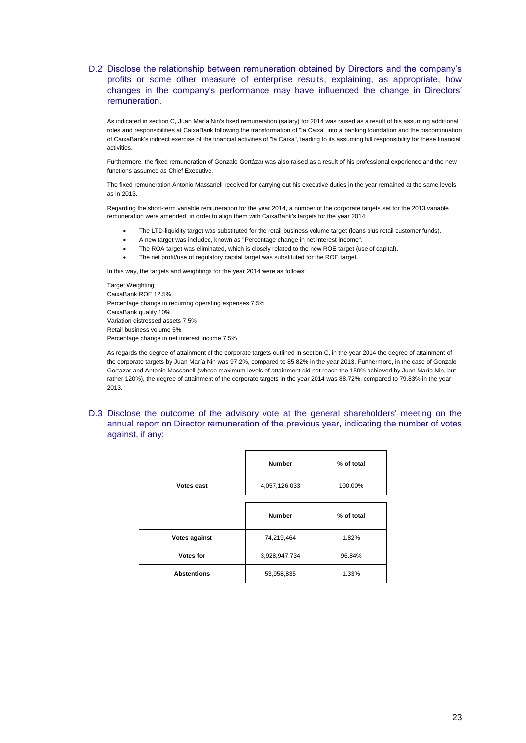## D.2 Disclose the relationship between remuneration obtained by Directors and the company's profits or some other measure of enterprise results, explaining, as appropriate, how changes in the company's performance may have influenced the change in Directors' remuneration.

As indicated in section C, Juan María Nin's fixed remuneration (salary) for 2014 was raised as a result of his assuming additional roles and responsibilities at CaixaBank following the transformation of "la Caixa" into a banking foundation and the discontinuation of CaixaBank's indirect exercise of the financial activities of "la Caixa", leading to its assuming full responsibility for these financial activities.

Furthermore, the fixed remuneration of Gonzalo Gortázar was also raised as a result of his professional experience and the new functions assumed as Chief Executive.

The fixed remuneration Antonio Massanell received for carrying out his executive duties in the year remained at the same levels as in 2013.

Regarding the short-term variable remuneration for the year 2014, a number of the corporate targets set for the 2013 variable remuneration were amended, in order to align them with CaixaBank's targets for the year 2014:

- The LTD-liquidity target was substituted for the retail business volume target (loans plus retail customer funds).
- A new target was included, known as "Percentage change in net interest income".
- The ROA target was eliminated, which is closely related to the new ROE target (use of capital).
- The net profit/use of regulatory capital target was substituted for the ROE target.

In this way, the targets and weightings for the year 2014 were as follows:

Target Weighting
CaixaBank ROE 12.5%
Percentage change in recurring operating expenses 7.5%
CaixaBank quality 10%
Variation distressed assets 7.5%
Retail business volume 5%
Percentage change in net interest income 7.5%

As regards the degree of attainment of the corporate targets outlined in section C, in the year 2014 the degree of attainment of the corporate targets by Juan María Nin was 97.2%, compared to 85.82% in the year 2013. Furthermore, in the case of Gonzalo Gortazar and Antonio Massanell (whose maximum levels of attainment did not reach the 150% achieved by Juan María Nin, but rather 120%), the degree of attainment of the corporate targets in the year 2014 was 88.72%, compared to 79.83% in the year 2013.

## D.3 Disclose the outcome of the advisory vote at the general shareholders' meeting on the annual report on Director remuneration of the previous year, indicating the number of votes against, if any:

| | Number | % of total |
|---|---|---|
| **Votes cast** | 4,057,126,033 | 100.00% |

| | Number | % of total |
|---|---|---|
| **Votes against** | 74,219,464 | 1.82% |
| **Votes for** | 3,928,947,734 | 96.84% |
| **Abstentions** | 53,958,835 | 1.33% |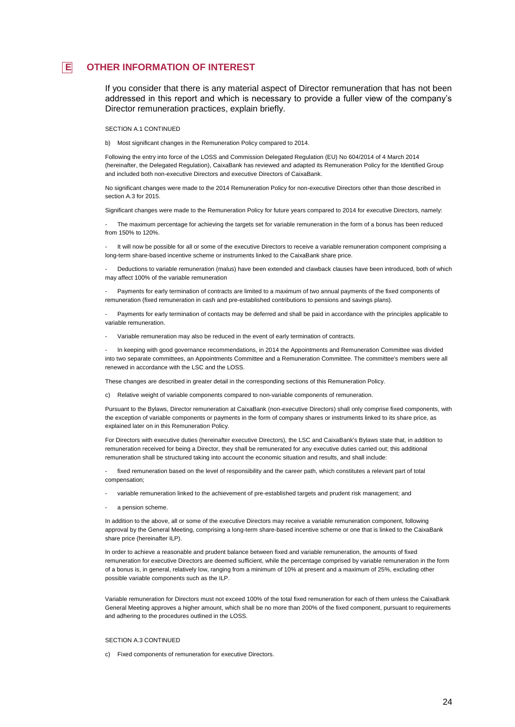# E OTHER INFORMATION OF INTEREST

If you consider that there is any material aspect of Director remuneration that has not been addressed in this report and which is necessary to provide a fuller view of the company's Director remuneration practices, explain briefly.

SECTION A.1 CONTINUED

b) Most significant changes in the Remuneration Policy compared to 2014.

Following the entry into force of the LOSS and Commission Delegated Regulation (EU) No 604/2014 of 4 March 2014 (hereinafter, the Delegated Regulation), CaixaBank has reviewed and adapted its Remuneration Policy for the Identified Group and included both non-executive Directors and executive Directors of CaixaBank.

No significant changes were made to the 2014 Remuneration Policy for non-executive Directors other than those described in section A.3 for 2015.

Significant changes were made to the Remuneration Policy for future years compared to 2014 for executive Directors, namely:

- The maximum percentage for achieving the targets set for variable remuneration in the form of a bonus has been reduced from 150% to 120%.
- It will now be possible for all or some of the executive Directors to receive a variable remuneration component comprising a long-term share-based incentive scheme or instruments linked to the CaixaBank share price.
- Deductions to variable remuneration (malus) have been extended and clawback clauses have been introduced, both of which may affect 100% of the variable remuneration
- Payments for early termination of contracts are limited to a maximum of two annual payments of the fixed components of remuneration (fixed remuneration in cash and pre-established contributions to pensions and savings plans).
- Payments for early termination of contacts may be deferred and shall be paid in accordance with the principles applicable to variable remuneration.
- Variable remuneration may also be reduced in the event of early termination of contracts.
- In keeping with good governance recommendations, in 2014 the Appointments and Remuneration Committee was divided into two separate committees, an Appointments Committee and a Remuneration Committee. The committee's members were all renewed in accordance with the LSC and the LOSS.

These changes are described in greater detail in the corresponding sections of this Remuneration Policy.

c) Relative weight of variable components compared to non-variable components of remuneration.

Pursuant to the Bylaws, Director remuneration at CaixaBank (non-executive Directors) shall only comprise fixed components, with the exception of variable components or payments in the form of company shares or instruments linked to its share price, as explained later on in this Remuneration Policy.

For Directors with executive duties (hereinafter executive Directors), the LSC and CaixaBank's Bylaws state that, in addition to remuneration received for being a Director, they shall be remunerated for any executive duties carried out; this additional remuneration shall be structured taking into account the economic situation and results, and shall include:

- fixed remuneration based on the level of responsibility and the career path, which constitutes a relevant part of total compensation;
- variable remuneration linked to the achievement of pre-established targets and prudent risk management; and
- a pension scheme.

In addition to the above, all or some of the executive Directors may receive a variable remuneration component, following approval by the General Meeting, comprising a long-term share-based incentive scheme or one that is linked to the CaixaBank share price (hereinafter ILP).

In order to achieve a reasonable and prudent balance between fixed and variable remuneration, the amounts of fixed remuneration for executive Directors are deemed sufficient, while the percentage comprised by variable remuneration in the form of a bonus is, in general, relatively low, ranging from a minimum of 10% at present and a maximum of 25%, excluding other possible variable components such as the ILP.

Variable remuneration for Directors must not exceed 100% of the total fixed remuneration for each of them unless the CaixaBank General Meeting approves a higher amount, which shall be no more than 200% of the fixed component, pursuant to requirements and adhering to the procedures outlined in the LOSS.

SECTION A.3 CONTINUED

c) Fixed components of remuneration for executive Directors.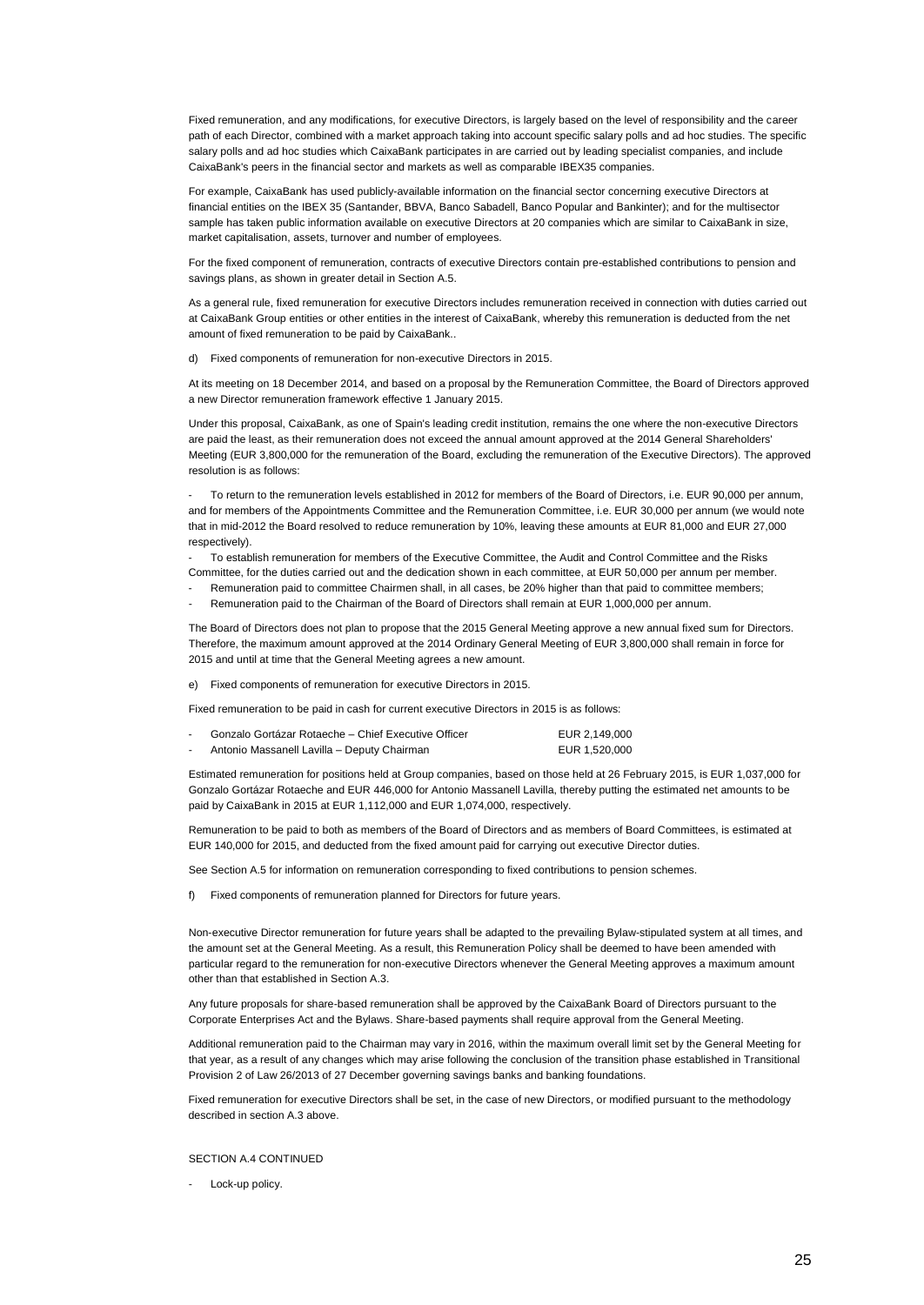Fixed remuneration, and any modifications, for executive Directors, is largely based on the level of responsibility and the career path of each Director, combined with a market approach taking into account specific salary polls and ad hoc studies. The specific salary polls and ad hoc studies which CaixaBank participates in are carried out by leading specialist companies, and include CaixaBank's peers in the financial sector and markets as well as comparable IBEX35 companies.

For example, CaixaBank has used publicly-available information on the financial sector concerning executive Directors at financial entities on the IBEX 35 (Santander, BBVA, Banco Sabadell, Banco Popular and Bankinter); and for the multisector sample has taken public information available on executive Directors at 20 companies which are similar to CaixaBank in size, market capitalisation, assets, turnover and number of employees.

For the fixed component of remuneration, contracts of executive Directors contain pre-established contributions to pension and savings plans, as shown in greater detail in Section A.5.

As a general rule, fixed remuneration for executive Directors includes remuneration received in connection with duties carried out at CaixaBank Group entities or other entities in the interest of CaixaBank, whereby this remuneration is deducted from the net amount of fixed remuneration to be paid by CaixaBank..

d) Fixed components of remuneration for non-executive Directors in 2015.

At its meeting on 18 December 2014, and based on a proposal by the Remuneration Committee, the Board of Directors approved a new Director remuneration framework effective 1 January 2015.

Under this proposal, CaixaBank, as one of Spain's leading credit institution, remains the one where the non-executive Directors are paid the least, as their remuneration does not exceed the annual amount approved at the 2014 General Shareholders' Meeting (EUR 3,800,000 for the remuneration of the Board, excluding the remuneration of the Executive Directors). The approved resolution is as follows:

- To return to the remuneration levels established in 2012 for members of the Board of Directors, i.e. EUR 90,000 per annum, and for members of the Appointments Committee and the Remuneration Committee, i.e. EUR 30,000 per annum (we would note that in mid-2012 the Board resolved to reduce remuneration by 10%, leaving these amounts at EUR 81,000 and EUR 27,000 respectively).
- To establish remuneration for members of the Executive Committee, the Audit and Control Committee and the Risks Committee, for the duties carried out and the dedication shown in each committee, at EUR 50,000 per annum per member.
- Remuneration paid to committee Chairmen shall, in all cases, be 20% higher than that paid to committee members;
- Remuneration paid to the Chairman of the Board of Directors shall remain at EUR 1,000,000 per annum.

The Board of Directors does not plan to propose that the 2015 General Meeting approve a new annual fixed sum for Directors. Therefore, the maximum amount approved at the 2014 Ordinary General Meeting of EUR 3,800,000 shall remain in force for 2015 and until at time that the General Meeting agrees a new amount.

e) Fixed components of remuneration for executive Directors in 2015.

Fixed remuneration to be paid in cash for current executive Directors in 2015 is as follows:

- Gonzalo Gortázar Rotaeche – Chief Executive Officer EUR 2,149,000
- Antonio Massanell Lavilla – Deputy Chairman EUR 1,520,000

Estimated remuneration for positions held at Group companies, based on those held at 26 February 2015, is EUR 1,037,000 for Gonzalo Gortázar Rotaeche and EUR 446,000 for Antonio Massanell Lavilla, thereby putting the estimated net amounts to be paid by CaixaBank in 2015 at EUR 1,112,000 and EUR 1,074,000, respectively.

Remuneration to be paid to both as members of the Board of Directors and as members of Board Committees, is estimated at EUR 140,000 for 2015, and deducted from the fixed amount paid for carrying out executive Director duties.

See Section A.5 for information on remuneration corresponding to fixed contributions to pension schemes.

f) Fixed components of remuneration planned for Directors for future years.

Non-executive Director remuneration for future years shall be adapted to the prevailing Bylaw-stipulated system at all times, and the amount set at the General Meeting. As a result, this Remuneration Policy shall be deemed to have been amended with particular regard to the remuneration for non-executive Directors whenever the General Meeting approves a maximum amount other than that established in Section A.3.

Any future proposals for share-based remuneration shall be approved by the CaixaBank Board of Directors pursuant to the Corporate Enterprises Act and the Bylaws. Share-based payments shall require approval from the General Meeting.

Additional remuneration paid to the Chairman may vary in 2016, within the maximum overall limit set by the General Meeting for that year, as a result of any changes which may arise following the conclusion of the transition phase established in Transitional Provision 2 of Law 26/2013 of 27 December governing savings banks and banking foundations.

Fixed remuneration for executive Directors shall be set, in the case of new Directors, or modified pursuant to the methodology described in section A.3 above.

SECTION A.4 CONTINUED

- Lock-up policy.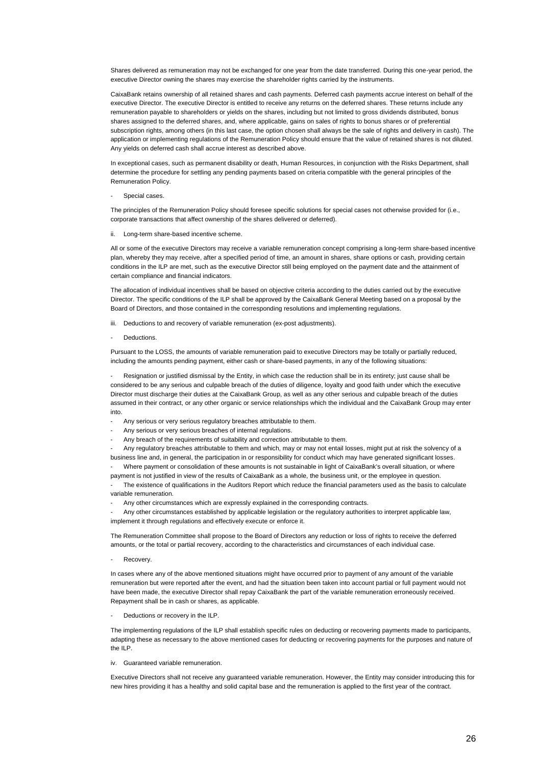Shares delivered as remuneration may not be exchanged for one year from the date transferred. During this one-year period, the executive Director owning the shares may exercise the shareholder rights carried by the instruments.

CaixaBank retains ownership of all retained shares and cash payments. Deferred cash payments accrue interest on behalf of the executive Director. The executive Director is entitled to receive any returns on the deferred shares. These returns include any remuneration payable to shareholders or yields on the shares, including but not limited to gross dividends distributed, bonus shares assigned to the deferred shares, and, where applicable, gains on sales of rights to bonus shares or of preferential subscription rights, among others (in this last case, the option chosen shall always be the sale of rights and delivery in cash). The application or implementing regulations of the Remuneration Policy should ensure that the value of retained shares is not diluted. Any yields on deferred cash shall accrue interest as described above.

In exceptional cases, such as permanent disability or death, Human Resources, in conjunction with the Risks Department, shall determine the procedure for settling any pending payments based on criteria compatible with the general principles of the Remuneration Policy.

- Special cases.

The principles of the Remuneration Policy should foresee specific solutions for special cases not otherwise provided for (i.e., corporate transactions that affect ownership of the shares delivered or deferred).

ii. Long-term share-based incentive scheme.

All or some of the executive Directors may receive a variable remuneration concept comprising a long-term share-based incentive plan, whereby they may receive, after a specified period of time, an amount in shares, share options or cash, providing certain conditions in the ILP are met, such as the executive Director still being employed on the payment date and the attainment of certain compliance and financial indicators.

The allocation of individual incentives shall be based on objective criteria according to the duties carried out by the executive Director. The specific conditions of the ILP shall be approved by the CaixaBank General Meeting based on a proposal by the Board of Directors, and those contained in the corresponding resolutions and implementing regulations.

iii. Deductions to and recovery of variable remuneration (ex-post adjustments).

- Deductions.

Pursuant to the LOSS, the amounts of variable remuneration paid to executive Directors may be totally or partially reduced, including the amounts pending payment, either cash or share-based payments, in any of the following situations:

- Resignation or justified dismissal by the Entity, in which case the reduction shall be in its entirety; just cause shall be considered to be any serious and culpable breach of the duties of diligence, loyalty and good faith under which the executive Director must discharge their duties at the CaixaBank Group, as well as any other serious and culpable breach of the duties assumed in their contract, or any other organic or service relationships which the individual and the CaixaBank Group may enter into.
- Any serious or very serious regulatory breaches attributable to them.
- Any serious or very serious breaches of internal regulations.
- Any breach of the requirements of suitability and correction attributable to them.
- Any regulatory breaches attributable to them and which, may or may not entail losses, might put at risk the solvency of a business line and, in general, the participation in or responsibility for conduct which may have generated significant losses.
- Where payment or consolidation of these amounts is not sustainable in light of CaixaBank's overall situation, or where payment is not justified in view of the results of CaixaBank as a whole, the business unit, or the employee in question.
- The existence of qualifications in the Auditors Report which reduce the financial parameters used as the basis to calculate variable remuneration.
- Any other circumstances which are expressly explained in the corresponding contracts.
- Any other circumstances established by applicable legislation or the regulatory authorities to interpret applicable law, implement it through regulations and effectively execute or enforce it.

The Remuneration Committee shall propose to the Board of Directors any reduction or loss of rights to receive the deferred amounts, or the total or partial recovery, according to the characteristics and circumstances of each individual case.

- Recovery.

In cases where any of the above mentioned situations might have occurred prior to payment of any amount of the variable remuneration but were reported after the event, and had the situation been taken into account partial or full payment would not have been made, the executive Director shall repay CaixaBank the part of the variable remuneration erroneously received. Repayment shall be in cash or shares, as applicable.

- Deductions or recovery in the ILP.

The implementing regulations of the ILP shall establish specific rules on deducting or recovering payments made to participants, adapting these as necessary to the above mentioned cases for deducting or recovering payments for the purposes and nature of the ILP.

iv. Guaranteed variable remuneration.

Executive Directors shall not receive any guaranteed variable remuneration. However, the Entity may consider introducing this for new hires providing it has a healthy and solid capital base and the remuneration is applied to the first year of the contract.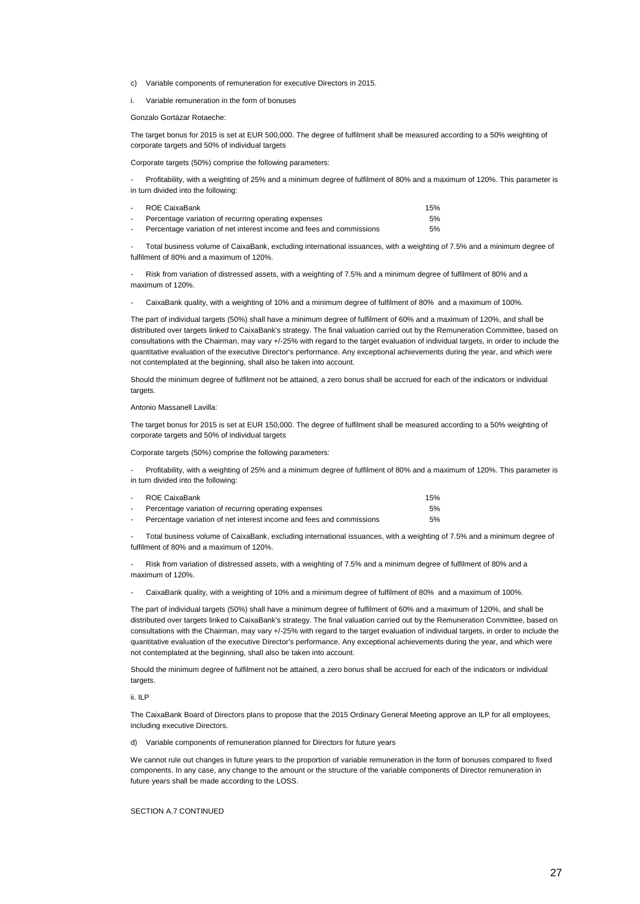c) Variable components of remuneration for executive Directors in 2015.

i. Variable remuneration in the form of bonuses

Gonzalo Gortázar Rotaeche:

The target bonus for 2015 is set at EUR 500,000. The degree of fulfilment shall be measured according to a 50% weighting of corporate targets and 50% of individual targets

Corporate targets (50%) comprise the following parameters:

- Profitability, with a weighting of 25% and a minimum degree of fulfilment of 80% and a maximum of 120%. This parameter is in turn divided into the following:

| | |
|---|---|
| - ROE CaixaBank | 15% |
| - Percentage variation of recurring operating expenses | 5% |
| - Percentage variation of net interest income and fees and commissions | 5% |

- Total business volume of CaixaBank, excluding international issuances, with a weighting of 7.5% and a minimum degree of fulfilment of 80% and a maximum of 120%.

- Risk from variation of distressed assets, with a weighting of 7.5% and a minimum degree of fulfilment of 80% and a maximum of 120%.

- CaixaBank quality, with a weighting of 10% and a minimum degree of fulfilment of 80% and a maximum of 100%.

The part of individual targets (50%) shall have a minimum degree of fulfilment of 60% and a maximum of 120%, and shall be distributed over targets linked to CaixaBank's strategy. The final valuation carried out by the Remuneration Committee, based on consultations with the Chairman, may vary +/-25% with regard to the target evaluation of individual targets, in order to include the quantitative evaluation of the executive Director's performance. Any exceptional achievements during the year, and which were not contemplated at the beginning, shall also be taken into account.

Should the minimum degree of fulfilment not be attained, a zero bonus shall be accrued for each of the indicators or individual targets.

Antonio Massanell Lavilla:

The target bonus for 2015 is set at EUR 150,000. The degree of fulfilment shall be measured according to a 50% weighting of corporate targets and 50% of individual targets

Corporate targets (50%) comprise the following parameters:

- Profitability, with a weighting of 25% and a minimum degree of fulfilment of 80% and a maximum of 120%. This parameter is in turn divided into the following:

| | |
|---|---|
| - ROE CaixaBank | 15% |
| - Percentage variation of recurring operating expenses | 5% |
| - Percentage variation of net interest income and fees and commissions | 5% |

- Total business volume of CaixaBank, excluding international issuances, with a weighting of 7.5% and a minimum degree of fulfilment of 80% and a maximum of 120%.

- Risk from variation of distressed assets, with a weighting of 7.5% and a minimum degree of fulfilment of 80% and a maximum of 120%.

- CaixaBank quality, with a weighting of 10% and a minimum degree of fulfilment of 80% and a maximum of 100%.

The part of individual targets (50%) shall have a minimum degree of fulfilment of 60% and a maximum of 120%, and shall be distributed over targets linked to CaixaBank's strategy. The final valuation carried out by the Remuneration Committee, based on consultations with the Chairman, may vary +/-25% with regard to the target evaluation of individual targets, in order to include the quantitative evaluation of the executive Director's performance. Any exceptional achievements during the year, and which were not contemplated at the beginning, shall also be taken into account.

Should the minimum degree of fulfilment not be attained, a zero bonus shall be accrued for each of the indicators or individual targets.

ii. ILP

The CaixaBank Board of Directors plans to propose that the 2015 Ordinary General Meeting approve an ILP for all employees, including executive Directors.

d) Variable components of remuneration planned for Directors for future years

We cannot rule out changes in future years to the proportion of variable remuneration in the form of bonuses compared to fixed components. In any case, any change to the amount or the structure of the variable components of Director remuneration in future years shall be made according to the LOSS.

SECTION A.7 CONTINUED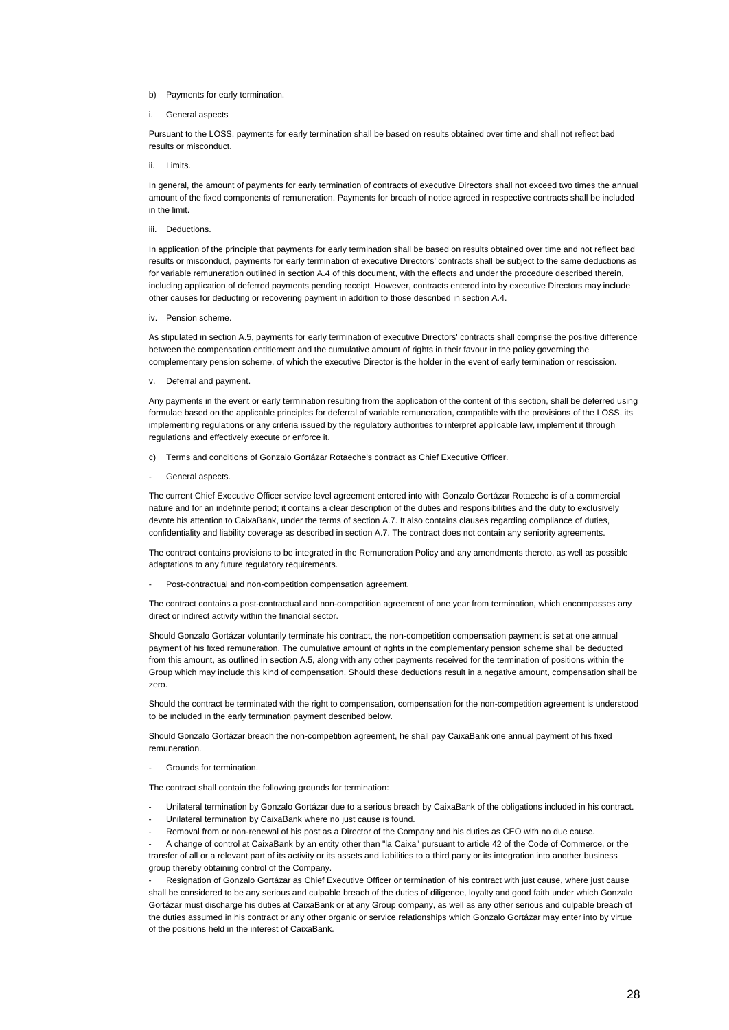b) Payments for early termination.

i. General aspects

Pursuant to the LOSS, payments for early termination shall be based on results obtained over time and shall not reflect bad results or misconduct.

ii. Limits.

In general, the amount of payments for early termination of contracts of executive Directors shall not exceed two times the annual amount of the fixed components of remuneration. Payments for breach of notice agreed in respective contracts shall be included in the limit.

iii. Deductions.

In application of the principle that payments for early termination shall be based on results obtained over time and not reflect bad results or misconduct, payments for early termination of executive Directors' contracts shall be subject to the same deductions as for variable remuneration outlined in section A.4 of this document, with the effects and under the procedure described therein, including application of deferred payments pending receipt. However, contracts entered into by executive Directors may include other causes for deducting or recovering payment in addition to those described in section A.4.

iv. Pension scheme.

As stipulated in section A.5, payments for early termination of executive Directors' contracts shall comprise the positive difference between the compensation entitlement and the cumulative amount of rights in their favour in the policy governing the complementary pension scheme, of which the executive Director is the holder in the event of early termination or rescission.

v. Deferral and payment.

Any payments in the event or early termination resulting from the application of the content of this section, shall be deferred using formulae based on the applicable principles for deferral of variable remuneration, compatible with the provisions of the LOSS, its implementing regulations or any criteria issued by the regulatory authorities to interpret applicable law, implement it through regulations and effectively execute or enforce it.

c) Terms and conditions of Gonzalo Gortázar Rotaeche's contract as Chief Executive Officer.

- General aspects.

The current Chief Executive Officer service level agreement entered into with Gonzalo Gortázar Rotaeche is of a commercial nature and for an indefinite period; it contains a clear description of the duties and responsibilities and the duty to exclusively devote his attention to CaixaBank, under the terms of section A.7. It also contains clauses regarding compliance of duties, confidentiality and liability coverage as described in section A.7. The contract does not contain any seniority agreements.

The contract contains provisions to be integrated in the Remuneration Policy and any amendments thereto, as well as possible adaptations to any future regulatory requirements.

- Post-contractual and non-competition compensation agreement.

The contract contains a post-contractual and non-competition agreement of one year from termination, which encompasses any direct or indirect activity within the financial sector.

Should Gonzalo Gortázar voluntarily terminate his contract, the non-competition compensation payment is set at one annual payment of his fixed remuneration. The cumulative amount of rights in the complementary pension scheme shall be deducted from this amount, as outlined in section A.5, along with any other payments received for the termination of positions within the Group which may include this kind of compensation. Should these deductions result in a negative amount, compensation shall be zero.

Should the contract be terminated with the right to compensation, compensation for the non-competition agreement is understood to be included in the early termination payment described below.

Should Gonzalo Gortázar breach the non-competition agreement, he shall pay CaixaBank one annual payment of his fixed remuneration.

- Grounds for termination.

The contract shall contain the following grounds for termination:

- Unilateral termination by Gonzalo Gortázar due to a serious breach by CaixaBank of the obligations included in his contract.
- Unilateral termination by CaixaBank where no just cause is found.
- Removal from or non-renewal of his post as a Director of the Company and his duties as CEO with no due cause.
- A change of control at CaixaBank by an entity other than "la Caixa" pursuant to article 42 of the Code of Commerce, or the transfer of all or a relevant part of its activity or its assets and liabilities to a third party or its integration into another business group thereby obtaining control of the Company.
- Resignation of Gonzalo Gortázar as Chief Executive Officer or termination of his contract with just cause, where just cause shall be considered to be any serious and culpable breach of the duties of diligence, loyalty and good faith under which Gonzalo Gortázar must discharge his duties at CaixaBank or at any Group company, as well as any other serious and culpable breach of the duties assumed in his contract or any other organic or service relationships which Gonzalo Gortázar may enter into by virtue of the positions held in the interest of CaixaBank.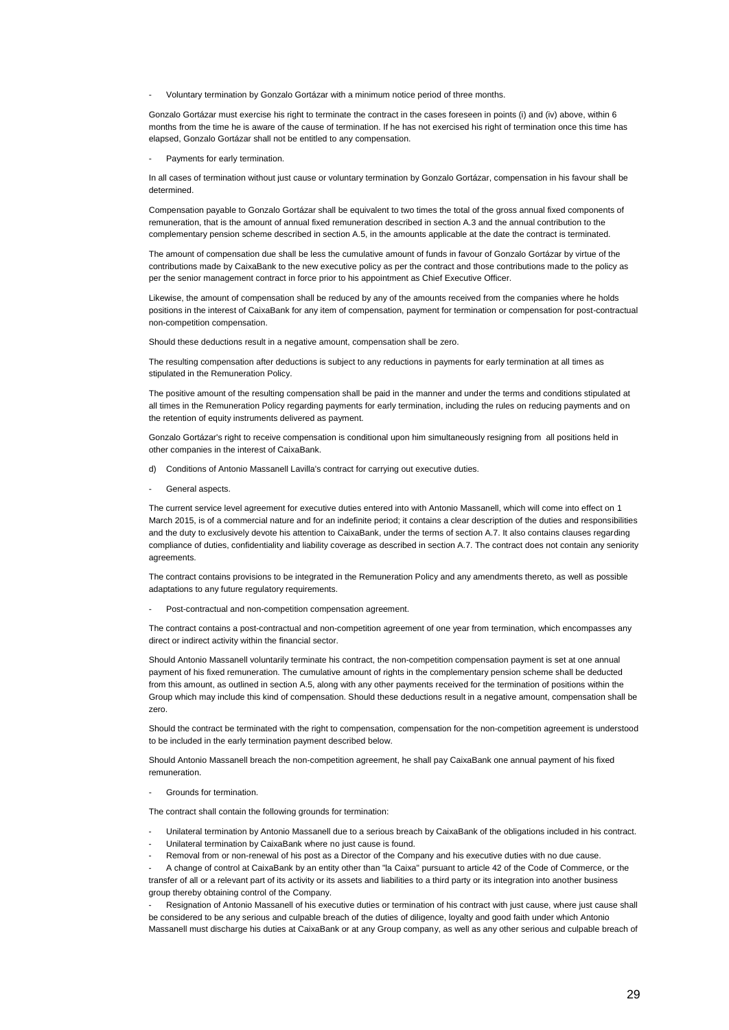- Voluntary termination by Gonzalo Gortázar with a minimum notice period of three months.

Gonzalo Gortázar must exercise his right to terminate the contract in the cases foreseen in points (i) and (iv) above, within 6 months from the time he is aware of the cause of termination. If he has not exercised his right of termination once this time has elapsed, Gonzalo Gortázar shall not be entitled to any compensation.

- Payments for early termination.

In all cases of termination without just cause or voluntary termination by Gonzalo Gortázar, compensation in his favour shall be determined.

Compensation payable to Gonzalo Gortázar shall be equivalent to two times the total of the gross annual fixed components of remuneration, that is the amount of annual fixed remuneration described in section A.3 and the annual contribution to the complementary pension scheme described in section A.5, in the amounts applicable at the date the contract is terminated.

The amount of compensation due shall be less the cumulative amount of funds in favour of Gonzalo Gortázar by virtue of the contributions made by CaixaBank to the new executive policy as per the contract and those contributions made to the policy as per the senior management contract in force prior to his appointment as Chief Executive Officer.

Likewise, the amount of compensation shall be reduced by any of the amounts received from the companies where he holds positions in the interest of CaixaBank for any item of compensation, payment for termination or compensation for post-contractual non-competition compensation.

Should these deductions result in a negative amount, compensation shall be zero.

The resulting compensation after deductions is subject to any reductions in payments for early termination at all times as stipulated in the Remuneration Policy.

The positive amount of the resulting compensation shall be paid in the manner and under the terms and conditions stipulated at all times in the Remuneration Policy regarding payments for early termination, including the rules on reducing payments and on the retention of equity instruments delivered as payment.

Gonzalo Gortázar's right to receive compensation is conditional upon him simultaneously resigning from all positions held in other companies in the interest of CaixaBank.

d) Conditions of Antonio Massanell Lavilla's contract for carrying out executive duties.

- General aspects.

The current service level agreement for executive duties entered into with Antonio Massanell, which will come into effect on 1 March 2015, is of a commercial nature and for an indefinite period; it contains a clear description of the duties and responsibilities and the duty to exclusively devote his attention to CaixaBank, under the terms of section A.7. It also contains clauses regarding compliance of duties, confidentiality and liability coverage as described in section A.7. The contract does not contain any seniority agreements.

The contract contains provisions to be integrated in the Remuneration Policy and any amendments thereto, as well as possible adaptations to any future regulatory requirements.

- Post-contractual and non-competition compensation agreement.

The contract contains a post-contractual and non-competition agreement of one year from termination, which encompasses any direct or indirect activity within the financial sector.

Should Antonio Massanell voluntarily terminate his contract, the non-competition compensation payment is set at one annual payment of his fixed remuneration. The cumulative amount of rights in the complementary pension scheme shall be deducted from this amount, as outlined in section A.5, along with any other payments received for the termination of positions within the Group which may include this kind of compensation. Should these deductions result in a negative amount, compensation shall be zero.

Should the contract be terminated with the right to compensation, compensation for the non-competition agreement is understood to be included in the early termination payment described below.

Should Antonio Massanell breach the non-competition agreement, he shall pay CaixaBank one annual payment of his fixed remuneration.

- Grounds for termination.

The contract shall contain the following grounds for termination:

- Unilateral termination by Antonio Massanell due to a serious breach by CaixaBank of the obligations included in his contract.
- Unilateral termination by CaixaBank where no just cause is found.
- Removal from or non-renewal of his post as a Director of the Company and his executive duties with no due cause.
- A change of control at CaixaBank by an entity other than "la Caixa" pursuant to article 42 of the Code of Commerce, or the transfer of all or a relevant part of its activity or its assets and liabilities to a third party or its integration into another business group thereby obtaining control of the Company.
- Resignation of Antonio Massanell of his executive duties or termination of his contract with just cause, where just cause shall be considered to be any serious and culpable breach of the duties of diligence, loyalty and good faith under which Antonio Massanell must discharge his duties at CaixaBank or at any Group company, as well as any other serious and culpable breach of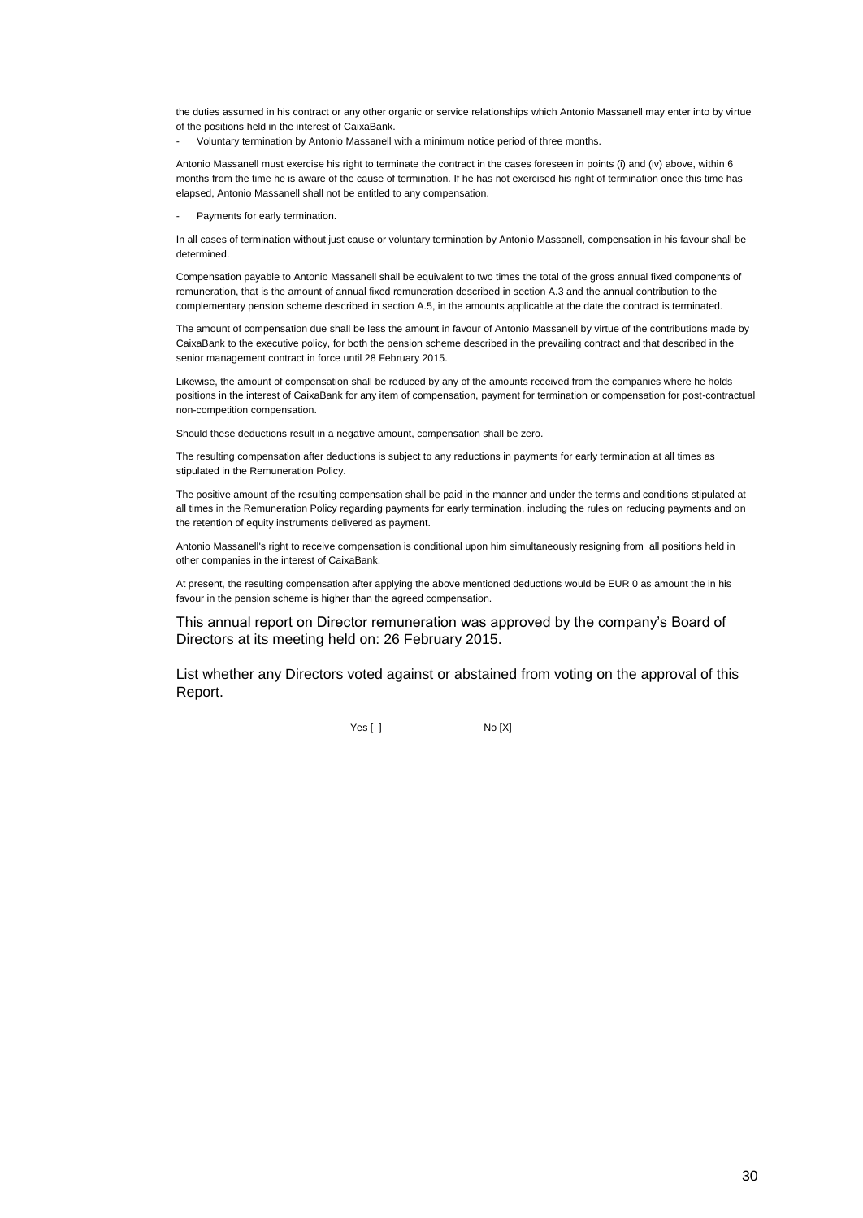the duties assumed in his contract or any other organic or service relationships which Antonio Massanell may enter into by virtue of the positions held in the interest of CaixaBank.

- Voluntary termination by Antonio Massanell with a minimum notice period of three months.

Antonio Massanell must exercise his right to terminate the contract in the cases foreseen in points (i) and (iv) above, within 6 months from the time he is aware of the cause of termination. If he has not exercised his right of termination once this time has elapsed, Antonio Massanell shall not be entitled to any compensation.

- Payments for early termination.

In all cases of termination without just cause or voluntary termination by Antonio Massanell, compensation in his favour shall be determined.

Compensation payable to Antonio Massanell shall be equivalent to two times the total of the gross annual fixed components of remuneration, that is the amount of annual fixed remuneration described in section A.3 and the annual contribution to the complementary pension scheme described in section A.5, in the amounts applicable at the date the contract is terminated.

The amount of compensation due shall be less the amount in favour of Antonio Massanell by virtue of the contributions made by CaixaBank to the executive policy, for both the pension scheme described in the prevailing contract and that described in the senior management contract in force until 28 February 2015.

Likewise, the amount of compensation shall be reduced by any of the amounts received from the companies where he holds positions in the interest of CaixaBank for any item of compensation, payment for termination or compensation for post-contractual non-competition compensation.

Should these deductions result in a negative amount, compensation shall be zero.

The resulting compensation after deductions is subject to any reductions in payments for early termination at all times as stipulated in the Remuneration Policy.

The positive amount of the resulting compensation shall be paid in the manner and under the terms and conditions stipulated at all times in the Remuneration Policy regarding payments for early termination, including the rules on reducing payments and on the retention of equity instruments delivered as payment.

Antonio Massanell's right to receive compensation is conditional upon him simultaneously resigning from all positions held in other companies in the interest of CaixaBank.

At present, the resulting compensation after applying the above mentioned deductions would be EUR 0 as amount the in his favour in the pension scheme is higher than the agreed compensation.

This annual report on Director remuneration was approved by the company's Board of Directors at its meeting held on: 26 February 2015.

List whether any Directors voted against or abstained from voting on the approval of this Report.

Yes [ ] No [X]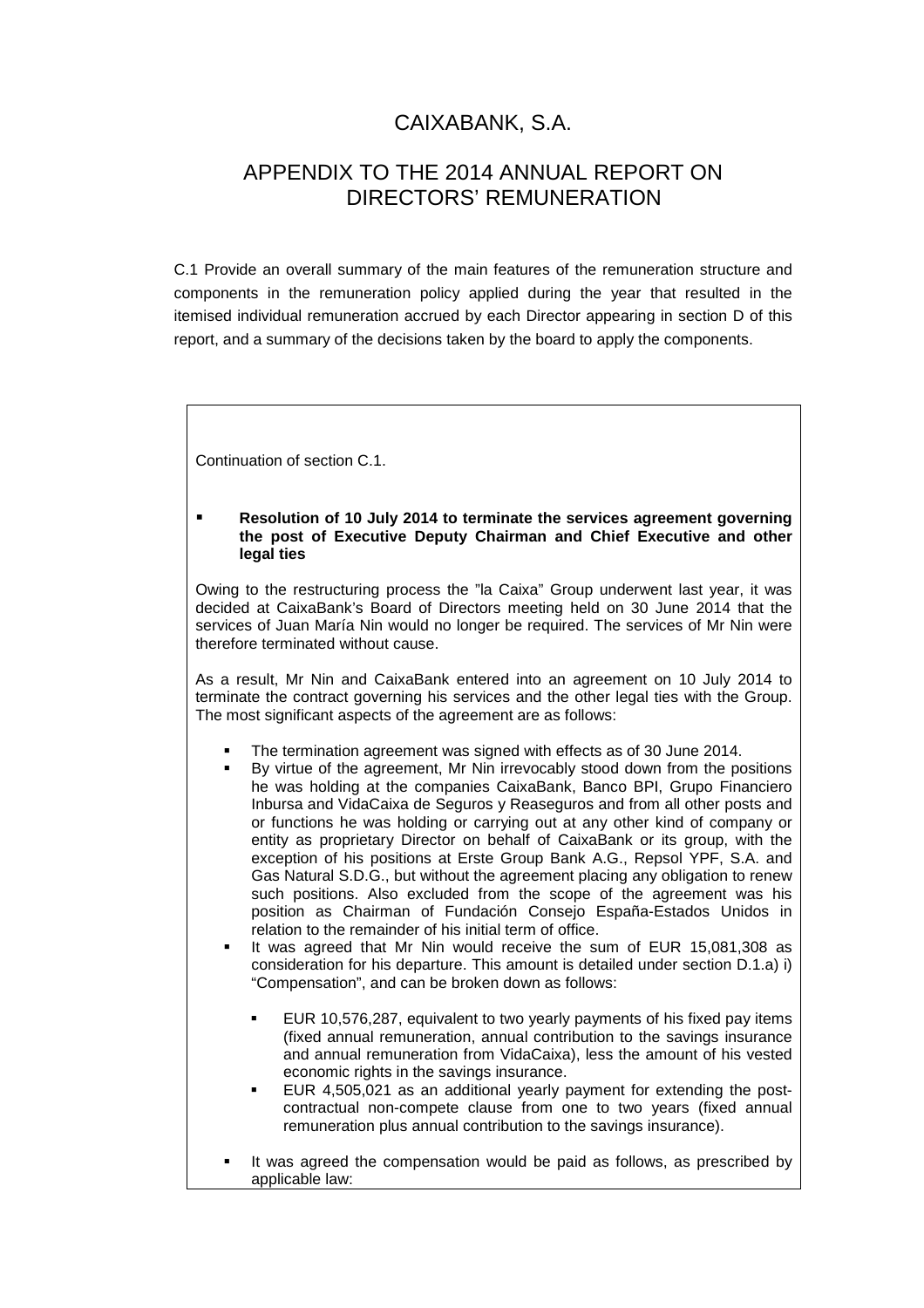# CAIXABANK, S.A.

## APPENDIX TO THE 2014 ANNUAL REPORT ON DIRECTORS' REMUNERATION

C.1 Provide an overall summary of the main features of the remuneration structure and components in the remuneration policy applied during the year that resulted in the itemised individual remuneration accrued by each Director appearing in section D of this report, and a summary of the decisions taken by the board to apply the components.

Continuation of section C.1.

- **Resolution of 10 July 2014 to terminate the services agreement governing the post of Executive Deputy Chairman and Chief Executive and other legal ties**

Owing to the restructuring process the "la Caixa" Group underwent last year, it was decided at CaixaBank's Board of Directors meeting held on 30 June 2014 that the services of Juan María Nin would no longer be required. The services of Mr Nin were therefore terminated without cause.

As a result, Mr Nin and CaixaBank entered into an agreement on 10 July 2014 to terminate the contract governing his services and the other legal ties with the Group. The most significant aspects of the agreement are as follows:

- The termination agreement was signed with effects as of 30 June 2014.
- By virtue of the agreement, Mr Nin irrevocably stood down from the positions he was holding at the companies CaixaBank, Banco BPI, Grupo Financiero Inbursa and VidaCaixa de Seguros y Reaseguros and from all other posts and or functions he was holding or carrying out at any other kind of company or entity as proprietary Director on behalf of CaixaBank or its group, with the exception of his positions at Erste Group Bank A.G., Repsol YPF, S.A. and Gas Natural S.D.G., but without the agreement placing any obligation to renew such positions. Also excluded from the scope of the agreement was his position as Chairman of Fundación Consejo España-Estados Unidos in relation to the remainder of his initial term of office.
- It was agreed that Mr Nin would receive the sum of EUR 15,081,308 as consideration for his departure. This amount is detailed under section D.1.a) i) "Compensation", and can be broken down as follows:
  - EUR 10,576,287, equivalent to two yearly payments of his fixed pay items (fixed annual remuneration, annual contribution to the savings insurance and annual remuneration from VidaCaixa), less the amount of his vested economic rights in the savings insurance.
  - EUR 4,505,021 as an additional yearly payment for extending the post-contractual non-compete clause from one to two years (fixed annual remuneration plus annual contribution to the savings insurance).
- It was agreed the compensation would be paid as follows, as prescribed by applicable law: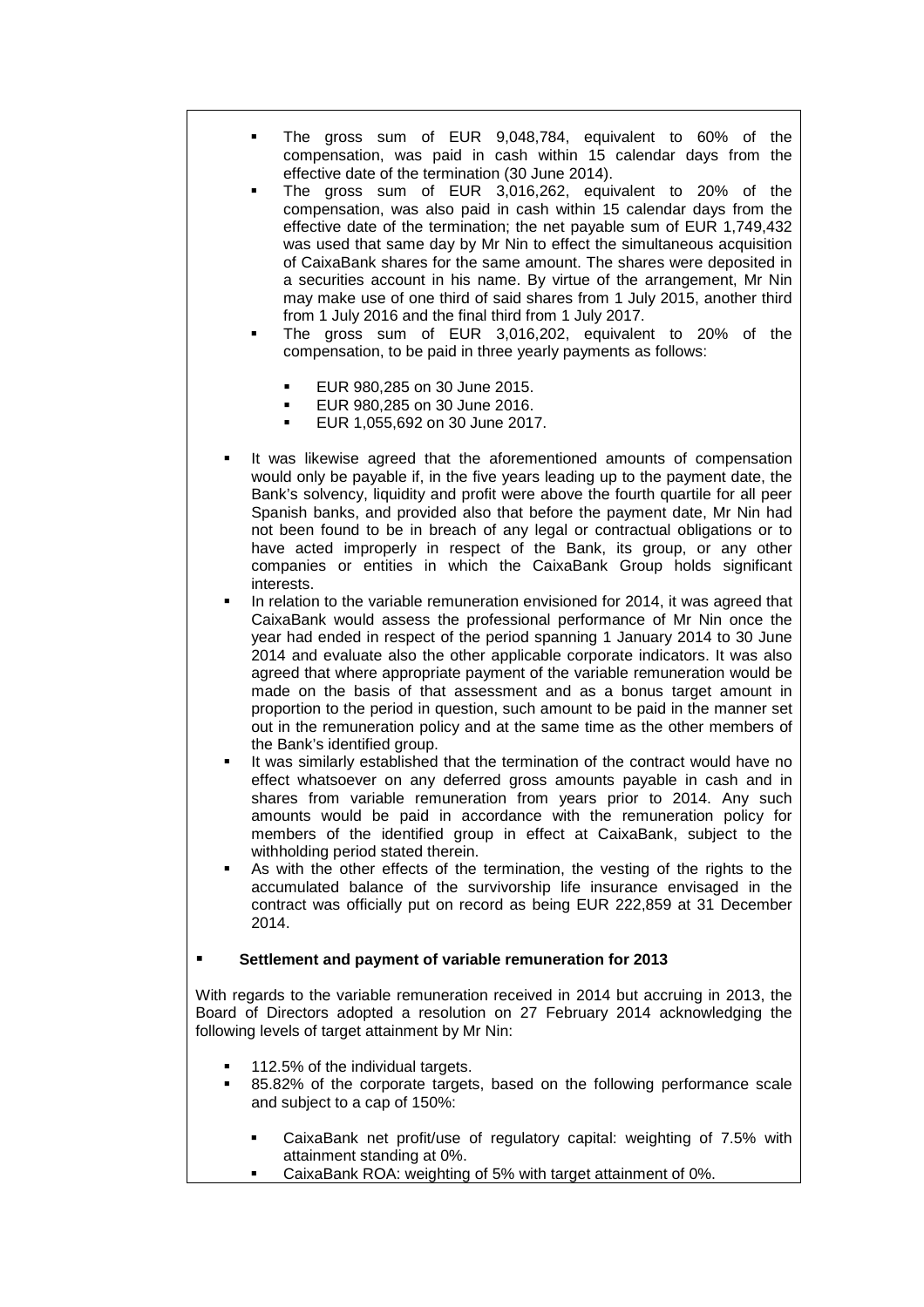- The gross sum of EUR 9,048,784, equivalent to 60% of the compensation, was paid in cash within 15 calendar days from the effective date of the termination (30 June 2014).
- The gross sum of EUR 3,016,262, equivalent to 20% of the compensation, was also paid in cash within 15 calendar days from the effective date of the termination; the net payable sum of EUR 1,749,432 was used that same day by Mr Nin to effect the simultaneous acquisition of CaixaBank shares for the same amount. The shares were deposited in a securities account in his name. By virtue of the arrangement, Mr Nin may make use of one third of said shares from 1 July 2015, another third from 1 July 2016 and the final third from 1 July 2017.
- The gross sum of EUR 3,016,202, equivalent to 20% of the compensation, to be paid in three yearly payments as follows:
  - EUR 980,285 on 30 June 2015.
  - EUR 980,285 on 30 June 2016.
  - EUR 1,055,692 on 30 June 2017.

- It was likewise agreed that the aforementioned amounts of compensation would only be payable if, in the five years leading up to the payment date, the Bank's solvency, liquidity and profit were above the fourth quartile for all peer Spanish banks, and provided also that before the payment date, Mr Nin had not been found to be in breach of any legal or contractual obligations or to have acted improperly in respect of the Bank, its group, or any other companies or entities in which the CaixaBank Group holds significant interests.
- In relation to the variable remuneration envisioned for 2014, it was agreed that CaixaBank would assess the professional performance of Mr Nin once the year had ended in respect of the period spanning 1 January 2014 to 30 June 2014 and evaluate also the other applicable corporate indicators. It was also agreed that where appropriate payment of the variable remuneration would be made on the basis of that assessment and as a bonus target amount in proportion to the period in question, such amount to be paid in the manner set out in the remuneration policy and at the same time as the other members of the Bank's identified group.
- It was similarly established that the termination of the contract would have no effect whatsoever on any deferred gross amounts payable in cash and in shares from variable remuneration from years prior to 2014. Any such amounts would be paid in accordance with the remuneration policy for members of the identified group in effect at CaixaBank, subject to the withholding period stated therein.
- As with the other effects of the termination, the vesting of the rights to the accumulated balance of the survivorship life insurance envisaged in the contract was officially put on record as being EUR 222,859 at 31 December 2014.

- **Settlement and payment of variable remuneration for 2013**

With regards to the variable remuneration received in 2014 but accruing in 2013, the Board of Directors adopted a resolution on 27 February 2014 acknowledging the following levels of target attainment by Mr Nin:

- 112.5% of the individual targets.
- 85.82% of the corporate targets, based on the following performance scale and subject to a cap of 150%:
  - CaixaBank net profit/use of regulatory capital: weighting of 7.5% with attainment standing at 0%.
  - CaixaBank ROA: weighting of 5% with target attainment of 0%.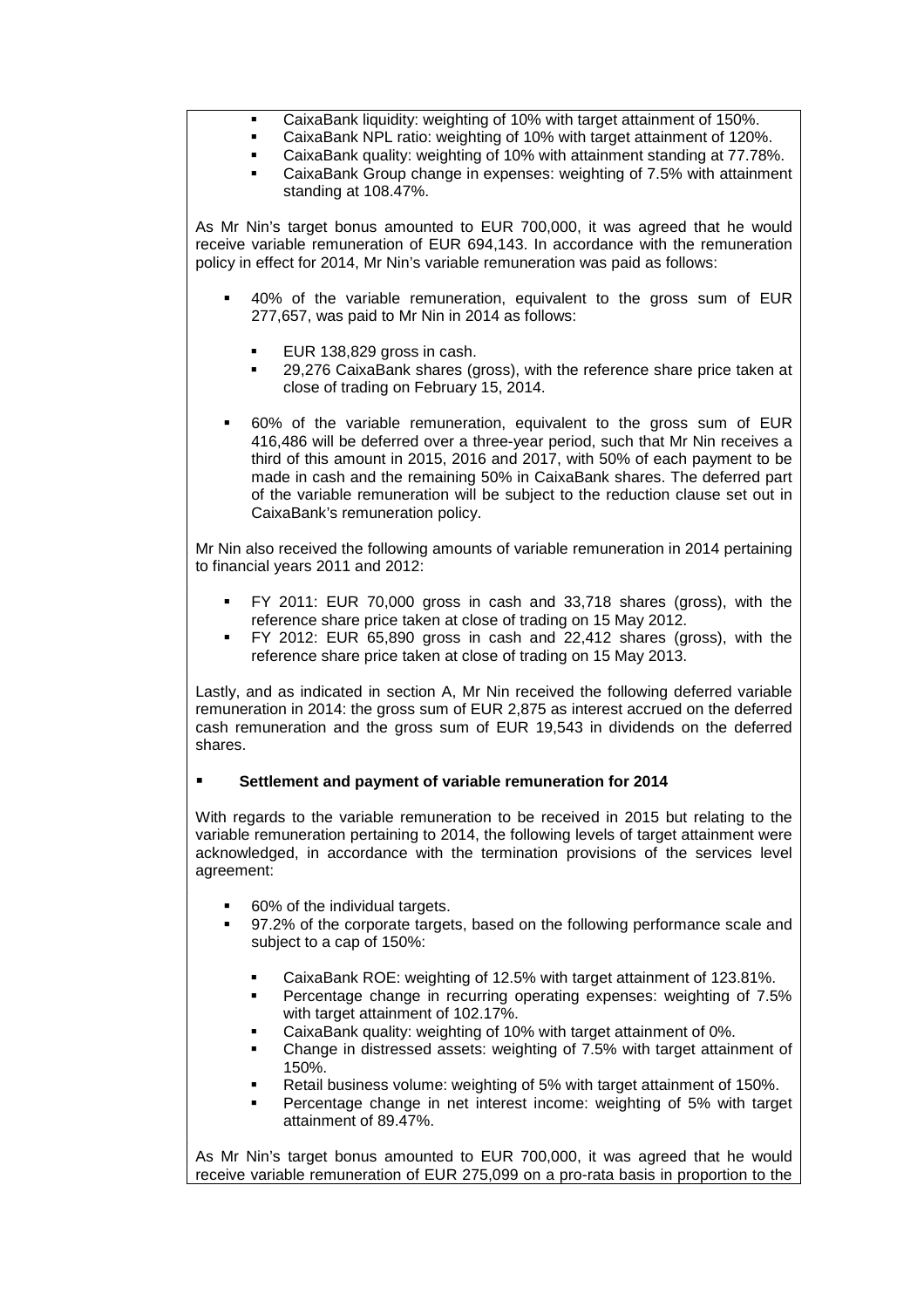- CaixaBank liquidity: weighting of 10% with target attainment of 150%.
- CaixaBank NPL ratio: weighting of 10% with target attainment of 120%.
- CaixaBank quality: weighting of 10% with attainment standing at 77.78%.
- CaixaBank Group change in expenses: weighting of 7.5% with attainment standing at 108.47%.

As Mr Nin's target bonus amounted to EUR 700,000, it was agreed that he would receive variable remuneration of EUR 694,143. In accordance with the remuneration policy in effect for 2014, Mr Nin's variable remuneration was paid as follows:

- 40% of the variable remuneration, equivalent to the gross sum of EUR 277,657, was paid to Mr Nin in 2014 as follows:
  - EUR 138,829 gross in cash.
  - 29,276 CaixaBank shares (gross), with the reference share price taken at close of trading on February 15, 2014.
- 60% of the variable remuneration, equivalent to the gross sum of EUR 416,486 will be deferred over a three-year period, such that Mr Nin receives a third of this amount in 2015, 2016 and 2017, with 50% of each payment to be made in cash and the remaining 50% in CaixaBank shares. The deferred part of the variable remuneration will be subject to the reduction clause set out in CaixaBank's remuneration policy.

Mr Nin also received the following amounts of variable remuneration in 2014 pertaining to financial years 2011 and 2012:

- FY 2011: EUR 70,000 gross in cash and 33,718 shares (gross), with the reference share price taken at close of trading on 15 May 2012.
- FY 2012: EUR 65,890 gross in cash and 22,412 shares (gross), with the reference share price taken at close of trading on 15 May 2013.

Lastly, and as indicated in section A, Mr Nin received the following deferred variable remuneration in 2014: the gross sum of EUR 2,875 as interest accrued on the deferred cash remuneration and the gross sum of EUR 19,543 in dividends on the deferred shares.

- **Settlement and payment of variable remuneration for 2014**

With regards to the variable remuneration to be received in 2015 but relating to the variable remuneration pertaining to 2014, the following levels of target attainment were acknowledged, in accordance with the termination provisions of the services level agreement:

- 60% of the individual targets.
- 97.2% of the corporate targets, based on the following performance scale and subject to a cap of 150%:
  - CaixaBank ROE: weighting of 12.5% with target attainment of 123.81%.
  - Percentage change in recurring operating expenses: weighting of 7.5% with target attainment of 102.17%.
  - CaixaBank quality: weighting of 10% with target attainment of 0%.
  - Change in distressed assets: weighting of 7.5% with target attainment of 150%.
  - Retail business volume: weighting of 5% with target attainment of 150%.
  - Percentage change in net interest income: weighting of 5% with target attainment of 89.47%.

As Mr Nin's target bonus amounted to EUR 700,000, it was agreed that he would receive variable remuneration of EUR 275,099 on a pro-rata basis in proportion to the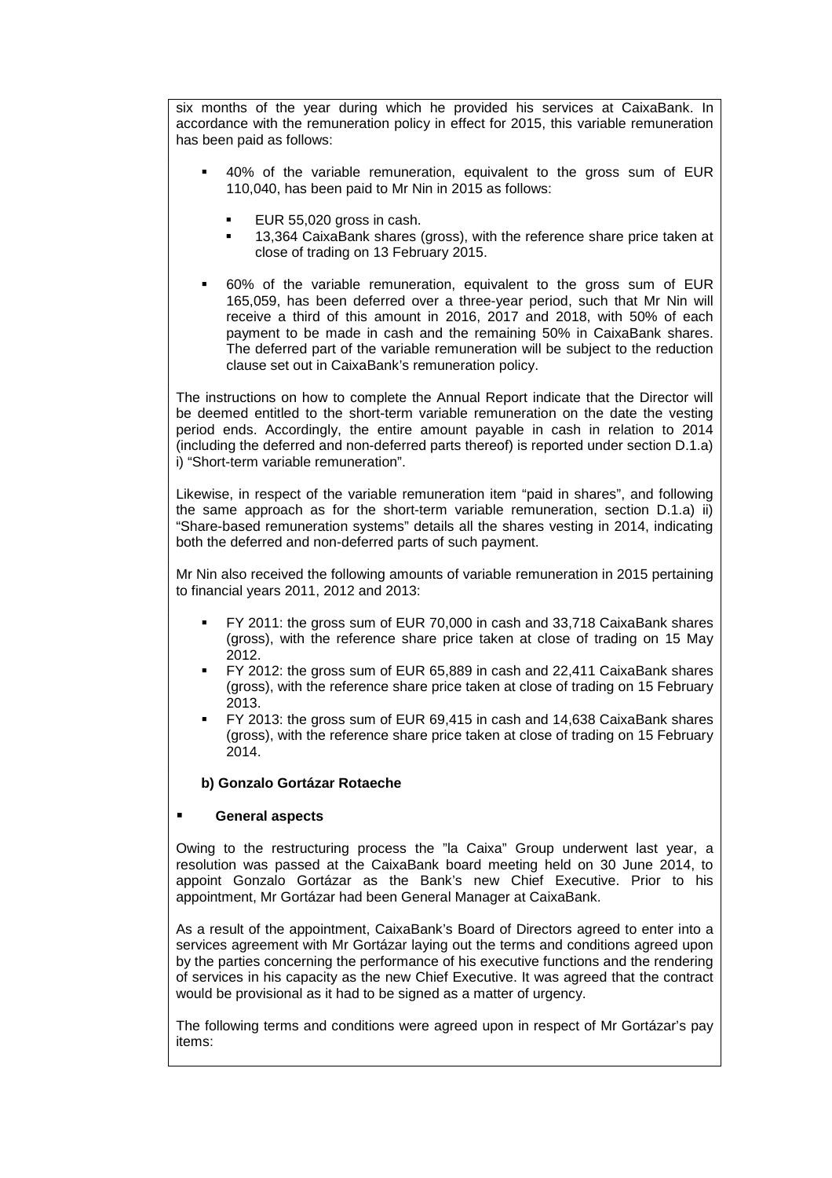six months of the year during which he provided his services at CaixaBank. In accordance with the remuneration policy in effect for 2015, this variable remuneration has been paid as follows:

- 40% of the variable remuneration, equivalent to the gross sum of EUR 110,040, has been paid to Mr Nin in 2015 as follows:
    - EUR 55,020 gross in cash.
    - 13,364 CaixaBank shares (gross), with the reference share price taken at close of trading on 13 February 2015.
- 60% of the variable remuneration, equivalent to the gross sum of EUR 165,059, has been deferred over a three-year period, such that Mr Nin will receive a third of this amount in 2016, 2017 and 2018, with 50% of each payment to be made in cash and the remaining 50% in CaixaBank shares. The deferred part of the variable remuneration will be subject to the reduction clause set out in CaixaBank's remuneration policy.

The instructions on how to complete the Annual Report indicate that the Director will be deemed entitled to the short-term variable remuneration on the date the vesting period ends. Accordingly, the entire amount payable in cash in relation to 2014 (including the deferred and non-deferred parts thereof) is reported under section D.1.a) i) "Short-term variable remuneration".

Likewise, in respect of the variable remuneration item "paid in shares", and following the same approach as for the short-term variable remuneration, section D.1.a) ii) "Share-based remuneration systems" details all the shares vesting in 2014, indicating both the deferred and non-deferred parts of such payment.

Mr Nin also received the following amounts of variable remuneration in 2015 pertaining to financial years 2011, 2012 and 2013:

- FY 2011: the gross sum of EUR 70,000 in cash and 33,718 CaixaBank shares (gross), with the reference share price taken at close of trading on 15 May 2012.
- FY 2012: the gross sum of EUR 65,889 in cash and 22,411 CaixaBank shares (gross), with the reference share price taken at close of trading on 15 February 2013.
- FY 2013: the gross sum of EUR 69,415 in cash and 14,638 CaixaBank shares (gross), with the reference share price taken at close of trading on 15 February 2014.

**b) Gonzalo Gortázar Rotaeche**

- **General aspects**

Owing to the restructuring process the "la Caixa" Group underwent last year, a resolution was passed at the CaixaBank board meeting held on 30 June 2014, to appoint Gonzalo Gortázar as the Bank's new Chief Executive. Prior to his appointment, Mr Gortázar had been General Manager at CaixaBank.

As a result of the appointment, CaixaBank's Board of Directors agreed to enter into a services agreement with Mr Gortázar laying out the terms and conditions agreed upon by the parties concerning the performance of his executive functions and the rendering of services in his capacity as the new Chief Executive. It was agreed that the contract would be provisional as it had to be signed as a matter of urgency.

The following terms and conditions were agreed upon in respect of Mr Gortázar's pay items: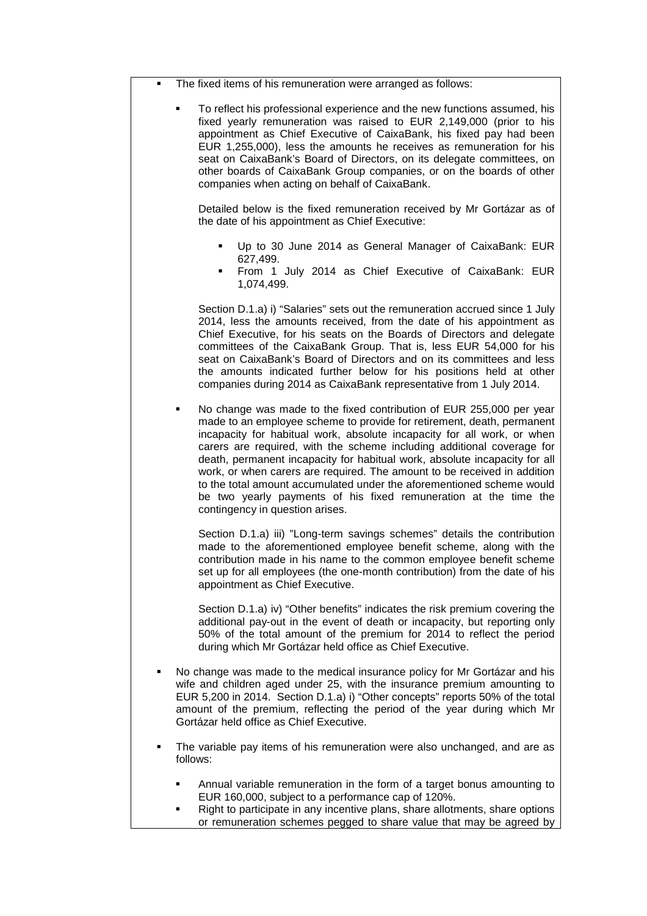- The fixed items of his remuneration were arranged as follows:

  - To reflect his professional experience and the new functions assumed, his fixed yearly remuneration was raised to EUR 2,149,000 (prior to his appointment as Chief Executive of CaixaBank, his fixed pay had been EUR 1,255,000), less the amounts he receives as remuneration for his seat on CaixaBank's Board of Directors, on its delegate committees, on other boards of CaixaBank Group companies, or on the boards of other companies when acting on behalf of CaixaBank.

    Detailed below is the fixed remuneration received by Mr Gortázar as of the date of his appointment as Chief Executive:

    - Up to 30 June 2014 as General Manager of CaixaBank: EUR 627,499.
    - From 1 July 2014 as Chief Executive of CaixaBank: EUR 1,074,499.

    Section D.1.a) i) "Salaries" sets out the remuneration accrued since 1 July 2014, less the amounts received, from the date of his appointment as Chief Executive, for his seats on the Boards of Directors and delegate committees of the CaixaBank Group. That is, less EUR 54,000 for his seat on CaixaBank's Board of Directors and on its committees and less the amounts indicated further below for his positions held at other companies during 2014 as CaixaBank representative from 1 July 2014.

  - No change was made to the fixed contribution of EUR 255,000 per year made to an employee scheme to provide for retirement, death, permanent incapacity for habitual work, absolute incapacity for all work, or when carers are required, with the scheme including additional coverage for death, permanent incapacity for habitual work, absolute incapacity for all work, or when carers are required. The amount to be received in addition to the total amount accumulated under the aforementioned scheme would be two yearly payments of his fixed remuneration at the time the contingency in question arises.

    Section D.1.a) iii) "Long-term savings schemes" details the contribution made to the aforementioned employee benefit scheme, along with the contribution made in his name to the common employee benefit scheme set up for all employees (the one-month contribution) from the date of his appointment as Chief Executive.

    Section D.1.a) iv) "Other benefits" indicates the risk premium covering the additional pay-out in the event of death or incapacity, but reporting only 50% of the total amount of the premium for 2014 to reflect the period during which Mr Gortázar held office as Chief Executive.

- No change was made to the medical insurance policy for Mr Gortázar and his wife and children aged under 25, with the insurance premium amounting to EUR 5,200 in 2014. Section D.1.a) i) "Other concepts" reports 50% of the total amount of the premium, reflecting the period of the year during which Mr Gortázar held office as Chief Executive.

- The variable pay items of his remuneration were also unchanged, and are as follows:

  - Annual variable remuneration in the form of a target bonus amounting to EUR 160,000, subject to a performance cap of 120%.
  - Right to participate in any incentive plans, share allotments, share options or remuneration schemes pegged to share value that may be agreed by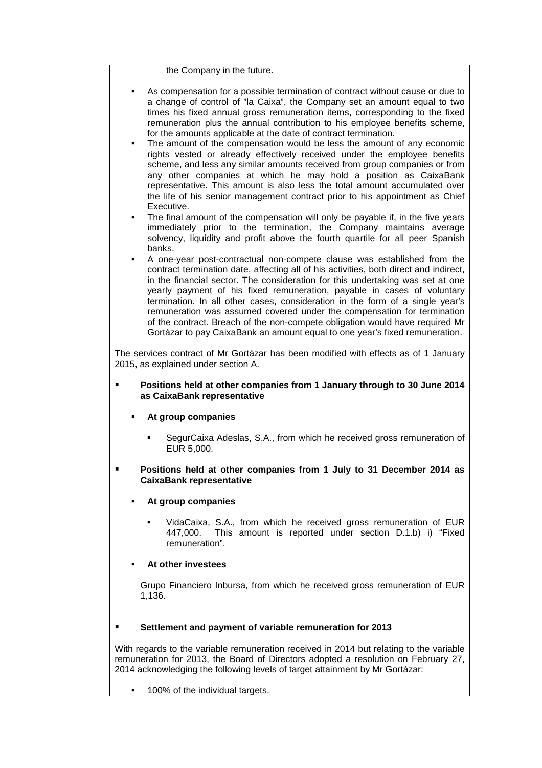the Company in the future.

- As compensation for a possible termination of contract without cause or due to a change of control of "la Caixa", the Company set an amount equal to two times his fixed annual gross remuneration items, corresponding to the fixed remuneration plus the annual contribution to his employee benefits scheme, for the amounts applicable at the date of contract termination.
- The amount of the compensation would be less the amount of any economic rights vested or already effectively received under the employee benefits scheme, and less any similar amounts received from group companies or from any other companies at which he may hold a position as CaixaBank representative. This amount is also less the total amount accumulated over the life of his senior management contract prior to his appointment as Chief Executive.
- The final amount of the compensation will only be payable if, in the five years immediately prior to the termination, the Company maintains average solvency, liquidity and profit above the fourth quartile for all peer Spanish banks.
- A one-year post-contractual non-compete clause was established from the contract termination date, affecting all of his activities, both direct and indirect, in the financial sector. The consideration for this undertaking was set at one yearly payment of his fixed remuneration, payable in cases of voluntary termination. In all other cases, consideration in the form of a single year's remuneration was assumed covered under the compensation for termination of the contract. Breach of the non-compete obligation would have required Mr Gortázar to pay CaixaBank an amount equal to one year's fixed remuneration.

The services contract of Mr Gortázar has been modified with effects as of 1 January 2015, as explained under section A.

- **Positions held at other companies from 1 January through to 30 June 2014 as CaixaBank representative**
  - **At group companies**
    - SegurCaixa Adeslas, S.A., from which he received gross remuneration of EUR 5,000.
- **Positions held at other companies from 1 July to 31 December 2014 as CaixaBank representative**
  - **At group companies**
    - VidaCaixa, S.A., from which he received gross remuneration of EUR 447,000. This amount is reported under section D.1.b) i) "Fixed remuneration".
  - **At other investees**

    Grupo Financiero Inbursa, from which he received gross remuneration of EUR 1,136.

- **Settlement and payment of variable remuneration for 2013**

With regards to the variable remuneration received in 2014 but relating to the variable remuneration for 2013, the Board of Directors adopted a resolution on February 27, 2014 acknowledging the following levels of target attainment by Mr Gortázar:

- 100% of the individual targets.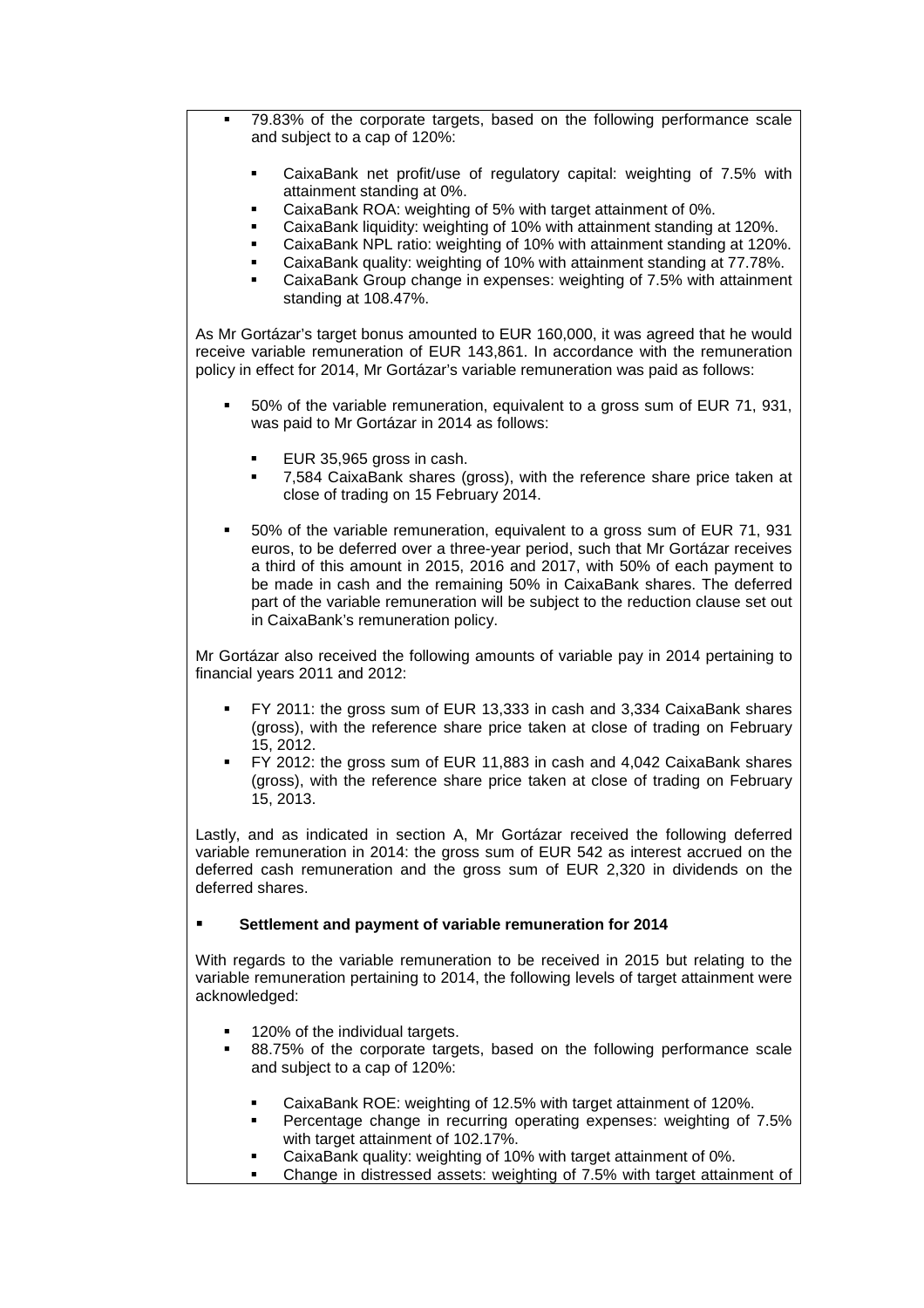- 79.83% of the corporate targets, based on the following performance scale and subject to a cap of 120%:
  - CaixaBank net profit/use of regulatory capital: weighting of 7.5% with attainment standing at 0%.
  - CaixaBank ROA: weighting of 5% with target attainment of 0%.
  - CaixaBank liquidity: weighting of 10% with attainment standing at 120%.
  - CaixaBank NPL ratio: weighting of 10% with attainment standing at 120%.
  - CaixaBank quality: weighting of 10% with attainment standing at 77.78%.
  - CaixaBank Group change in expenses: weighting of 7.5% with attainment standing at 108.47%.

As Mr Gortázar's target bonus amounted to EUR 160,000, it was agreed that he would receive variable remuneration of EUR 143,861. In accordance with the remuneration policy in effect for 2014, Mr Gortázar's variable remuneration was paid as follows:

- 50% of the variable remuneration, equivalent to a gross sum of EUR 71, 931, was paid to Mr Gortázar in 2014 as follows:
  - EUR 35,965 gross in cash.
  - 7,584 CaixaBank shares (gross), with the reference share price taken at close of trading on 15 February 2014.
- 50% of the variable remuneration, equivalent to a gross sum of EUR 71, 931 euros, to be deferred over a three-year period, such that Mr Gortázar receives a third of this amount in 2015, 2016 and 2017, with 50% of each payment to be made in cash and the remaining 50% in CaixaBank shares. The deferred part of the variable remuneration will be subject to the reduction clause set out in CaixaBank's remuneration policy.

Mr Gortázar also received the following amounts of variable pay in 2014 pertaining to financial years 2011 and 2012:

- FY 2011: the gross sum of EUR 13,333 in cash and 3,334 CaixaBank shares (gross), with the reference share price taken at close of trading on February 15, 2012.
- FY 2012: the gross sum of EUR 11,883 in cash and 4,042 CaixaBank shares (gross), with the reference share price taken at close of trading on February 15, 2013.

Lastly, and as indicated in section A, Mr Gortázar received the following deferred variable remuneration in 2014: the gross sum of EUR 542 as interest accrued on the deferred cash remuneration and the gross sum of EUR 2,320 in dividends on the deferred shares.

- **Settlement and payment of variable remuneration for 2014**

With regards to the variable remuneration to be received in 2015 but relating to the variable remuneration pertaining to 2014, the following levels of target attainment were acknowledged:

- 120% of the individual targets.
- 88.75% of the corporate targets, based on the following performance scale and subject to a cap of 120%:
  - CaixaBank ROE: weighting of 12.5% with target attainment of 120%.
  - Percentage change in recurring operating expenses: weighting of 7.5% with target attainment of 102.17%.
  - CaixaBank quality: weighting of 10% with target attainment of 0%.
  - Change in distressed assets: weighting of 7.5% with target attainment of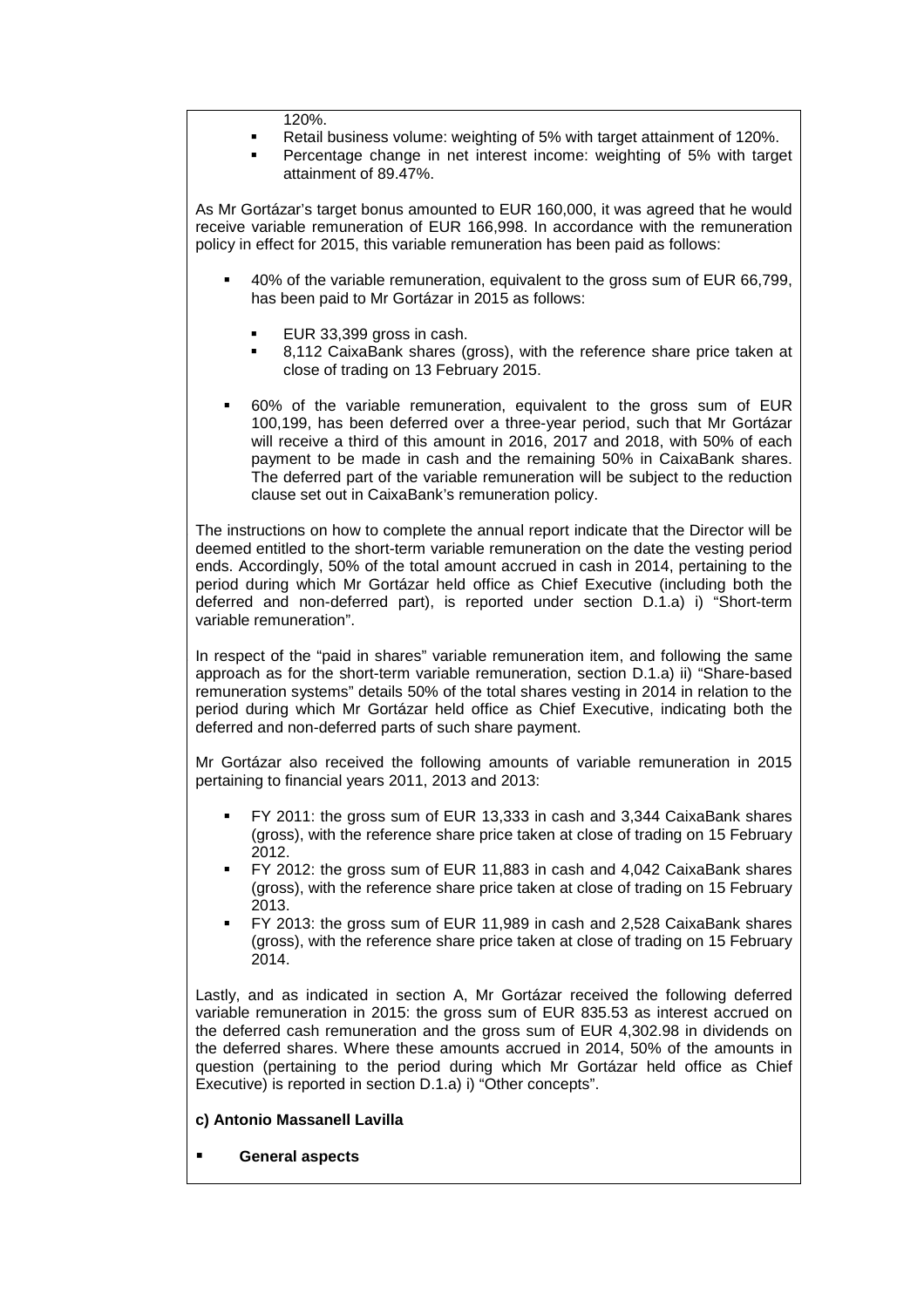120%.

- Retail business volume: weighting of 5% with target attainment of 120%.
- Percentage change in net interest income: weighting of 5% with target attainment of 89.47%.

As Mr Gortázar's target bonus amounted to EUR 160,000, it was agreed that he would receive variable remuneration of EUR 166,998. In accordance with the remuneration policy in effect for 2015, this variable remuneration has been paid as follows:

- 40% of the variable remuneration, equivalent to the gross sum of EUR 66,799, has been paid to Mr Gortázar in 2015 as follows:
  - EUR 33,399 gross in cash.
  - 8,112 CaixaBank shares (gross), with the reference share price taken at close of trading on 13 February 2015.
- 60% of the variable remuneration, equivalent to the gross sum of EUR 100,199, has been deferred over a three-year period, such that Mr Gortázar will receive a third of this amount in 2016, 2017 and 2018, with 50% of each payment to be made in cash and the remaining 50% in CaixaBank shares. The deferred part of the variable remuneration will be subject to the reduction clause set out in CaixaBank's remuneration policy.

The instructions on how to complete the annual report indicate that the Director will be deemed entitled to the short-term variable remuneration on the date the vesting period ends. Accordingly, 50% of the total amount accrued in cash in 2014, pertaining to the period during which Mr Gortázar held office as Chief Executive (including both the deferred and non-deferred part), is reported under section D.1.a) i) "Short-term variable remuneration".

In respect of the "paid in shares" variable remuneration item, and following the same approach as for the short-term variable remuneration, section D.1.a) ii) "Share-based remuneration systems" details 50% of the total shares vesting in 2014 in relation to the period during which Mr Gortázar held office as Chief Executive, indicating both the deferred and non-deferred parts of such share payment.

Mr Gortázar also received the following amounts of variable remuneration in 2015 pertaining to financial years 2011, 2013 and 2013:

- FY 2011: the gross sum of EUR 13,333 in cash and 3,344 CaixaBank shares (gross), with the reference share price taken at close of trading on 15 February 2012.
- FY 2012: the gross sum of EUR 11,883 in cash and 4,042 CaixaBank shares (gross), with the reference share price taken at close of trading on 15 February 2013.
- FY 2013: the gross sum of EUR 11,989 in cash and 2,528 CaixaBank shares (gross), with the reference share price taken at close of trading on 15 February 2014.

Lastly, and as indicated in section A, Mr Gortázar received the following deferred variable remuneration in 2015: the gross sum of EUR 835.53 as interest accrued on the deferred cash remuneration and the gross sum of EUR 4,302.98 in dividends on the deferred shares. Where these amounts accrued in 2014, 50% of the amounts in question (pertaining to the period during which Mr Gortázar held office as Chief Executive) is reported in section D.1.a) i) "Other concepts".

**c) Antonio Massanell Lavilla**

- **General aspects**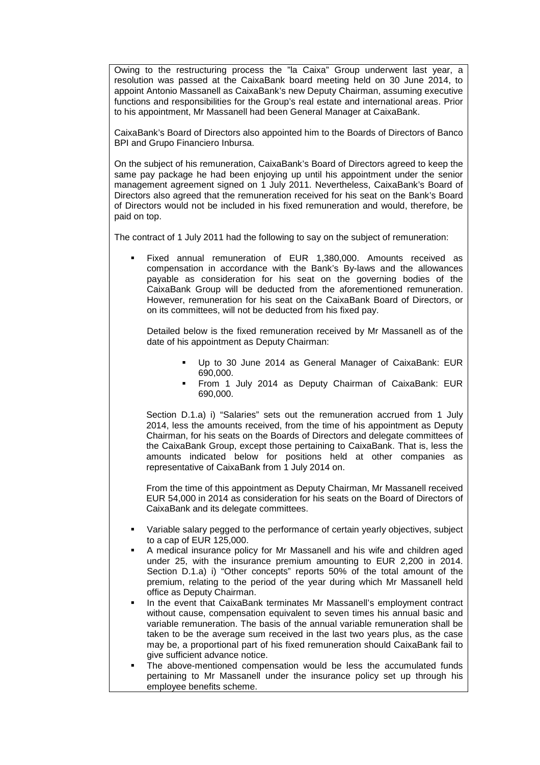Owing to the restructuring process the "la Caixa" Group underwent last year, a resolution was passed at the CaixaBank board meeting held on 30 June 2014, to appoint Antonio Massanell as CaixaBank's new Deputy Chairman, assuming executive functions and responsibilities for the Group's real estate and international areas. Prior to his appointment, Mr Massanell had been General Manager at CaixaBank.

CaixaBank's Board of Directors also appointed him to the Boards of Directors of Banco BPI and Grupo Financiero Inbursa.

On the subject of his remuneration, CaixaBank's Board of Directors agreed to keep the same pay package he had been enjoying up until his appointment under the senior management agreement signed on 1 July 2011. Nevertheless, CaixaBank's Board of Directors also agreed that the remuneration received for his seat on the Bank's Board of Directors would not be included in his fixed remuneration and would, therefore, be paid on top.

The contract of 1 July 2011 had the following to say on the subject of remuneration:

- Fixed annual remuneration of EUR 1,380,000. Amounts received as compensation in accordance with the Bank's By-laws and the allowances payable as consideration for his seat on the governing bodies of the CaixaBank Group will be deducted from the aforementioned remuneration. However, remuneration for his seat on the CaixaBank Board of Directors, or on its committees, will not be deducted from his fixed pay.

  Detailed below is the fixed remuneration received by Mr Massanell as of the date of his appointment as Deputy Chairman:

  - Up to 30 June 2014 as General Manager of CaixaBank: EUR 690,000.
  - From 1 July 2014 as Deputy Chairman of CaixaBank: EUR 690,000.

  Section D.1.a) i) "Salaries" sets out the remuneration accrued from 1 July 2014, less the amounts received, from the time of his appointment as Deputy Chairman, for his seats on the Boards of Directors and delegate committees of the CaixaBank Group, except those pertaining to CaixaBank. That is, less the amounts indicated below for positions held at other companies as representative of CaixaBank from 1 July 2014 on.

  From the time of this appointment as Deputy Chairman, Mr Massanell received EUR 54,000 in 2014 as consideration for his seats on the Board of Directors of CaixaBank and its delegate committees.

- Variable salary pegged to the performance of certain yearly objectives, subject to a cap of EUR 125,000.
- A medical insurance policy for Mr Massanell and his wife and children aged under 25, with the insurance premium amounting to EUR 2,200 in 2014. Section D.1.a) i) "Other concepts" reports 50% of the total amount of the premium, relating to the period of the year during which Mr Massanell held office as Deputy Chairman.
- In the event that CaixaBank terminates Mr Massanell's employment contract without cause, compensation equivalent to seven times his annual basic and variable remuneration. The basis of the annual variable remuneration shall be taken to be the average sum received in the last two years plus, as the case may be, a proportional part of his fixed remuneration should CaixaBank fail to give sufficient advance notice.
- The above-mentioned compensation would be less the accumulated funds pertaining to Mr Massanell under the insurance policy set up through his employee benefits scheme.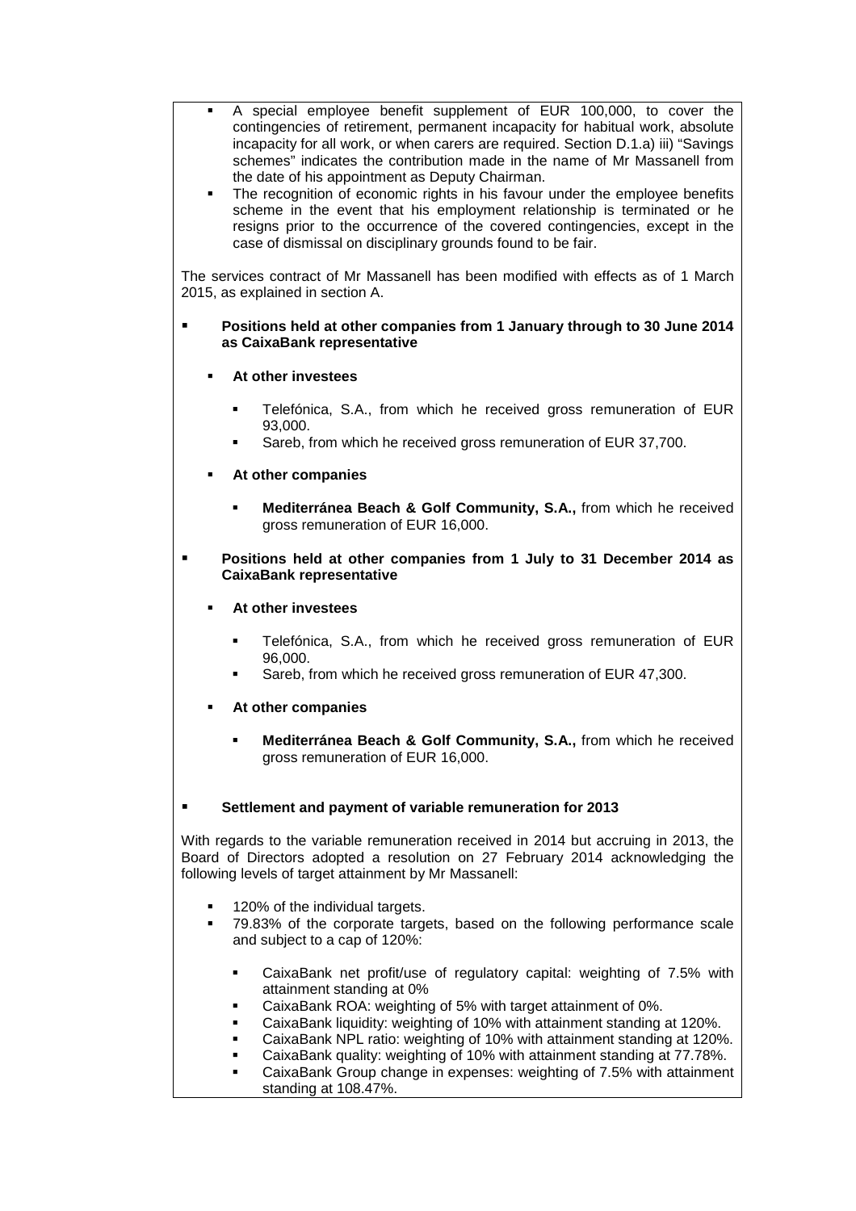- A special employee benefit supplement of EUR 100,000, to cover the contingencies of retirement, permanent incapacity for habitual work, absolute incapacity for all work, or when carers are required. Section D.1.a) iii) "Savings schemes" indicates the contribution made in the name of Mr Massanell from the date of his appointment as Deputy Chairman.
- The recognition of economic rights in his favour under the employee benefits scheme in the event that his employment relationship is terminated or he resigns prior to the occurrence of the covered contingencies, except in the case of dismissal on disciplinary grounds found to be fair.

The services contract of Mr Massanell has been modified with effects as of 1 March 2015, as explained in section A.

- **Positions held at other companies from 1 January through to 30 June 2014 as CaixaBank representative**
  - **At other investees**
    - Telefónica, S.A., from which he received gross remuneration of EUR 93,000.
    - Sareb, from which he received gross remuneration of EUR 37,700.
  - **At other companies**
    - **Mediterránea Beach & Golf Community, S.A.,** from which he received gross remuneration of EUR 16,000.

- **Positions held at other companies from 1 July to 31 December 2014 as CaixaBank representative**
  - **At other investees**
    - Telefónica, S.A., from which he received gross remuneration of EUR 96,000.
    - Sareb, from which he received gross remuneration of EUR 47,300.
  - **At other companies**
    - **Mediterránea Beach & Golf Community, S.A.,** from which he received gross remuneration of EUR 16,000.

- **Settlement and payment of variable remuneration for 2013**

With regards to the variable remuneration received in 2014 but accruing in 2013, the Board of Directors adopted a resolution on 27 February 2014 acknowledging the following levels of target attainment by Mr Massanell:

- 120% of the individual targets.
- 79.83% of the corporate targets, based on the following performance scale and subject to a cap of 120%:
  - CaixaBank net profit/use of regulatory capital: weighting of 7.5% with attainment standing at 0%
  - CaixaBank ROA: weighting of 5% with target attainment of 0%.
  - CaixaBank liquidity: weighting of 10% with attainment standing at 120%.
  - CaixaBank NPL ratio: weighting of 10% with attainment standing at 120%.
  - CaixaBank quality: weighting of 10% with attainment standing at 77.78%.
  - CaixaBank Group change in expenses: weighting of 7.5% with attainment standing at 108.47%.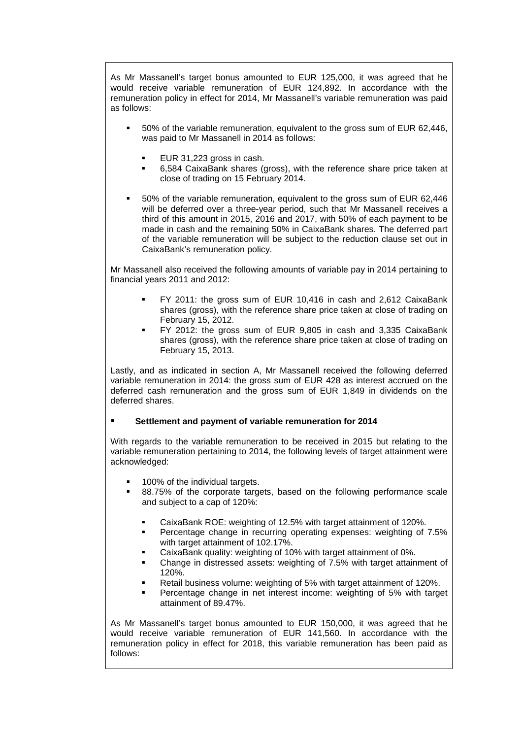As Mr Massanell's target bonus amounted to EUR 125,000, it was agreed that he would receive variable remuneration of EUR 124,892. In accordance with the remuneration policy in effect for 2014, Mr Massanell's variable remuneration was paid as follows:

- 50% of the variable remuneration, equivalent to the gross sum of EUR 62,446, was paid to Mr Massanell in 2014 as follows:
  - EUR 31,223 gross in cash.
  - 6,584 CaixaBank shares (gross), with the reference share price taken at close of trading on 15 February 2014.
- 50% of the variable remuneration, equivalent to the gross sum of EUR 62,446 will be deferred over a three-year period, such that Mr Massanell receives a third of this amount in 2015, 2016 and 2017, with 50% of each payment to be made in cash and the remaining 50% in CaixaBank shares. The deferred part of the variable remuneration will be subject to the reduction clause set out in CaixaBank's remuneration policy.

Mr Massanell also received the following amounts of variable pay in 2014 pertaining to financial years 2011 and 2012:

- FY 2011: the gross sum of EUR 10,416 in cash and 2,612 CaixaBank shares (gross), with the reference share price taken at close of trading on February 15, 2012.
- FY 2012: the gross sum of EUR 9,805 in cash and 3,335 CaixaBank shares (gross), with the reference share price taken at close of trading on February 15, 2013.

Lastly, and as indicated in section A, Mr Massanell received the following deferred variable remuneration in 2014: the gross sum of EUR 428 as interest accrued on the deferred cash remuneration and the gross sum of EUR 1,849 in dividends on the deferred shares.

- **Settlement and payment of variable remuneration for 2014**

With regards to the variable remuneration to be received in 2015 but relating to the variable remuneration pertaining to 2014, the following levels of target attainment were acknowledged:

- 100% of the individual targets.
- 88.75% of the corporate targets, based on the following performance scale and subject to a cap of 120%:
  - CaixaBank ROE: weighting of 12.5% with target attainment of 120%.
  - Percentage change in recurring operating expenses: weighting of 7.5% with target attainment of 102.17%.
  - CaixaBank quality: weighting of 10% with target attainment of 0%.
  - Change in distressed assets: weighting of 7.5% with target attainment of 120%.
  - Retail business volume: weighting of 5% with target attainment of 120%.
  - Percentage change in net interest income: weighting of 5% with target attainment of 89.47%.

As Mr Massanell's target bonus amounted to EUR 150,000, it was agreed that he would receive variable remuneration of EUR 141,560. In accordance with the remuneration policy in effect for 2018, this variable remuneration has been paid as follows: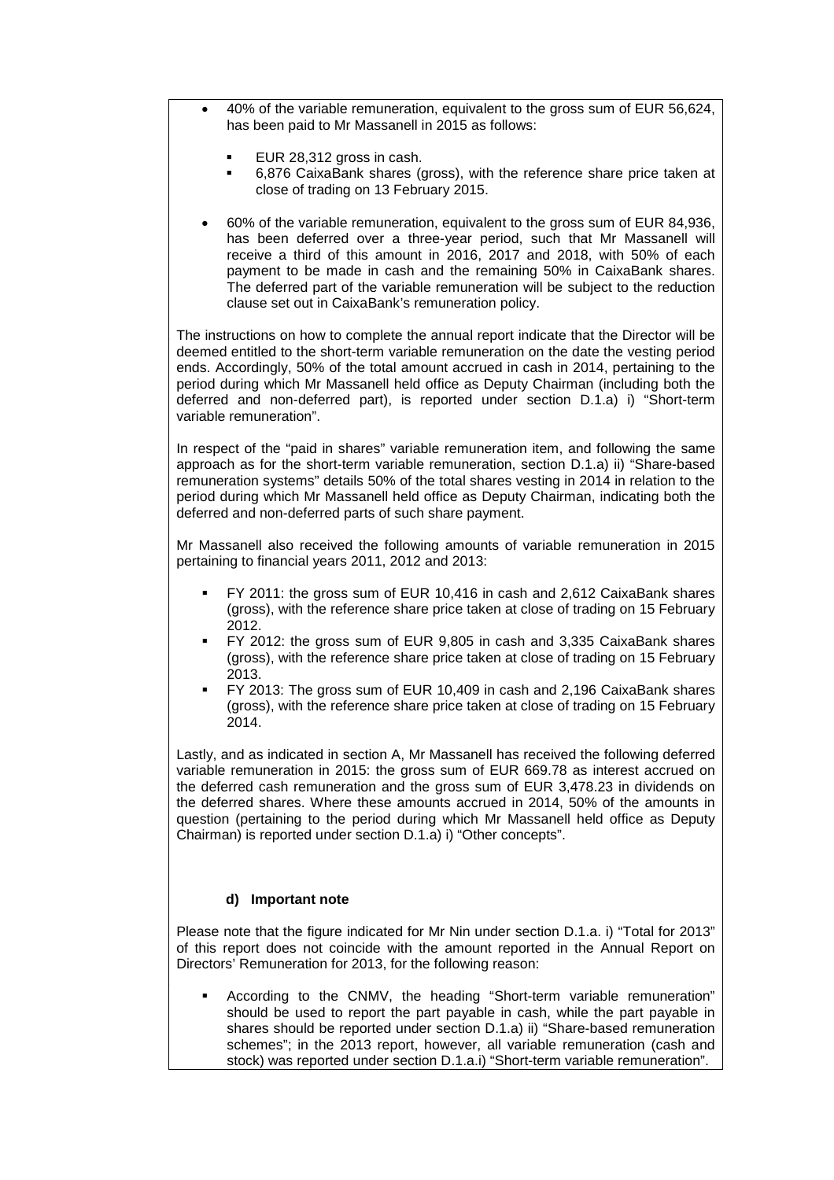- 40% of the variable remuneration, equivalent to the gross sum of EUR 56,624, has been paid to Mr Massanell in 2015 as follows:

  - EUR 28,312 gross in cash.
  - 6,876 CaixaBank shares (gross), with the reference share price taken at close of trading on 13 February 2015.

- 60% of the variable remuneration, equivalent to the gross sum of EUR 84,936, has been deferred over a three-year period, such that Mr Massanell will receive a third of this amount in 2016, 2017 and 2018, with 50% of each payment to be made in cash and the remaining 50% in CaixaBank shares. The deferred part of the variable remuneration will be subject to the reduction clause set out in CaixaBank's remuneration policy.

The instructions on how to complete the annual report indicate that the Director will be deemed entitled to the short-term variable remuneration on the date the vesting period ends. Accordingly, 50% of the total amount accrued in cash in 2014, pertaining to the period during which Mr Massanell held office as Deputy Chairman (including both the deferred and non-deferred part), is reported under section D.1.a) i) "Short-term variable remuneration".

In respect of the "paid in shares" variable remuneration item, and following the same approach as for the short-term variable remuneration, section D.1.a) ii) "Share-based remuneration systems" details 50% of the total shares vesting in 2014 in relation to the period during which Mr Massanell held office as Deputy Chairman, indicating both the deferred and non-deferred parts of such share payment.

Mr Massanell also received the following amounts of variable remuneration in 2015 pertaining to financial years 2011, 2012 and 2013:

- FY 2011: the gross sum of EUR 10,416 in cash and 2,612 CaixaBank shares (gross), with the reference share price taken at close of trading on 15 February 2012.
- FY 2012: the gross sum of EUR 9,805 in cash and 3,335 CaixaBank shares (gross), with the reference share price taken at close of trading on 15 February 2013.
- FY 2013: The gross sum of EUR 10,409 in cash and 2,196 CaixaBank shares (gross), with the reference share price taken at close of trading on 15 February 2014.

Lastly, and as indicated in section A, Mr Massanell has received the following deferred variable remuneration in 2015: the gross sum of EUR 669.78 as interest accrued on the deferred cash remuneration and the gross sum of EUR 3,478.23 in dividends on the deferred shares. Where these amounts accrued in 2014, 50% of the amounts in question (pertaining to the period during which Mr Massanell held office as Deputy Chairman) is reported under section D.1.a) i) "Other concepts".

#### d) Important note

Please note that the figure indicated for Mr Nin under section D.1.a. i) "Total for 2013" of this report does not coincide with the amount reported in the Annual Report on Directors' Remuneration for 2013, for the following reason:

- According to the CNMV, the heading "Short-term variable remuneration" should be used to report the part payable in cash, while the part payable in shares should be reported under section D.1.a) ii) "Share-based remuneration schemes"; in the 2013 report, however, all variable remuneration (cash and stock) was reported under section D.1.a.i) "Short-term variable remuneration".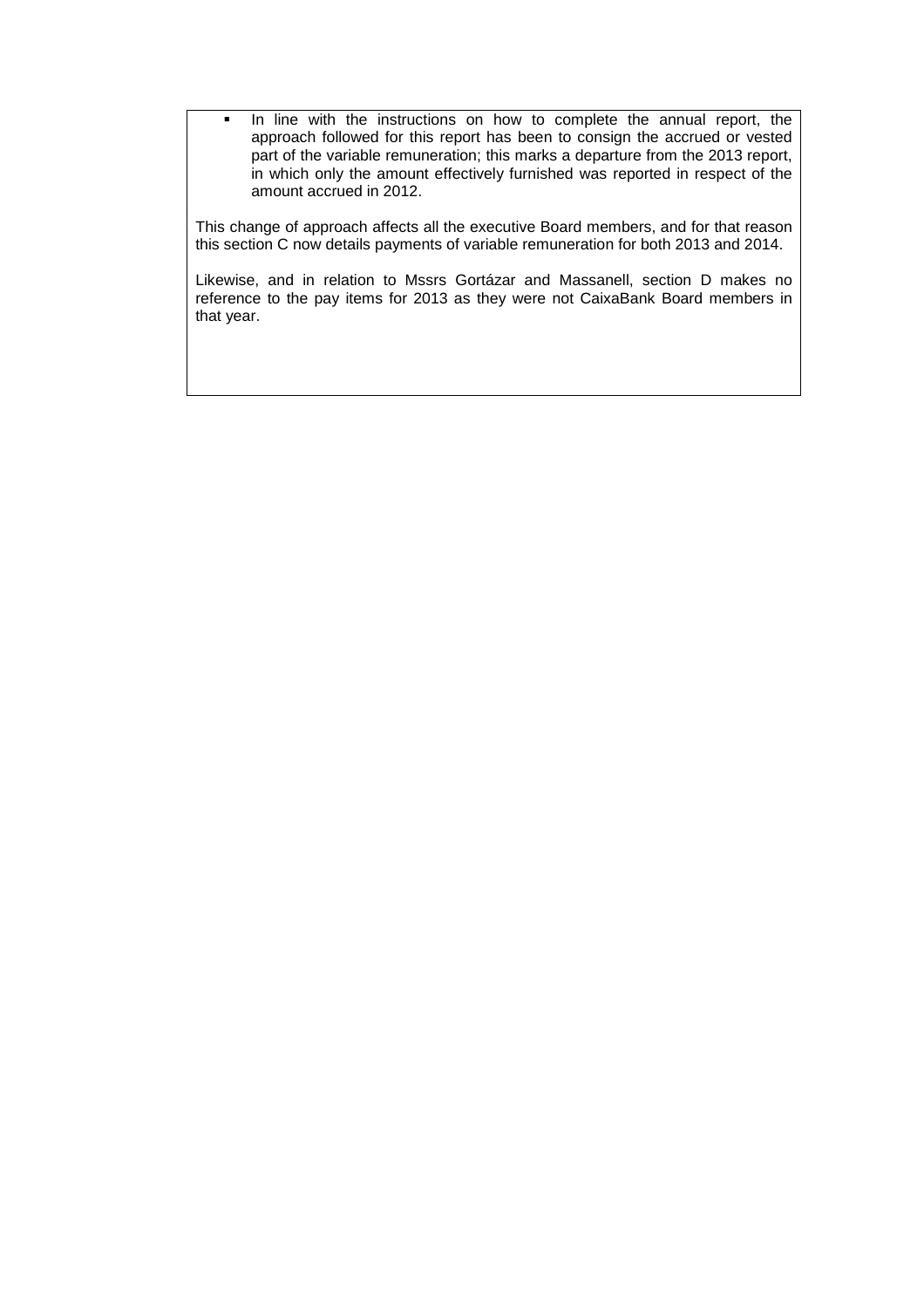- In line with the instructions on how to complete the annual report, the approach followed for this report has been to consign the accrued or vested part of the variable remuneration; this marks a departure from the 2013 report, in which only the amount effectively furnished was reported in respect of the amount accrued in 2012.

This change of approach affects all the executive Board members, and for that reason this section C now details payments of variable remuneration for both 2013 and 2014.

Likewise, and in relation to Mssrs Gortázar and Massanell, section D makes no reference to the pay items for 2013 as they were not CaixaBank Board members in that year.